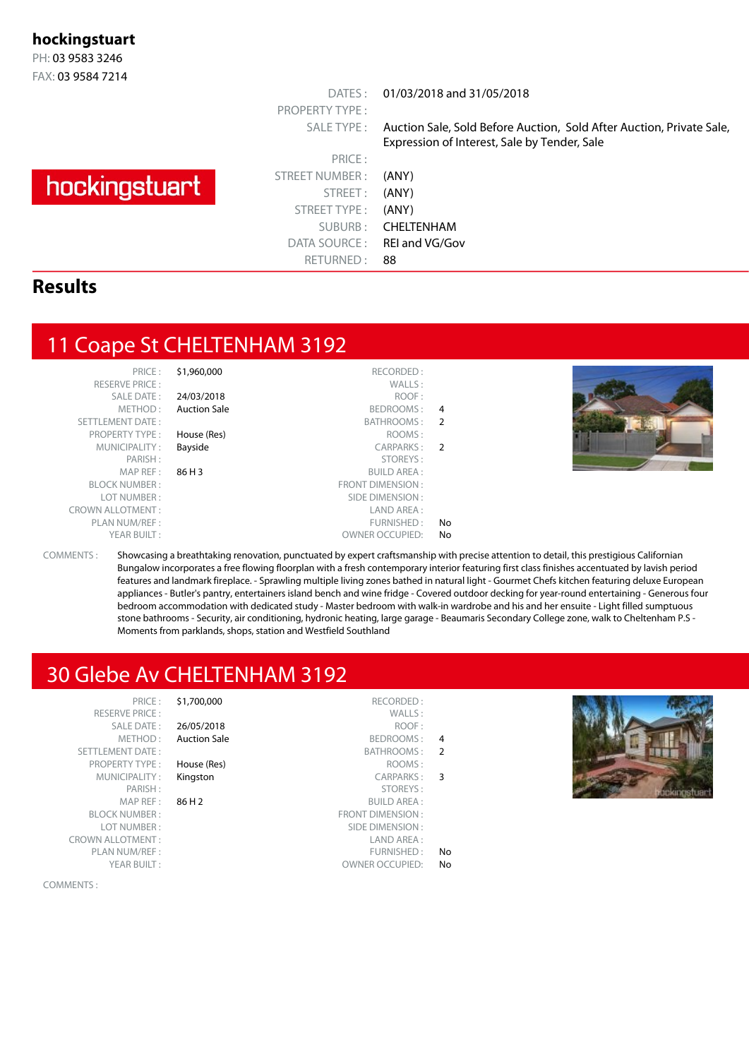**hockingstuart**
PH: 03 9583 3246
FAX: 03 9584 7214

hockingstuart

| | |
|---|---|
| DATES : | 01/03/2018 and 31/05/2018 |
| PROPERTY TYPE : | |
| SALE TYPE : | Auction Sale, Sold Before Auction, Sold After Auction, Private Sale, Expression of Interest, Sale by Tender, Sale |
| PRICE : | |
| STREET NUMBER : | (ANY) |
| STREET : | (ANY) |
| STREET TYPE : | (ANY) |
| SUBURB : | CHELTENHAM |
| DATA SOURCE : | REI and VG/Gov |
| RETURNED : | 88 |

# Results

## 11 Coape St CHELTENHAM 3192

| | | | |
|---|---|---|---|
| PRICE : | $1,960,000 | RECORDED : | |
| RESERVE PRICE : | | WALLS : | |
| SALE DATE : | 24/03/2018 | ROOF : | |
| METHOD : | Auction Sale | BEDROOMS : | 4 |
| SETTLEMENT DATE : | | BATHROOMS : | 2 |
| PROPERTY TYPE : | House (Res) | ROOMS : | |
| MUNICIPALITY : | Bayside | CARPARKS : | 2 |
| PARISH : | | STOREYS : | |
| MAP REF : | 86 H 3 | BUILD AREA : | |
| BLOCK NUMBER : | | FRONT DIMENSION : | |
| LOT NUMBER : | | SIDE DIMENSION : | |
| CROWN ALLOTMENT : | | LAND AREA : | |
| PLAN NUM/REF : | | FURNISHED : | No |
| YEAR BUILT : | | OWNER OCCUPIED: | No |

COMMENTS : Showcasing a breathtaking renovation, punctuated by expert craftsmanship with precise attention to detail, this prestigious Californian Bungalow incorporates a free flowing floorplan with a fresh contemporary interior featuring first class finishes accentuated by lavish period features and landmark fireplace. - Sprawling multiple living zones bathed in natural light - Gourmet Chefs kitchen featuring deluxe European appliances - Butler's pantry, entertainers island bench and wine fridge - Covered outdoor decking for year-round entertaining - Generous four bedroom accommodation with dedicated study - Master bedroom with walk-in wardrobe and his and her ensuite - Light filled sumptuous stone bathrooms - Security, air conditioning, hydronic heating, large garage - Beaumaris Secondary College zone, walk to Cheltenham P.S - Moments from parklands, shops, station and Westfield Southland

## 30 Glebe Av CHELTENHAM 3192

| | | | |
|---|---|---|---|
| PRICE : | $1,700,000 | RECORDED : | |
| RESERVE PRICE : | | WALLS : | |
| SALE DATE : | 26/05/2018 | ROOF : | |
| METHOD : | Auction Sale | BEDROOMS : | 4 |
| SETTLEMENT DATE : | | BATHROOMS : | 2 |
| PROPERTY TYPE : | House (Res) | ROOMS : | |
| MUNICIPALITY : | Kingston | CARPARKS : | 3 |
| PARISH : | | STOREYS : | |
| MAP REF : | 86 H 2 | BUILD AREA : | |
| BLOCK NUMBER : | | FRONT DIMENSION : | |
| LOT NUMBER : | | SIDE DIMENSION : | |
| CROWN ALLOTMENT : | | LAND AREA : | |
| PLAN NUM/REF : | | FURNISHED : | No |
| YEAR BUILT : | | OWNER OCCUPIED: | No |

COMMENTS :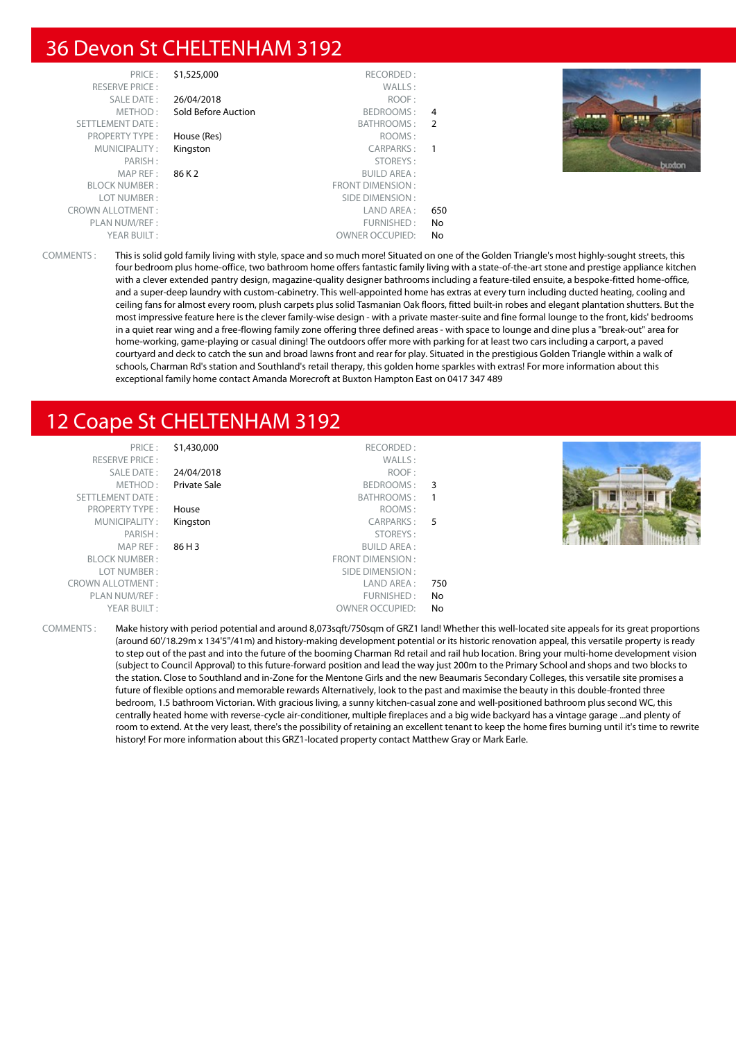## 36 Devon St CHELTENHAM 3192

| | | | |
|---|---|---|---|
| PRICE : | $1,525,000 | RECORDED : | |
| RESERVE PRICE : | | WALLS : | |
| SALE DATE : | 26/04/2018 | ROOF : | |
| METHOD : | Sold Before Auction | BEDROOMS : | 4 |
| SETTLEMENT DATE : | | BATHROOMS : | 2 |
| PROPERTY TYPE : | House (Res) | ROOMS : | |
| MUNICIPALITY : | Kingston | CARPARKS : | 1 |
| PARISH : | | STOREYS : | |
| MAP REF : | 86 K 2 | BUILD AREA : | |
| BLOCK NUMBER : | | FRONT DIMENSION : | |
| LOT NUMBER : | | SIDE DIMENSION : | |
| CROWN ALLOTMENT : | | LAND AREA : | 650 |
| PLAN NUM/REF : | | FURNISHED : | No |
| YEAR BUILT : | | OWNER OCCUPIED: | No |

COMMENTS : This is solid gold family living with style, space and so much more! Situated on one of the Golden Triangle's most highly-sought streets, this four bedroom plus home-office, two bathroom home offers fantastic family living with a state-of-the-art stone and prestige appliance kitchen with a clever extended pantry design, magazine-quality designer bathrooms including a feature-tiled ensuite, a bespoke-fitted home-office, and a super-deep laundry with custom-cabinetry. This well-appointed home has extras at every turn including ducted heating, cooling and ceiling fans for almost every room, plush carpets plus solid Tasmanian Oak floors, fitted built-in robes and elegant plantation shutters. But the most impressive feature here is the clever family-wise design - with a private master-suite and fine formal lounge to the front, kids' bedrooms in a quiet rear wing and a free-flowing family zone offering three defined areas - with space to lounge and dine plus a "break-out" area for home-working, game-playing or casual dining! The outdoors offer more with parking for at least two cars including a carport, a paved courtyard and deck to catch the sun and broad lawns front and rear for play. Situated in the prestigious Golden Triangle within a walk of schools, Charman Rd's station and Southland's retail therapy, this golden home sparkles with extras! For more information about this exceptional family home contact Amanda Morecroft at Buxton Hampton East on 0417 347 489

## 12 Coape St CHELTENHAM 3192

| | | | |
|---|---|---|---|
| PRICE : | $1,430,000 | RECORDED : | |
| RESERVE PRICE : | | WALLS : | |
| SALE DATE : | 24/04/2018 | ROOF : | |
| METHOD : | Private Sale | BEDROOMS : | 3 |
| SETTLEMENT DATE : | | BATHROOMS : | 1 |
| PROPERTY TYPE : | House | ROOMS : | |
| MUNICIPALITY : | Kingston | CARPARKS : | 5 |
| PARISH : | | STOREYS : | |
| MAP REF : | 86 H 3 | BUILD AREA : | |
| BLOCK NUMBER : | | FRONT DIMENSION : | |
| LOT NUMBER : | | SIDE DIMENSION : | |
| CROWN ALLOTMENT : | | LAND AREA : | 750 |
| PLAN NUM/REF : | | FURNISHED : | No |
| YEAR BUILT : | | OWNER OCCUPIED: | No |

COMMENTS : Make history with period potential and around 8,073sqft/750sqm of GRZ1 land! Whether this well-located site appeals for its great proportions (around 60'/18.29m x 134'5"/41m) and history-making development potential or its historic renovation appeal, this versatile property is ready to step out of the past and into the future of the booming Charman Rd retail and rail hub location. Bring your multi-home development vision (subject to Council Approval) to this future-forward position and lead the way just 200m to the Primary School and shops and two blocks to the station. Close to Southland and in-Zone for the Mentone Girls and the new Beaumaris Secondary Colleges, this versatile site promises a future of flexible options and memorable rewards Alternatively, look to the past and maximise the beauty in this double-fronted three bedroom, 1.5 bathroom Victorian. With gracious living, a sunny kitchen-casual zone and well-positioned bathroom plus second WC, this centrally heated home with reverse-cycle air-conditioner, multiple fireplaces and a big wide backyard has a vintage garage ...and plenty of room to extend. At the very least, there's the possibility of retaining an excellent tenant to keep the home fires burning until it's time to rewrite history! For more information about this GRZ1-located property contact Matthew Gray or Mark Earle.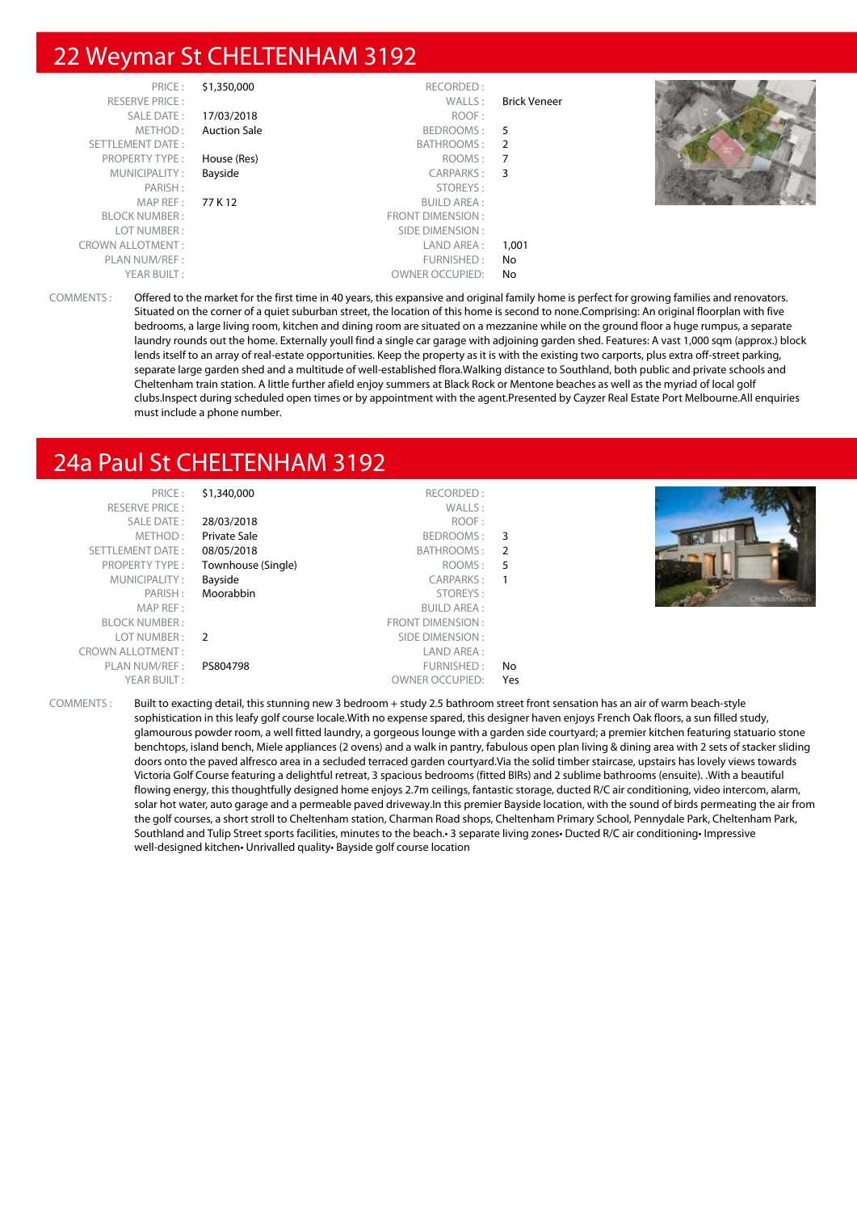## 22 Weymar St CHELTENHAM 3192

| | | | |
|---|---|---|---|
| PRICE : | $1,350,000 | RECORDED : | |
| RESERVE PRICE : | | WALLS : | Brick Veneer |
| SALE DATE : | 17/03/2018 | ROOF : | |
| METHOD : | Auction Sale | BEDROOMS : | 5 |
| SETTLEMENT DATE : | | BATHROOMS : | 2 |
| PROPERTY TYPE : | House (Res) | ROOMS : | 7 |
| MUNICIPALITY : | Bayside | CARPARKS : | 3 |
| PARISH : | | STOREYS : | |
| MAP REF : | 77 K 12 | BUILD AREA : | |
| BLOCK NUMBER : | | FRONT DIMENSION : | |
| LOT NUMBER : | | SIDE DIMENSION : | |
| CROWN ALLOTMENT : | | LAND AREA : | 1,001 |
| PLAN NUM/REF : | | FURNISHED : | No |
| YEAR BUILT : | | OWNER OCCUPIED: | No |

COMMENTS : Offered to the market for the first time in 40 years, this expansive and original family home is perfect for growing families and renovators. Situated on the corner of a quiet suburban street, the location of this home is second to none.Comprising: An original floorplan with five bedrooms, a large living room, kitchen and dining room are situated on a mezzanine while on the ground floor a huge rumpus, a separate laundry rounds out the home. Externally youll find a single car garage with adjoining garden shed. Features: A vast 1,000 sqm (approx.) block lends itself to an array of real-estate opportunities. Keep the property as it is with the existing two carports, plus extra off-street parking, separate large garden shed and a multitude of well-established flora.Walking distance to Southland, both public and private schools and Cheltenham train station. A little further afield enjoy summers at Black Rock or Mentone beaches as well as the myriad of local golf clubs.Inspect during scheduled open times or by appointment with the agent.Presented by Cayzer Real Estate Port Melbourne.All enquiries must include a phone number.

## 24a Paul St CHELTENHAM 3192

| | | | |
|---|---|---|---|
| PRICE : | $1,340,000 | RECORDED : | |
| RESERVE PRICE : | | WALLS : | |
| SALE DATE : | 28/03/2018 | ROOF : | |
| METHOD : | Private Sale | BEDROOMS : | 3 |
| SETTLEMENT DATE : | 08/05/2018 | BATHROOMS : | 2 |
| PROPERTY TYPE : | Townhouse (Single) | ROOMS : | 5 |
| MUNICIPALITY : | Bayside | CARPARKS : | 1 |
| PARISH : | Moorabbin | STOREYS : | |
| MAP REF : | | BUILD AREA : | |
| BLOCK NUMBER : | | FRONT DIMENSION : | |
| LOT NUMBER : | 2 | SIDE DIMENSION : | |
| CROWN ALLOTMENT : | | LAND AREA : | |
| PLAN NUM/REF : | PS804798 | FURNISHED : | No |
| YEAR BUILT : | | OWNER OCCUPIED: | Yes |

COMMENTS : Built to exacting detail, this stunning new 3 bedroom + study 2.5 bathroom street front sensation has an air of warm beach-style sophistication in this leafy golf course locale.With no expense spared, this designer haven enjoys French Oak floors, a sun filled study, glamourous powder room, a well fitted laundry, a gorgeous lounge with a garden side courtyard; a premier kitchen featuring statuario stone benchtops, island bench, Miele appliances (2 ovens) and a walk in pantry, fabulous open plan living & dining area with 2 sets of stacker sliding doors onto the paved alfresco area in a secluded terraced garden courtyard.Via the solid timber staircase, upstairs has lovely views towards Victoria Golf Course featuring a delightful retreat, 3 spacious bedrooms (fitted BIRs) and 2 sublime bathrooms (ensuite). .With a beautiful flowing energy, this thoughtfully designed home enjoys 2.7m ceilings, fantastic storage, ducted R/C air conditioning, video intercom, alarm, solar hot water, auto garage and a permeable paved driveway.In this premier Bayside location, with the sound of birds permeating the air from the golf courses, a short stroll to Cheltenham station, Charman Road shops, Cheltenham Primary School, Pennydale Park, Cheltenham Park, Southland and Tulip Street sports facilities, minutes to the beach.• 3 separate living zones• Ducted R/C air conditioning• Impressive well-designed kitchen• Unrivalled quality• Bayside golf course location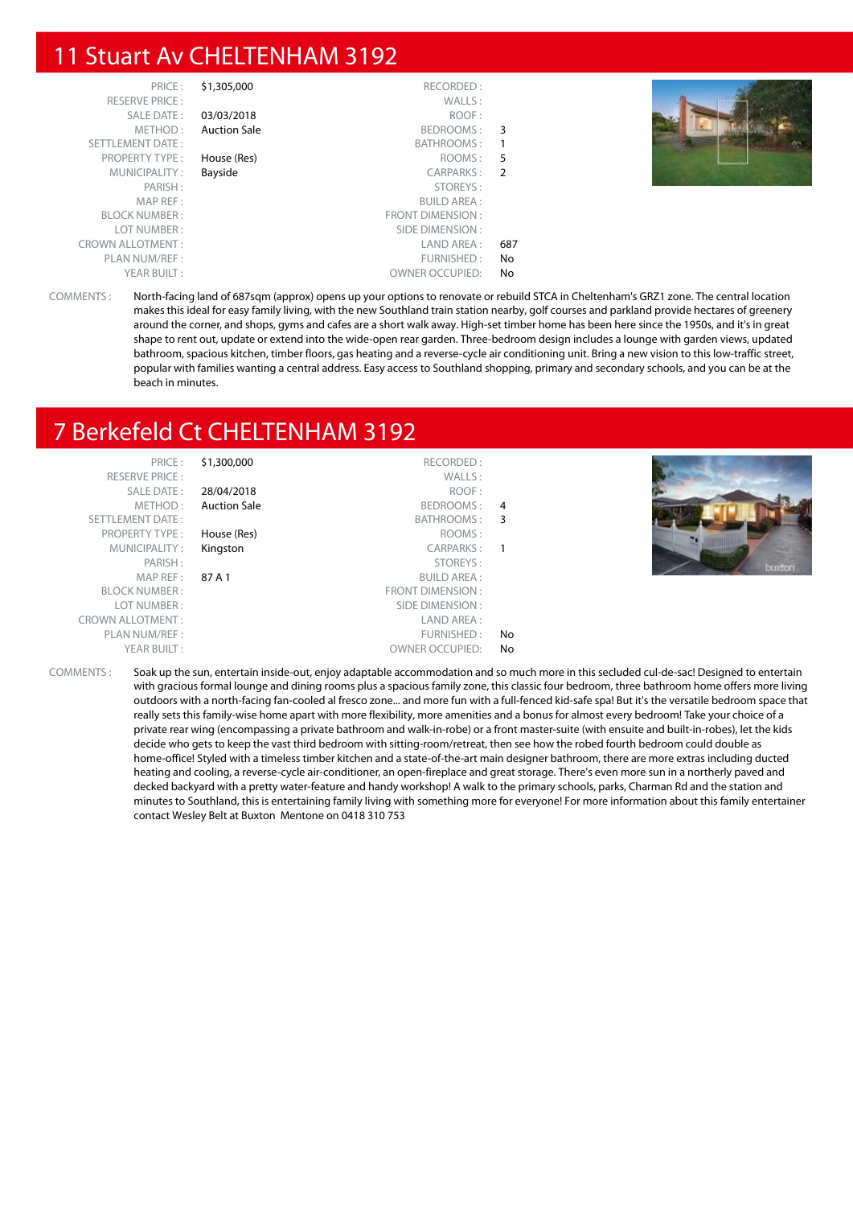# 11 Stuart Av CHELTENHAM 3192

| | | | |
|---|---|---|---|
| PRICE : | $1,305,000 | RECORDED : | |
| RESERVE PRICE : | | WALLS : | |
| SALE DATE : | 03/03/2018 | ROOF : | |
| METHOD : | Auction Sale | BEDROOMS : | 3 |
| SETTLEMENT DATE : | | BATHROOMS : | 1 |
| PROPERTY TYPE : | House (Res) | ROOMS : | 5 |
| MUNICIPALITY : | Bayside | CARPARKS : | 2 |
| PARISH : | | STOREYS : | |
| MAP REF : | | BUILD AREA : | |
| BLOCK NUMBER : | | FRONT DIMENSION : | |
| LOT NUMBER : | | SIDE DIMENSION : | |
| CROWN ALLOTMENT : | | LAND AREA : | 687 |
| PLAN NUM/REF : | | FURNISHED : | No |
| YEAR BUILT : | | OWNER OCCUPIED: | No |

COMMENTS : North-facing land of 687sqm (approx) opens up your options to renovate or rebuild STCA in Cheltenham's GRZ1 zone. The central location makes this ideal for easy family living, with the new Southland train station nearby, golf courses and parkland provide hectares of greenery around the corner, and shops, gyms and cafes are a short walk away. High-set timber home has been here since the 1950s, and it's in great shape to rent out, update or extend into the wide-open rear garden. Three-bedroom design includes a lounge with garden views, updated bathroom, spacious kitchen, timber floors, gas heating and a reverse-cycle air conditioning unit. Bring a new vision to this low-traffic street, popular with families wanting a central address. Easy access to Southland shopping, primary and secondary schools, and you can be at the beach in minutes.

# 7 Berkefeld Ct CHELTENHAM 3192

| | | | |
|---|---|---|---|
| PRICE : | $1,300,000 | RECORDED : | |
| RESERVE PRICE : | | WALLS : | |
| SALE DATE : | 28/04/2018 | ROOF : | |
| METHOD : | Auction Sale | BEDROOMS : | 4 |
| SETTLEMENT DATE : | | BATHROOMS : | 3 |
| PROPERTY TYPE : | House (Res) | ROOMS : | |
| MUNICIPALITY : | Kingston | CARPARKS : | 1 |
| PARISH : | | STOREYS : | |
| MAP REF : | 87 A 1 | BUILD AREA : | |
| BLOCK NUMBER : | | FRONT DIMENSION : | |
| LOT NUMBER : | | SIDE DIMENSION : | |
| CROWN ALLOTMENT : | | LAND AREA : | |
| PLAN NUM/REF : | | FURNISHED : | No |
| YEAR BUILT : | | OWNER OCCUPIED: | No |

COMMENTS : Soak up the sun, entertain inside-out, enjoy adaptable accommodation and so much more in this secluded cul-de-sac! Designed to entertain with gracious formal lounge and dining rooms plus a spacious family zone, this classic four bedroom, three bathroom home offers more living outdoors with a north-facing fan-cooled al fresco zone... and more fun with a full-fenced kid-safe spa! But it's the versatile bedroom space that really sets this family-wise home apart with more flexibility, more amenities and a bonus for almost every bedroom! Take your choice of a private rear wing (encompassing a private bathroom and walk-in-robe) or a front master-suite (with ensuite and built-in-robes), let the kids decide who gets to keep the vast third bedroom with sitting-room/retreat, then see how the robed fourth bedroom could double as home-office! Styled with a timeless timber kitchen and a state-of-the-art main designer bathroom, there are more extras including ducted heating and cooling, a reverse-cycle air-conditioner, an open-fireplace and great storage. There's even more sun in a northerly paved and decked backyard with a pretty water-feature and handy workshop! A walk to the primary schools, parks, Charman Rd and the station and minutes to Southland, this is entertaining family living with something more for everyone! For more information about this family entertainer contact Wesley Belt at Buxton Mentone on 0418 310 753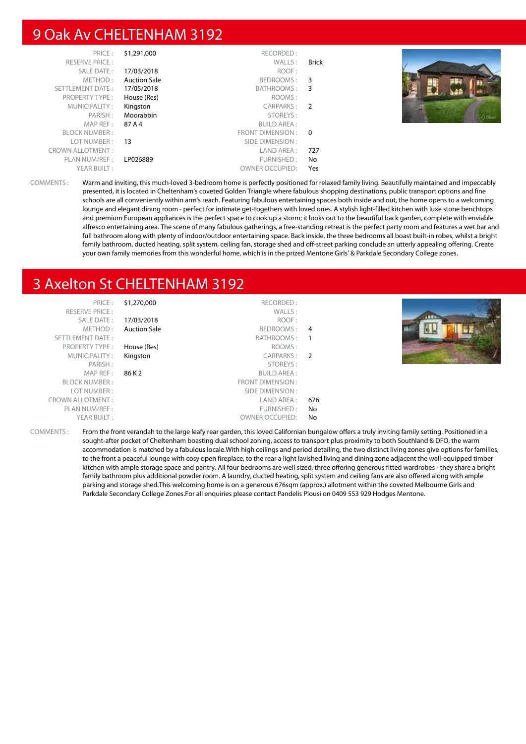## 9 Oak Av CHELTENHAM 3192

| | | | |
|---|---|---|---|
| PRICE : | $1,291,000 | RECORDED : | |
| RESERVE PRICE : | | WALLS : | Brick |
| SALE DATE : | 17/03/2018 | ROOF : | |
| METHOD : | Auction Sale | BEDROOMS : | 3 |
| SETTLEMENT DATE : | 17/05/2018 | BATHROOMS : | 3 |
| PROPERTY TYPE : | House (Res) | ROOMS : | |
| MUNICIPALITY : | Kingston | CARPARKS : | 2 |
| PARISH : | Moorabbin | STOREYS : | |
| MAP REF : | 87 A 4 | BUILD AREA : | |
| BLOCK NUMBER : | | FRONT DIMENSION : | 0 |
| LOT NUMBER : | 13 | SIDE DIMENSION : | |
| CROWN ALLOTMENT : | | LAND AREA : | 727 |
| PLAN NUM/REF : | LP026889 | FURNISHED : | No |
| YEAR BUILT : | | OWNER OCCUPIED: | Yes |

COMMENTS : Warm and inviting, this much-loved 3-bedroom home is perfectly positioned for relaxed family living. Beautifully maintained and impeccably presented, it is located in Cheltenham's coveted Golden Triangle where fabulous shopping destinations, public transport options and fine schools are all conveniently within arm's reach. Featuring fabulous entertaining spaces both inside and out, the home opens to a welcoming lounge and elegant dining room - perfect for intimate get-togethers with loved ones. A stylish light-filled kitchen with luxe stone benchtops and premium European appliances is the perfect space to cook up a storm; it looks out to the beautiful back garden, complete with enviable alfresco entertaining area. The scene of many fabulous gatherings, a free-standing retreat is the perfect party room and features a wet bar and full bathroom along with plenty of indoor/outdoor entertaining space. Back inside, the three bedrooms all boast built-in robes, whilst a bright family bathroom, ducted heating, split system, ceiling fan, storage shed and off-street parking conclude an utterly appealing offering. Create your own family memories from this wonderful home, which is in the prized Mentone Girls' & Parkdale Secondary College zones.

## 3 Axelton St CHELTENHAM 3192

| | | | |
|---|---|---|---|
| PRICE : | $1,270,000 | RECORDED : | |
| RESERVE PRICE : | | WALLS : | |
| SALE DATE : | 17/03/2018 | ROOF : | |
| METHOD : | Auction Sale | BEDROOMS : | 4 |
| SETTLEMENT DATE : | | BATHROOMS : | 1 |
| PROPERTY TYPE : | House (Res) | ROOMS : | |
| MUNICIPALITY : | Kingston | CARPARKS : | 2 |
| PARISH : | | STOREYS : | |
| MAP REF : | 86 K 2 | BUILD AREA : | |
| BLOCK NUMBER : | | FRONT DIMENSION : | |
| LOT NUMBER : | | SIDE DIMENSION : | |
| CROWN ALLOTMENT : | | LAND AREA : | 676 |
| PLAN NUM/REF : | | FURNISHED : | No |
| YEAR BUILT : | | OWNER OCCUPIED: | No |

COMMENTS : From the front verandah to the large leafy rear garden, this loved Californian bungalow offers a truly inviting family setting. Positioned in a sought-after pocket of Cheltenham boasting dual school zoning, access to transport plus proximity to both Southland & DFO, the warm accommodation is matched by a fabulous locale.With high ceilings and period detailing, the two distinct living zones give options for families, to the front a peaceful lounge with cosy open fireplace, to the rear a light lavished living and dining zone adjacent the well-equipped timber kitchen with ample storage space and pantry. All four bedrooms are well sized, three offering generous fitted wardrobes - they share a bright family bathroom plus additional powder room. A laundry, ducted heating, split system and ceiling fans are also offered along with ample parking and storage shed.This welcoming home is on a generous 676sqm (approx.) allotment within the coveted Melbourne Girls and Parkdale Secondary College Zones.For all enquiries please contact Pandelis Plousi on 0409 553 929 Hodges Mentone.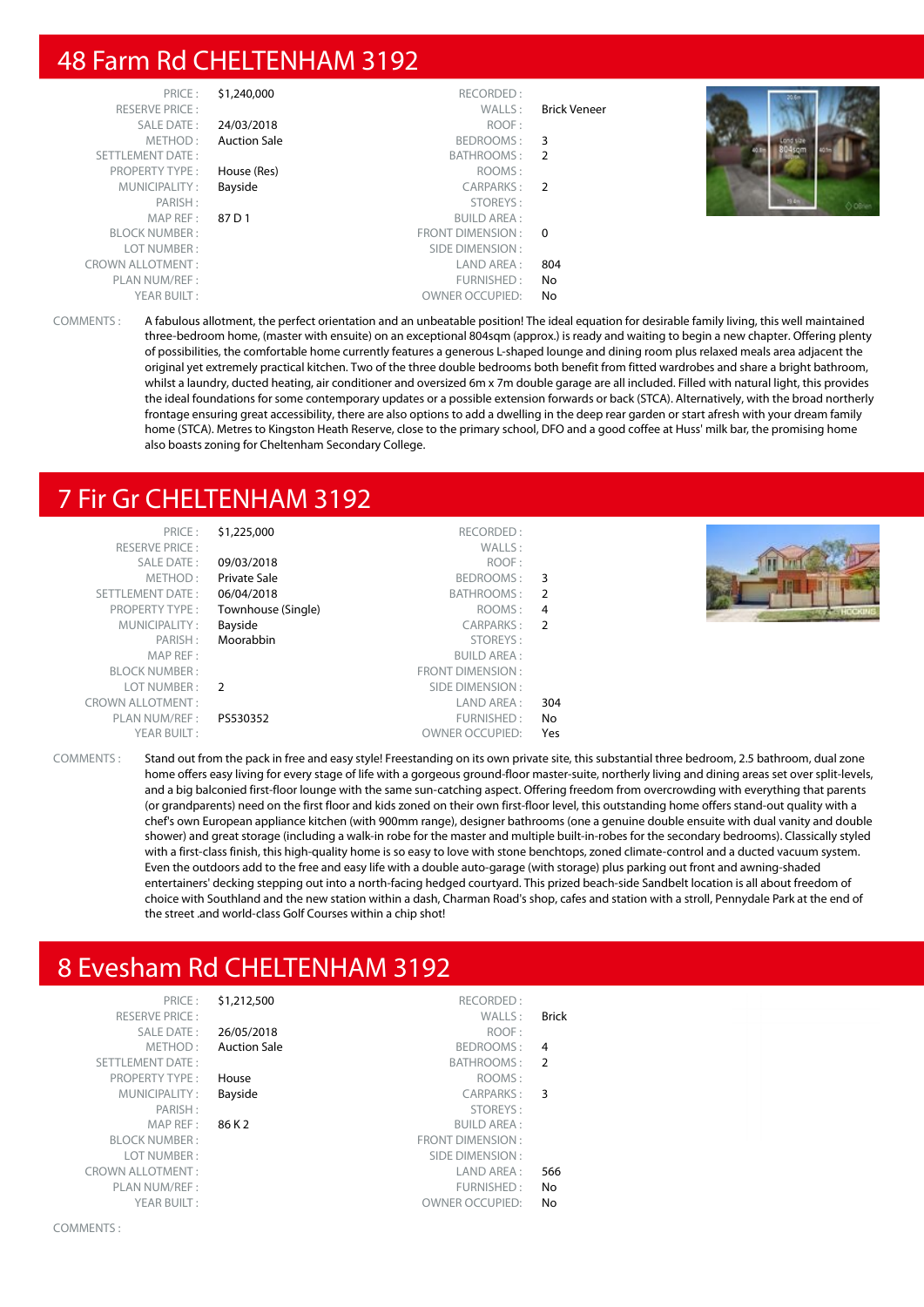# 48 Farm Rd CHELTENHAM 3192

| | | | |
|---|---|---|---|
| PRICE : | $1,240,000 | RECORDED : | |
| RESERVE PRICE : | | WALLS : | Brick Veneer |
| SALE DATE : | 24/03/2018 | ROOF : | |
| METHOD : | Auction Sale | BEDROOMS : | 3 |
| SETTLEMENT DATE : | | BATHROOMS : | 2 |
| PROPERTY TYPE : | House (Res) | ROOMS : | |
| MUNICIPALITY : | Bayside | CARPARKS : | 2 |
| PARISH : | | STOREYS : | |
| MAP REF : | 87 D 1 | BUILD AREA : | |
| BLOCK NUMBER : | | FRONT DIMENSION : | 0 |
| LOT NUMBER : | | SIDE DIMENSION : | |
| CROWN ALLOTMENT : | | LAND AREA : | 804 |
| PLAN NUM/REF : | | FURNISHED : | No |
| YEAR BUILT : | | OWNER OCCUPIED: | No |

COMMENTS : A fabulous allotment, the perfect orientation and an unbeatable position! The ideal equation for desirable family living, this well maintained three-bedroom home, (master with ensuite) on an exceptional 804sqm (approx.) is ready and waiting to begin a new chapter. Offering plenty of possibilities, the comfortable home currently features a generous L-shaped lounge and dining room plus relaxed meals area adjacent the original yet extremely practical kitchen. Two of the three double bedrooms both benefit from fitted wardrobes and share a bright bathroom, whilst a laundry, ducted heating, air conditioner and oversized 6m x 7m double garage are all included. Filled with natural light, this provides the ideal foundations for some contemporary updates or a possible extension forwards or back (STCA). Alternatively, with the broad northerly frontage ensuring great accessibility, there are also options to add a dwelling in the deep rear garden or start afresh with your dream family home (STCA). Metres to Kingston Heath Reserve, close to the primary school, DFO and a good coffee at Huss' milk bar, the promising home also boasts zoning for Cheltenham Secondary College.

# 7 Fir Gr CHELTENHAM 3192

| | | | |
|---|---|---|---|
| PRICE : | $1,225,000 | RECORDED : | |
| RESERVE PRICE : | | WALLS : | |
| SALE DATE : | 09/03/2018 | ROOF : | |
| METHOD : | Private Sale | BEDROOMS : | 3 |
| SETTLEMENT DATE : | 06/04/2018 | BATHROOMS : | 2 |
| PROPERTY TYPE : | Townhouse (Single) | ROOMS : | 4 |
| MUNICIPALITY : | Bayside | CARPARKS : | 2 |
| PARISH : | Moorabbin | STOREYS : | |
| MAP REF : | | BUILD AREA : | |
| BLOCK NUMBER : | | FRONT DIMENSION : | |
| LOT NUMBER : | 2 | SIDE DIMENSION : | |
| CROWN ALLOTMENT : | | LAND AREA : | 304 |
| PLAN NUM/REF : | PS530352 | FURNISHED : | No |
| YEAR BUILT : | | OWNER OCCUPIED: | Yes |

COMMENTS : Stand out from the pack in free and easy style! Freestanding on its own private site, this substantial three bedroom, 2.5 bathroom, dual zone home offers easy living for every stage of life with a gorgeous ground-floor master-suite, northerly living and dining areas set over split-levels, and a big balconied first-floor lounge with the same sun-catching aspect. Offering freedom from overcrowding with everything that parents (or grandparents) need on the first floor and kids zoned on their own first-floor level, this outstanding home offers stand-out quality with a chef's own European appliance kitchen (with 900mm range), designer bathrooms (one a genuine double ensuite with dual vanity and double shower) and great storage (including a walk-in robe for the master and multiple built-in-robes for the secondary bedrooms). Classically styled with a first-class finish, this high-quality home is so easy to love with stone benchtops, zoned climate-control and a ducted vacuum system. Even the outdoors add to the free and easy life with a double auto-garage (with storage) plus parking out front and awning-shaded entertainers' decking stepping out into a north-facing hedged courtyard. This prized beach-side Sandbelt location is all about freedom of choice with Southland and the new station within a dash, Charman Road's shop, cafes and station with a stroll, Pennydale Park at the end of the street .and world-class Golf Courses within a chip shot!

# 8 Evesham Rd CHELTENHAM 3192

| | | | |
|---|---|---|---|
| PRICE : | $1,212,500 | RECORDED : | |
| RESERVE PRICE : | | WALLS : | Brick |
| SALE DATE : | 26/05/2018 | ROOF : | |
| METHOD : | Auction Sale | BEDROOMS : | 4 |
| SETTLEMENT DATE : | | BATHROOMS : | 2 |
| PROPERTY TYPE : | House | ROOMS : | |
| MUNICIPALITY : | Bayside | CARPARKS : | 3 |
| PARISH : | | STOREYS : | |
| MAP REF : | 86 K 2 | BUILD AREA : | |
| BLOCK NUMBER : | | FRONT DIMENSION : | |
| LOT NUMBER : | | SIDE DIMENSION : | |
| CROWN ALLOTMENT : | | LAND AREA : | 566 |
| PLAN NUM/REF : | | FURNISHED : | No |
| YEAR BUILT : | | OWNER OCCUPIED: | No |

COMMENTS :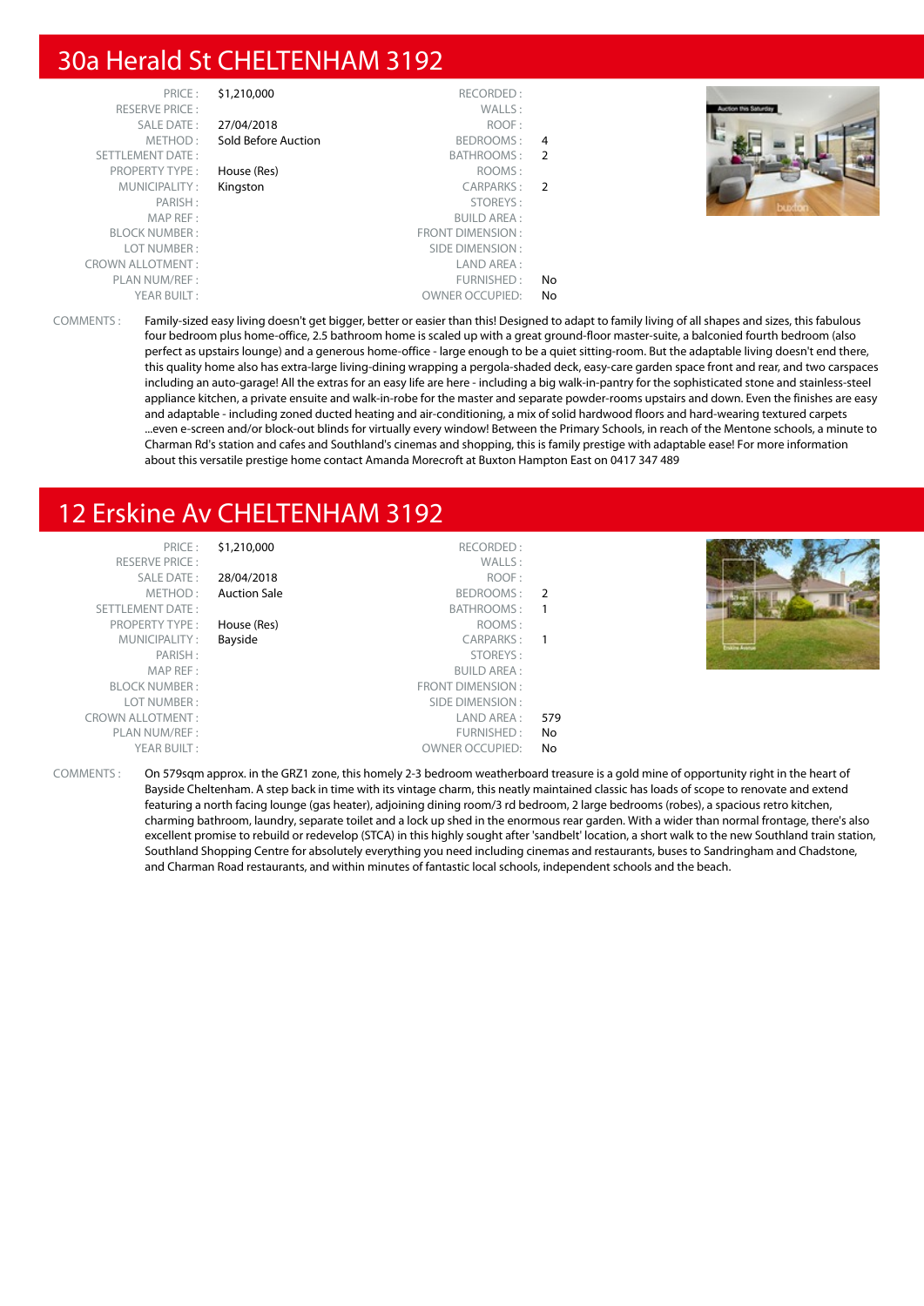## 30a Herald St CHELTENHAM 3192

| | | | |
|---|---|---|---|
| PRICE : | $1,210,000 | RECORDED : | |
| RESERVE PRICE : | | WALLS : | |
| SALE DATE : | 27/04/2018 | ROOF : | |
| METHOD : | Sold Before Auction | BEDROOMS : | 4 |
| SETTLEMENT DATE : | | BATHROOMS : | 2 |
| PROPERTY TYPE : | House (Res) | ROOMS : | |
| MUNICIPALITY : | Kingston | CARPARKS : | 2 |
| PARISH : | | STOREYS : | |
| MAP REF : | | BUILD AREA : | |
| BLOCK NUMBER : | | FRONT DIMENSION : | |
| LOT NUMBER : | | SIDE DIMENSION : | |
| CROWN ALLOTMENT : | | LAND AREA : | |
| PLAN NUM/REF : | | FURNISHED : | No |
| YEAR BUILT : | | OWNER OCCUPIED: | No |

COMMENTS : Family-sized easy living doesn't get bigger, better or easier than this! Designed to adapt to family living of all shapes and sizes, this fabulous four bedroom plus home-office, 2.5 bathroom home is scaled up with a great ground-floor master-suite, a balconied fourth bedroom (also perfect as upstairs lounge) and a generous home-office - large enough to be a quiet sitting-room. But the adaptable living doesn't end there, this quality home also has extra-large living-dining wrapping a pergola-shaded deck, easy-care garden space front and rear, and two carspaces including an auto-garage! All the extras for an easy life are here - including a big walk-in-pantry for the sophisticated stone and stainless-steel appliance kitchen, a private ensuite and walk-in-robe for the master and separate powder-rooms upstairs and down. Even the finishes are easy and adaptable - including zoned ducted heating and air-conditioning, a mix of solid hardwood floors and hard-wearing textured carpets ...even e-screen and/or block-out blinds for virtually every window! Between the Primary Schools, in reach of the Mentone schools, a minute to Charman Rd's station and cafes and Southland's cinemas and shopping, this is family prestige with adaptable ease! For more information about this versatile prestige home contact Amanda Morecroft at Buxton Hampton East on 0417 347 489

## 12 Erskine Av CHELTENHAM 3192

| | | | |
|---|---|---|---|
| PRICE : | $1,210,000 | RECORDED : | |
| RESERVE PRICE : | | WALLS : | |
| SALE DATE : | 28/04/2018 | ROOF : | |
| METHOD : | Auction Sale | BEDROOMS : | 2 |
| SETTLEMENT DATE : | | BATHROOMS : | 1 |
| PROPERTY TYPE : | House (Res) | ROOMS : | |
| MUNICIPALITY : | Bayside | CARPARKS : | 1 |
| PARISH : | | STOREYS : | |
| MAP REF : | | BUILD AREA : | |
| BLOCK NUMBER : | | FRONT DIMENSION : | |
| LOT NUMBER : | | SIDE DIMENSION : | |
| CROWN ALLOTMENT : | | LAND AREA : | 579 |
| PLAN NUM/REF : | | FURNISHED : | No |
| YEAR BUILT : | | OWNER OCCUPIED: | No |

COMMENTS : On 579sqm approx. in the GRZ1 zone, this homely 2-3 bedroom weatherboard treasure is a gold mine of opportunity right in the heart of Bayside Cheltenham. A step back in time with its vintage charm, this neatly maintained classic has loads of scope to renovate and extend featuring a north facing lounge (gas heater), adjoining dining room/3 rd bedroom, 2 large bedrooms (robes), a spacious retro kitchen, charming bathroom, laundry, separate toilet and a lock up shed in the enormous rear garden. With a wider than normal frontage, there's also excellent promise to rebuild or redevelop (STCA) in this highly sought after 'sandbelt' location, a short walk to the new Southland train station, Southland Shopping Centre for absolutely everything you need including cinemas and restaurants, buses to Sandringham and Chadstone, and Charman Road restaurants, and within minutes of fantastic local schools, independent schools and the beach.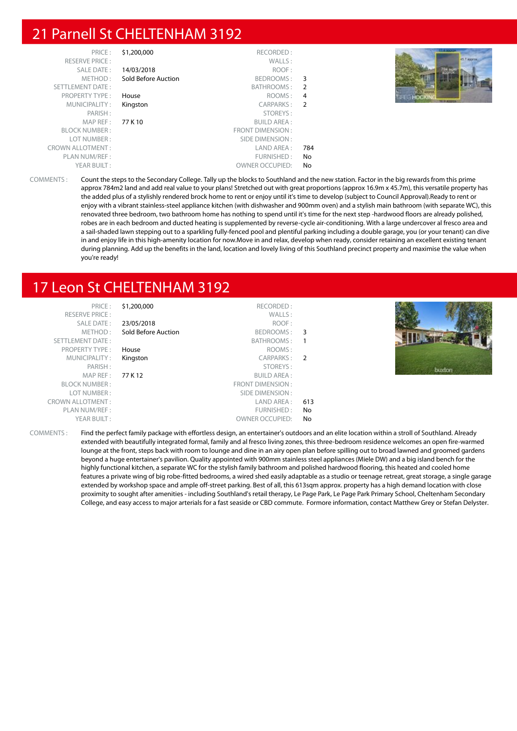# 21 Parnell St CHELTENHAM 3192

| | | | |
|---|---|---|---|
| PRICE : | $1,200,000 | RECORDED : | |
| RESERVE PRICE : | | WALLS : | |
| SALE DATE : | 14/03/2018 | ROOF : | |
| METHOD : | Sold Before Auction | BEDROOMS : | 3 |
| SETTLEMENT DATE : | | BATHROOMS : | 2 |
| PROPERTY TYPE : | House | ROOMS : | 4 |
| MUNICIPALITY : | Kingston | CARPARKS : | 2 |
| PARISH : | | STOREYS : | |
| MAP REF : | 77 K 10 | BUILD AREA : | |
| BLOCK NUMBER : | | FRONT DIMENSION : | |
| LOT NUMBER : | | SIDE DIMENSION : | |
| CROWN ALLOTMENT : | | LAND AREA : | 784 |
| PLAN NUM/REF : | | FURNISHED : | No |
| YEAR BUILT : | | OWNER OCCUPIED: | No |

COMMENTS : Count the steps to the Secondary College. Tally up the blocks to Southland and the new station. Factor in the big rewards from this prime approx 784m2 land and add real value to your plans! Stretched out with great proportions (approx 16.9m x 45.7m), this versatile property has the added plus of a stylishly rendered brock home to rent or enjoy until it's time to develop (subject to Council Approval).Ready to rent or enjoy with a vibrant stainless-steel appliance kitchen (with dishwasher and 900mm oven) and a stylish main bathroom (with separate WC), this renovated three bedroom, two bathroom home has nothing to spend until it's time for the next step -hardwood floors are already polished, robes are in each bedroom and ducted heating is supplemented by reverse-cycle air-conditioning. With a large undercover al fresco area and a sail-shaded lawn stepping out to a sparkling fully-fenced pool and plentiful parking including a double garage, you (or your tenant) can dive in and enjoy life in this high-amenity location for now.Move in and relax, develop when ready, consider retaining an excellent existing tenant during planning. Add up the benefits in the land, location and lovely living of this Southland precinct property and maximise the value when you're ready!

# 17 Leon St CHELTENHAM 3192

| | | | |
|---|---|---|---|
| PRICE : | $1,200,000 | RECORDED : | |
| RESERVE PRICE : | | WALLS : | |
| SALE DATE : | 23/05/2018 | ROOF : | |
| METHOD : | Sold Before Auction | BEDROOMS : | 3 |
| SETTLEMENT DATE : | | BATHROOMS : | 1 |
| PROPERTY TYPE : | House | ROOMS : | |
| MUNICIPALITY : | Kingston | CARPARKS : | 2 |
| PARISH : | | STOREYS : | |
| MAP REF : | 77 K 12 | BUILD AREA : | |
| BLOCK NUMBER : | | FRONT DIMENSION : | |
| LOT NUMBER : | | SIDE DIMENSION : | |
| CROWN ALLOTMENT : | | LAND AREA : | 613 |
| PLAN NUM/REF : | | FURNISHED : | No |
| YEAR BUILT : | | OWNER OCCUPIED: | No |

COMMENTS : Find the perfect family package with effortless design, an entertainer's outdoors and an elite location within a stroll of Southland. Already extended with beautifully integrated formal, family and al fresco living zones, this three-bedroom residence welcomes an open fire-warmed lounge at the front, steps back with room to lounge and dine in an airy open plan before spilling out to broad lawned and groomed gardens beyond a huge entertainer's pavilion. Quality appointed with 900mm stainless steel appliances (Miele DW) and a big island bench for the highly functional kitchen, a separate WC for the stylish family bathroom and polished hardwood flooring, this heated and cooled home features a private wing of big robe-fitted bedrooms, a wired shed easily adaptable as a studio or teenage retreat, great storage, a single garage extended by workshop space and ample off-street parking. Best of all, this 613sqm approx. property has a high demand location with close proximity to sought after amenities - including Southland's retail therapy, Le Page Park, Le Page Park Primary School, Cheltenham Secondary College, and easy access to major arterials for a fast seaside or CBD commute. Formore information, contact Matthew Grey or Stefan Delyster.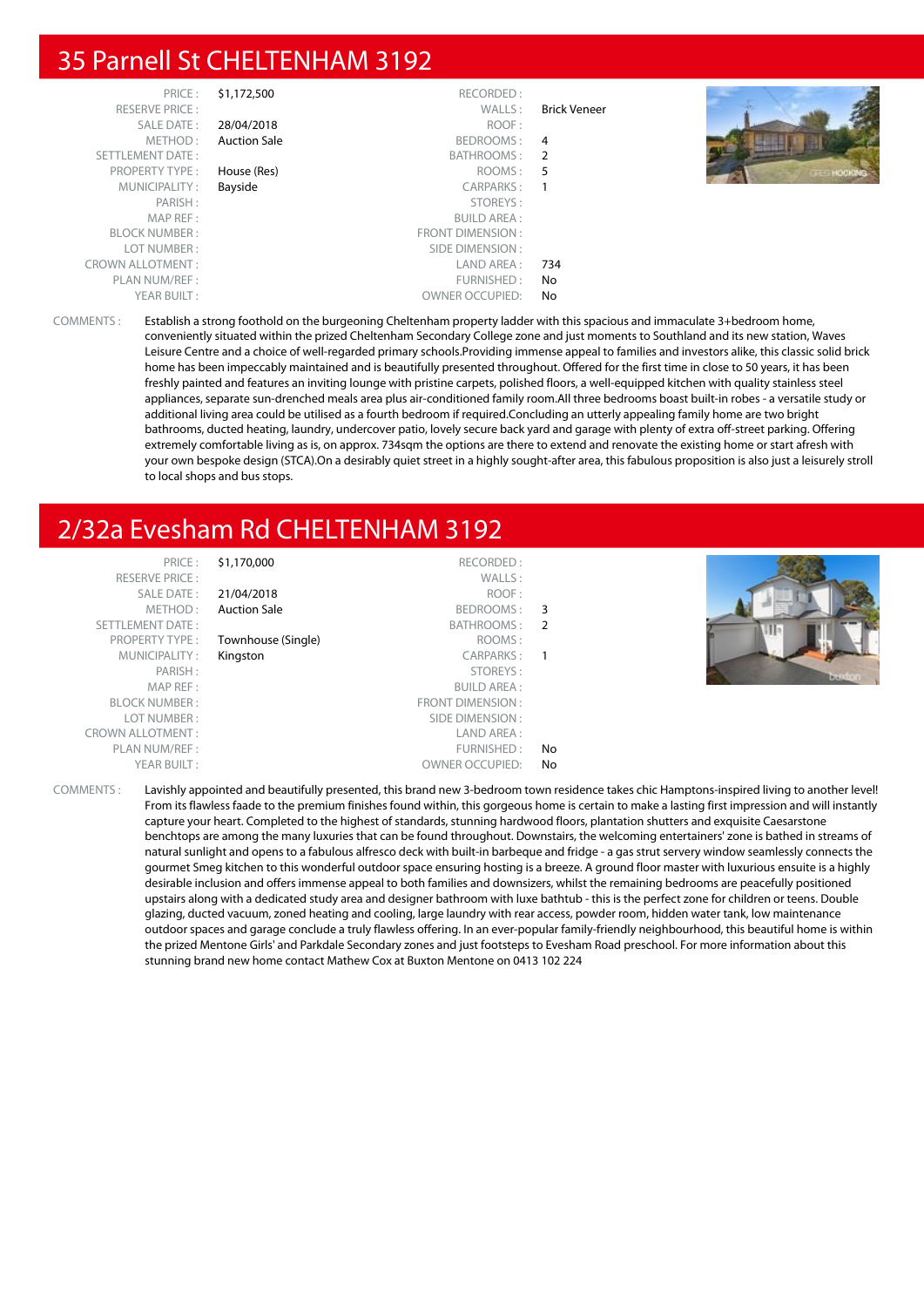# 35 Parnell St CHELTENHAM 3192

| | | | |
|---|---|---|---|
| PRICE : | $1,172,500 | RECORDED : | |
| RESERVE PRICE : | | WALLS : | Brick Veneer |
| SALE DATE : | 28/04/2018 | ROOF : | |
| METHOD : | Auction Sale | BEDROOMS : | 4 |
| SETTLEMENT DATE : | | BATHROOMS : | 2 |
| PROPERTY TYPE : | House (Res) | ROOMS : | 5 |
| MUNICIPALITY : | Bayside | CARPARKS : | 1 |
| PARISH : | | STOREYS : | |
| MAP REF : | | BUILD AREA : | |
| BLOCK NUMBER : | | FRONT DIMENSION : | |
| LOT NUMBER : | | SIDE DIMENSION : | |
| CROWN ALLOTMENT : | | LAND AREA : | 734 |
| PLAN NUM/REF : | | FURNISHED : | No |
| YEAR BUILT : | | OWNER OCCUPIED: | No |

COMMENTS : Establish a strong foothold on the burgeoning Cheltenham property ladder with this spacious and immaculate 3+bedroom home, conveniently situated within the prized Cheltenham Secondary College zone and just moments to Southland and its new station, Waves Leisure Centre and a choice of well-regarded primary schools.Providing immense appeal to families and investors alike, this classic solid brick home has been impeccably maintained and is beautifully presented throughout. Offered for the first time in close to 50 years, it has been freshly painted and features an inviting lounge with pristine carpets, polished floors, a well-equipped kitchen with quality stainless steel appliances, separate sun-drenched meals area plus air-conditioned family room.All three bedrooms boast built-in robes - a versatile study or additional living area could be utilised as a fourth bedroom if required.Concluding an utterly appealing family home are two bright bathrooms, ducted heating, laundry, undercover patio, lovely secure back yard and garage with plenty of extra off-street parking. Offering extremely comfortable living as is, on approx. 734sqm the options are there to extend and renovate the existing home or start afresh with your own bespoke design (STCA).On a desirably quiet street in a highly sought-after area, this fabulous proposition is also just a leisurely stroll to local shops and bus stops.

# 2/32a Evesham Rd CHELTENHAM 3192

| | | | |
|---|---|---|---|
| PRICE : | $1,170,000 | RECORDED : | |
| RESERVE PRICE : | | WALLS : | |
| SALE DATE : | 21/04/2018 | ROOF : | |
| METHOD : | Auction Sale | BEDROOMS : | 3 |
| SETTLEMENT DATE : | | BATHROOMS : | 2 |
| PROPERTY TYPE : | Townhouse (Single) | ROOMS : | |
| MUNICIPALITY : | Kingston | CARPARKS : | 1 |
| PARISH : | | STOREYS : | |
| MAP REF : | | BUILD AREA : | |
| BLOCK NUMBER : | | FRONT DIMENSION : | |
| LOT NUMBER : | | SIDE DIMENSION : | |
| CROWN ALLOTMENT : | | LAND AREA : | |
| PLAN NUM/REF : | | FURNISHED : | No |
| YEAR BUILT : | | OWNER OCCUPIED: | No |

COMMENTS : Lavishly appointed and beautifully presented, this brand new 3-bedroom town residence takes chic Hamptons-inspired living to another level! From its flawless faade to the premium finishes found within, this gorgeous home is certain to make a lasting first impression and will instantly capture your heart. Completed to the highest of standards, stunning hardwood floors, plantation shutters and exquisite Caesarstone benchtops are among the many luxuries that can be found throughout. Downstairs, the welcoming entertainers' zone is bathed in streams of natural sunlight and opens to a fabulous alfresco deck with built-in barbeque and fridge - a gas strut servery window seamlessly connects the gourmet Smeg kitchen to this wonderful outdoor space ensuring hosting is a breeze. A ground floor master with luxurious ensuite is a highly desirable inclusion and offers immense appeal to both families and downsizers, whilst the remaining bedrooms are peacefully positioned upstairs along with a dedicated study area and designer bathroom with luxe bathtub - this is the perfect zone for children or teens. Double glazing, ducted vacuum, zoned heating and cooling, large laundry with rear access, powder room, hidden water tank, low maintenance outdoor spaces and garage conclude a truly flawless offering. In an ever-popular family-friendly neighbourhood, this beautiful home is within the prized Mentone Girls' and Parkdale Secondary zones and just footsteps to Evesham Road preschool. For more information about this stunning brand new home contact Mathew Cox at Buxton Mentone on 0413 102 224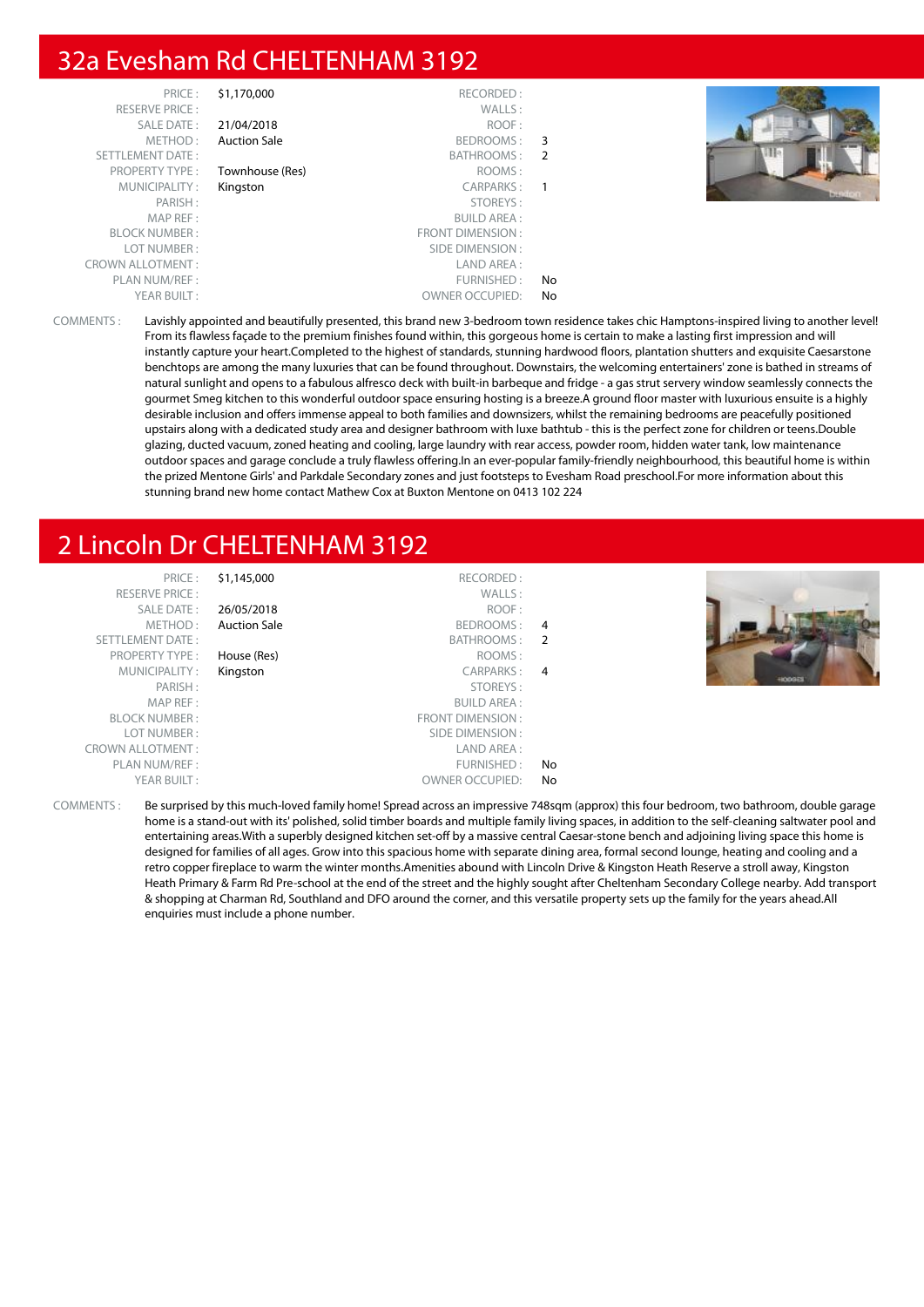## 32a Evesham Rd CHELTENHAM 3192

| | | | |
|---|---|---|---|
| PRICE : | $1,170,000 | RECORDED : | |
| RESERVE PRICE : | | WALLS : | |
| SALE DATE : | 21/04/2018 | ROOF : | |
| METHOD : | Auction Sale | BEDROOMS : | 3 |
| SETTLEMENT DATE : | | BATHROOMS : | 2 |
| PROPERTY TYPE : | Townhouse (Res) | ROOMS : | |
| MUNICIPALITY : | Kingston | CARPARKS : | 1 |
| PARISH : | | STOREYS : | |
| MAP REF : | | BUILD AREA : | |
| BLOCK NUMBER : | | FRONT DIMENSION : | |
| LOT NUMBER : | | SIDE DIMENSION : | |
| CROWN ALLOTMENT : | | LAND AREA : | |
| PLAN NUM/REF : | | FURNISHED : | No |
| YEAR BUILT : | | OWNER OCCUPIED: | No |

COMMENTS : Lavishly appointed and beautifully presented, this brand new 3-bedroom town residence takes chic Hamptons-inspired living to another level! From its flawless façade to the premium finishes found within, this gorgeous home is certain to make a lasting first impression and will instantly capture your heart.Completed to the highest of standards, stunning hardwood floors, plantation shutters and exquisite Caesarstone benchtops are among the many luxuries that can be found throughout. Downstairs, the welcoming entertainers' zone is bathed in streams of natural sunlight and opens to a fabulous alfresco deck with built-in barbeque and fridge - a gas strut servery window seamlessly connects the gourmet Smeg kitchen to this wonderful outdoor space ensuring hosting is a breeze.A ground floor master with luxurious ensuite is a highly desirable inclusion and offers immense appeal to both families and downsizers, whilst the remaining bedrooms are peacefully positioned upstairs along with a dedicated study area and designer bathroom with luxe bathtub - this is the perfect zone for children or teens.Double glazing, ducted vacuum, zoned heating and cooling, large laundry with rear access, powder room, hidden water tank, low maintenance outdoor spaces and garage conclude a truly flawless offering.In an ever-popular family-friendly neighbourhood, this beautiful home is within the prized Mentone Girls' and Parkdale Secondary zones and just footsteps to Evesham Road preschool.For more information about this stunning brand new home contact Mathew Cox at Buxton Mentone on 0413 102 224

## 2 Lincoln Dr CHELTENHAM 3192

| | | | |
|---|---|---|---|
| PRICE : | $1,145,000 | RECORDED : | |
| RESERVE PRICE : | | WALLS : | |
| SALE DATE : | 26/05/2018 | ROOF : | |
| METHOD : | Auction Sale | BEDROOMS : | 4 |
| SETTLEMENT DATE : | | BATHROOMS : | 2 |
| PROPERTY TYPE : | House (Res) | ROOMS : | |
| MUNICIPALITY : | Kingston | CARPARKS : | 4 |
| PARISH : | | STOREYS : | |
| MAP REF : | | BUILD AREA : | |
| BLOCK NUMBER : | | FRONT DIMENSION : | |
| LOT NUMBER : | | SIDE DIMENSION : | |
| CROWN ALLOTMENT : | | LAND AREA : | |
| PLAN NUM/REF : | | FURNISHED : | No |
| YEAR BUILT : | | OWNER OCCUPIED: | No |

COMMENTS : Be surprised by this much-loved family home! Spread across an impressive 748sqm (approx) this four bedroom, two bathroom, double garage home is a stand-out with its' polished, solid timber boards and multiple family living spaces, in addition to the self-cleaning saltwater pool and entertaining areas.With a superbly designed kitchen set-off by a massive central Caesar-stone bench and adjoining living space this home is designed for families of all ages. Grow into this spacious home with separate dining area, formal second lounge, heating and cooling and a retro copper fireplace to warm the winter months.Amenities abound with Lincoln Drive & Kingston Heath Reserve a stroll away, Kingston Heath Primary & Farm Rd Pre-school at the end of the street and the highly sought after Cheltenham Secondary College nearby. Add transport & shopping at Charman Rd, Southland and DFO around the corner, and this versatile property sets up the family for the years ahead.All enquiries must include a phone number.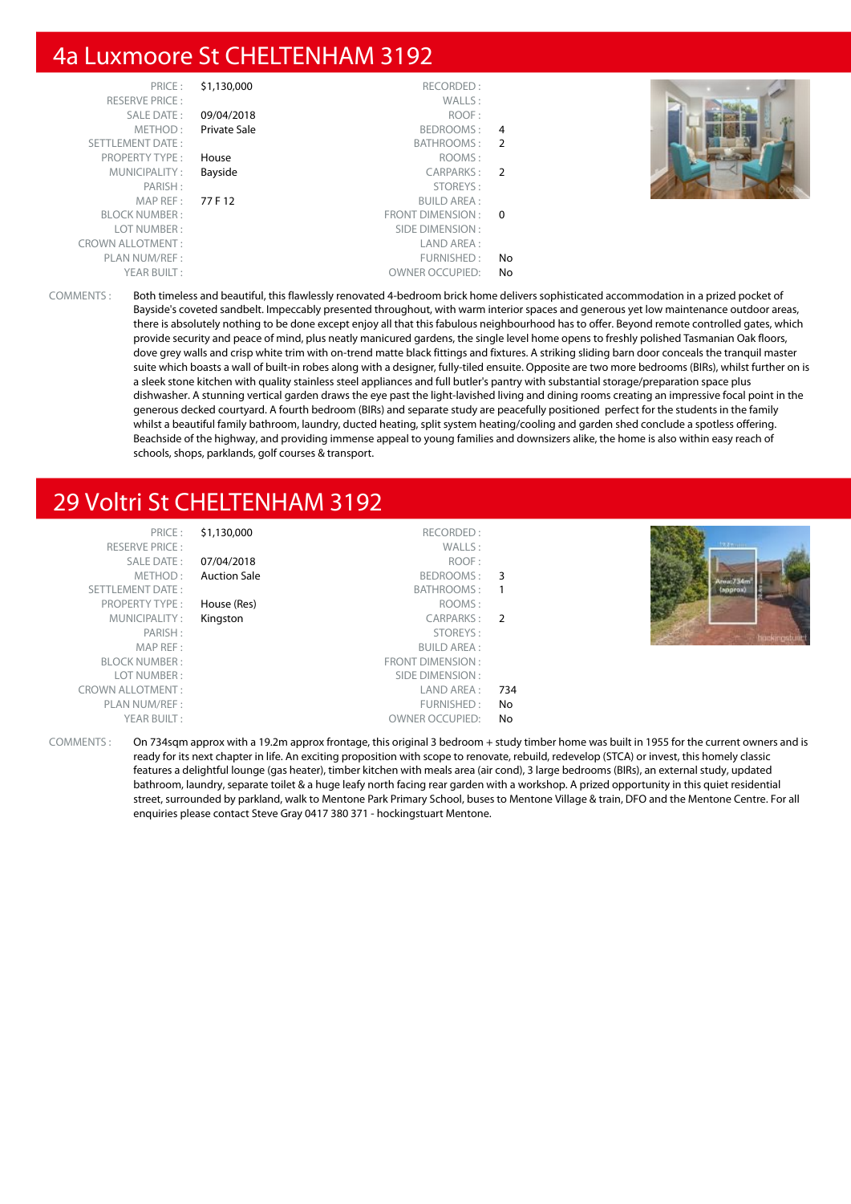# 4a Luxmoore St CHELTENHAM 3192

| | | | |
|---|---|---|---|
| PRICE : | $1,130,000 | RECORDED : | |
| RESERVE PRICE : | | WALLS : | |
| SALE DATE : | 09/04/2018 | ROOF : | |
| METHOD : | Private Sale | BEDROOMS : | 4 |
| SETTLEMENT DATE : | | BATHROOMS : | 2 |
| PROPERTY TYPE : | House | ROOMS : | |
| MUNICIPALITY : | Bayside | CARPARKS : | 2 |
| PARISH : | | STOREYS : | |
| MAP REF : | 77 F 12 | BUILD AREA : | |
| BLOCK NUMBER : | | FRONT DIMENSION : | 0 |
| LOT NUMBER : | | SIDE DIMENSION : | |
| CROWN ALLOTMENT : | | LAND AREA : | |
| PLAN NUM/REF : | | FURNISHED : | No |
| YEAR BUILT : | | OWNER OCCUPIED: | No |

COMMENTS : Both timeless and beautiful, this flawlessly renovated 4-bedroom brick home delivers sophisticated accommodation in a prized pocket of Bayside's coveted sandbelt. Impeccably presented throughout, with warm interior spaces and generous yet low maintenance outdoor areas, there is absolutely nothing to be done except enjoy all that this fabulous neighbourhood has to offer. Beyond remote controlled gates, which provide security and peace of mind, plus neatly manicured gardens, the single level home opens to freshly polished Tasmanian Oak floors, dove grey walls and crisp white trim with on-trend matte black fittings and fixtures. A striking sliding barn door conceals the tranquil master suite which boasts a wall of built-in robes along with a designer, fully-tiled ensuite. Opposite are two more bedrooms (BIRs), whilst further on is a sleek stone kitchen with quality stainless steel appliances and full butler's pantry with substantial storage/preparation space plus dishwasher. A stunning vertical garden draws the eye past the light-lavished living and dining rooms creating an impressive focal point in the generous decked courtyard. A fourth bedroom (BIRs) and separate study are peacefully positioned perfect for the students in the family whilst a beautiful family bathroom, laundry, ducted heating, split system heating/cooling and garden shed conclude a spotless offering. Beachside of the highway, and providing immense appeal to young families and downsizers alike, the home is also within easy reach of schools, shops, parklands, golf courses & transport.

# 29 Voltri St CHELTENHAM 3192

| | | | |
|---|---|---|---|
| PRICE : | $1,130,000 | RECORDED : | |
| RESERVE PRICE : | | WALLS : | |
| SALE DATE : | 07/04/2018 | ROOF : | |
| METHOD : | Auction Sale | BEDROOMS : | 3 |
| SETTLEMENT DATE : | | BATHROOMS : | 1 |
| PROPERTY TYPE : | House (Res) | ROOMS : | |
| MUNICIPALITY : | Kingston | CARPARKS : | 2 |
| PARISH : | | STOREYS : | |
| MAP REF : | | BUILD AREA : | |
| BLOCK NUMBER : | | FRONT DIMENSION : | |
| LOT NUMBER : | | SIDE DIMENSION : | |
| CROWN ALLOTMENT : | | LAND AREA : | 734 |
| PLAN NUM/REF : | | FURNISHED : | No |
| YEAR BUILT : | | OWNER OCCUPIED: | No |

COMMENTS : On 734sqm approx with a 19.2m approx frontage, this original 3 bedroom + study timber home was built in 1955 for the current owners and is ready for its next chapter in life. An exciting proposition with scope to renovate, rebuild, redevelop (STCA) or invest, this homely classic features a delightful lounge (gas heater), timber kitchen with meals area (air cond), 3 large bedrooms (BIRs), an external study, updated bathroom, laundry, separate toilet & a huge leafy north facing rear garden with a workshop. A prized opportunity in this quiet residential street, surrounded by parkland, walk to Mentone Park Primary School, buses to Mentone Village & train, DFO and the Mentone Centre. For all enquiries please contact Steve Gray 0417 380 371 - hockingstuart Mentone.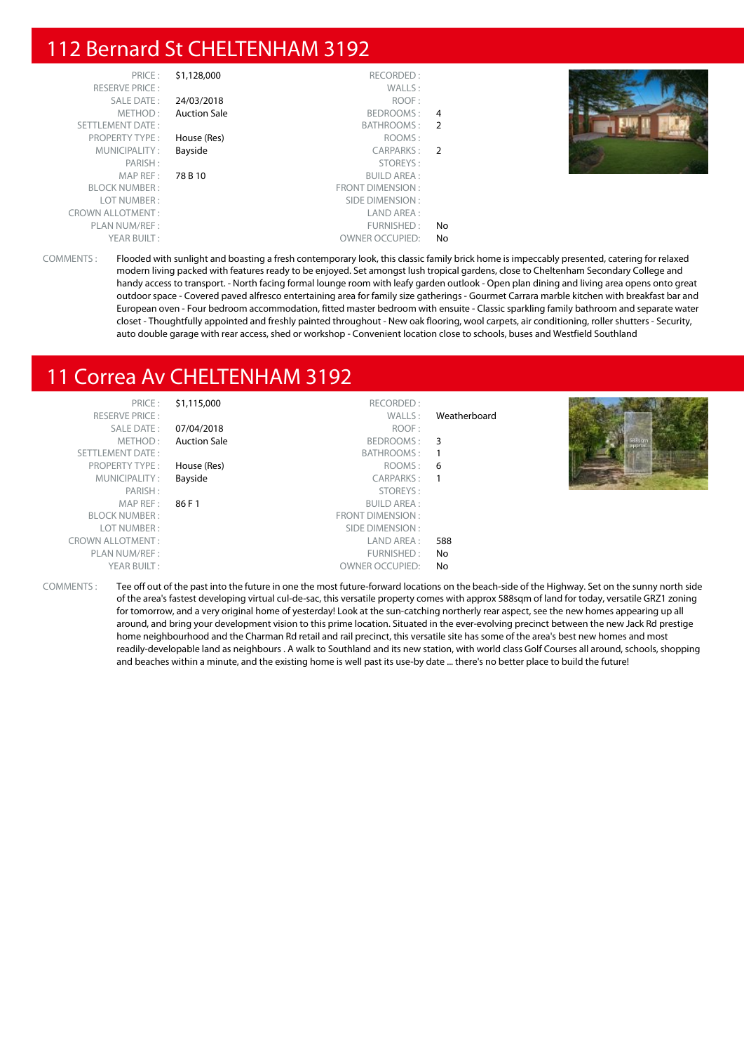## 112 Bernard St CHELTENHAM 3192

| | | | |
|---|---|---|---|
| PRICE : | $1,128,000 | RECORDED : | |
| RESERVE PRICE : | | WALLS : | |
| SALE DATE : | 24/03/2018 | ROOF : | |
| METHOD : | Auction Sale | BEDROOMS : | 4 |
| SETTLEMENT DATE : | | BATHROOMS : | 2 |
| PROPERTY TYPE : | House (Res) | ROOMS : | |
| MUNICIPALITY : | Bayside | CARPARKS : | 2 |
| PARISH : | | STOREYS : | |
| MAP REF : | 78 B 10 | BUILD AREA : | |
| BLOCK NUMBER : | | FRONT DIMENSION : | |
| LOT NUMBER : | | SIDE DIMENSION : | |
| CROWN ALLOTMENT : | | LAND AREA : | |
| PLAN NUM/REF : | | FURNISHED : | No |
| YEAR BUILT : | | OWNER OCCUPIED: | No |

COMMENTS : Flooded with sunlight and boasting a fresh contemporary look, this classic family brick home is impeccably presented, catering for relaxed modern living packed with features ready to be enjoyed. Set amongst lush tropical gardens, close to Cheltenham Secondary College and handy access to transport. - North facing formal lounge room with leafy garden outlook - Open plan dining and living area opens onto great outdoor space - Covered paved alfresco entertaining area for family size gatherings - Gourmet Carrara marble kitchen with breakfast bar and European oven - Four bedroom accommodation, fitted master bedroom with ensuite - Classic sparkling family bathroom and separate water closet - Thoughtfully appointed and freshly painted throughout - New oak flooring, wool carpets, air conditioning, roller shutters - Security, auto double garage with rear access, shed or workshop - Convenient location close to schools, buses and Westfield Southland

## 11 Correa Av CHELTENHAM 3192

| | | | |
|---|---|---|---|
| PRICE : | $1,115,000 | RECORDED : | |
| RESERVE PRICE : | | WALLS : | Weatherboard |
| SALE DATE : | 07/04/2018 | ROOF : | |
| METHOD : | Auction Sale | BEDROOMS : | 3 |
| SETTLEMENT DATE : | | BATHROOMS : | 1 |
| PROPERTY TYPE : | House (Res) | ROOMS : | 6 |
| MUNICIPALITY : | Bayside | CARPARKS : | 1 |
| PARISH : | | STOREYS : | |
| MAP REF : | 86 F 1 | BUILD AREA : | |
| BLOCK NUMBER : | | FRONT DIMENSION : | |
| LOT NUMBER : | | SIDE DIMENSION : | |
| CROWN ALLOTMENT : | | LAND AREA : | 588 |
| PLAN NUM/REF : | | FURNISHED : | No |
| YEAR BUILT : | | OWNER OCCUPIED: | No |

COMMENTS : Tee off out of the past into the future in one the most future-forward locations on the beach-side of the Highway. Set on the sunny north side of the area's fastest developing virtual cul-de-sac, this versatile property comes with approx 588sqm of land for today, versatile GRZ1 zoning for tomorrow, and a very original home of yesterday! Look at the sun-catching northerly rear aspect, see the new homes appearing up all around, and bring your development vision to this prime location. Situated in the ever-evolving precinct between the new Jack Rd prestige home neighbourhood and the Charman Rd retail and rail precinct, this versatile site has some of the area's best new homes and most readily-developable land as neighbours . A walk to Southland and its new station, with world class Golf Courses all around, schools, shopping and beaches within a minute, and the existing home is well past its use-by date ... there's no better place to build the future!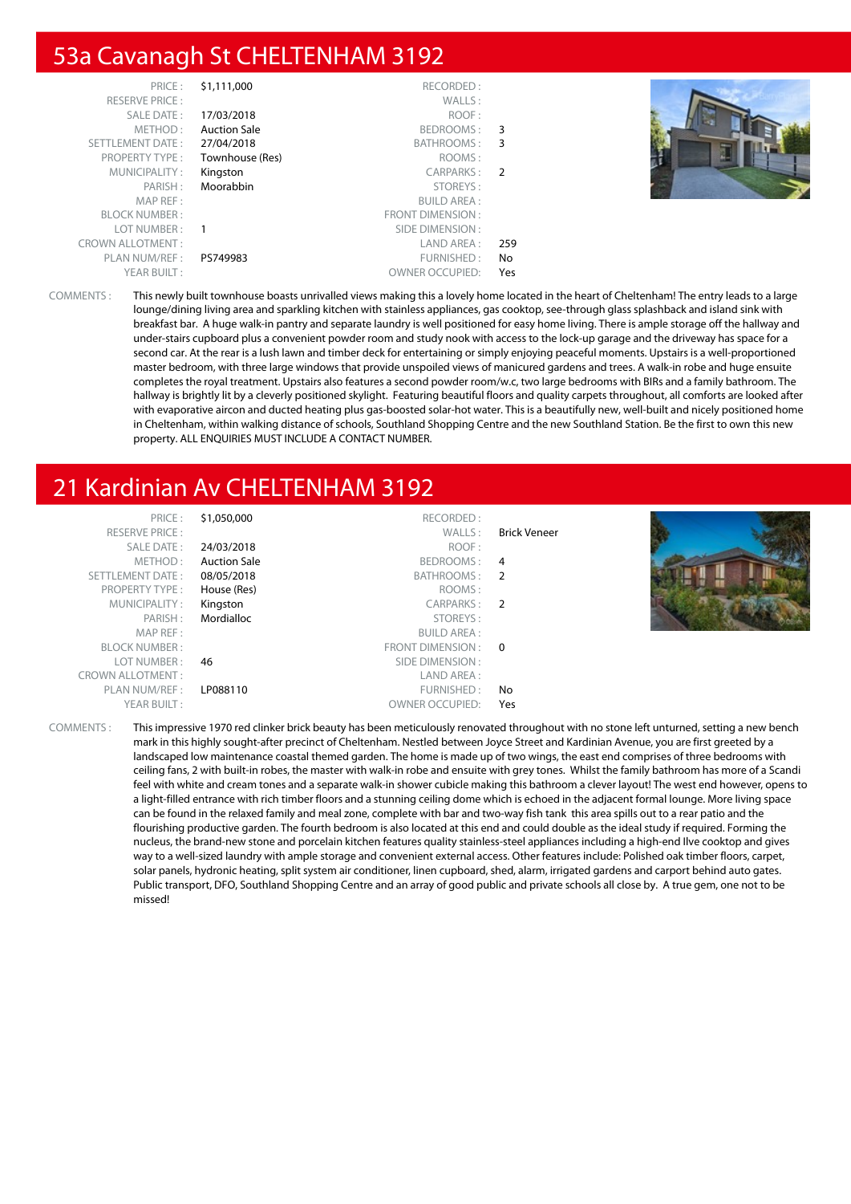# 53a Cavanagh St CHELTENHAM 3192

| | | | |
|---|---|---|---|
| PRICE : | $1,111,000 | RECORDED : | |
| RESERVE PRICE : | | WALLS : | |
| SALE DATE : | 17/03/2018 | ROOF : | |
| METHOD : | Auction Sale | BEDROOMS : | 3 |
| SETTLEMENT DATE : | 27/04/2018 | BATHROOMS : | 3 |
| PROPERTY TYPE : | Townhouse (Res) | ROOMS : | |
| MUNICIPALITY : | Kingston | CARPARKS : | 2 |
| PARISH : | Moorabbin | STOREYS : | |
| MAP REF : | | BUILD AREA : | |
| BLOCK NUMBER : | | FRONT DIMENSION : | |
| LOT NUMBER : | 1 | SIDE DIMENSION : | |
| CROWN ALLOTMENT : | | LAND AREA : | 259 |
| PLAN NUM/REF : | PS749983 | FURNISHED : | No |
| YEAR BUILT : | | OWNER OCCUPIED: | Yes |

COMMENTS : This newly built townhouse boasts unrivalled views making this a lovely home located in the heart of Cheltenham! The entry leads to a large lounge/dining living area and sparkling kitchen with stainless appliances, gas cooktop, see-through glass splashback and island sink with breakfast bar. A huge walk-in pantry and separate laundry is well positioned for easy home living. There is ample storage off the hallway and under-stairs cupboard plus a convenient powder room and study nook with access to the lock-up garage and the driveway has space for a second car. At the rear is a lush lawn and timber deck for entertaining or simply enjoying peaceful moments. Upstairs is a well-proportioned master bedroom, with three large windows that provide unspoiled views of manicured gardens and trees. A walk-in robe and huge ensuite completes the royal treatment. Upstairs also features a second powder room/w.c, two large bedrooms with BIRs and a family bathroom. The hallway is brightly lit by a cleverly positioned skylight. Featuring beautiful floors and quality carpets throughout, all comforts are looked after with evaporative aircon and ducted heating plus gas-boosted solar-hot water. This is a beautifully new, well-built and nicely positioned home in Cheltenham, within walking distance of schools, Southland Shopping Centre and the new Southland Station. Be the first to own this new property. ALL ENQUIRIES MUST INCLUDE A CONTACT NUMBER.

# 21 Kardinian Av CHELTENHAM 3192

| | | | |
|---|---|---|---|
| PRICE : | $1,050,000 | RECORDED : | |
| RESERVE PRICE : | | WALLS : | Brick Veneer |
| SALE DATE : | 24/03/2018 | ROOF : | |
| METHOD : | Auction Sale | BEDROOMS : | 4 |
| SETTLEMENT DATE : | 08/05/2018 | BATHROOMS : | 2 |
| PROPERTY TYPE : | House (Res) | ROOMS : | |
| MUNICIPALITY : | Kingston | CARPARKS : | 2 |
| PARISH : | Mordialloc | STOREYS : | |
| MAP REF : | | BUILD AREA : | |
| BLOCK NUMBER : | | FRONT DIMENSION : | 0 |
| LOT NUMBER : | 46 | SIDE DIMENSION : | |
| CROWN ALLOTMENT : | | LAND AREA : | |
| PLAN NUM/REF : | LP088110 | FURNISHED : | No |
| YEAR BUILT : | | OWNER OCCUPIED: | Yes |

COMMENTS : This impressive 1970 red clinker brick beauty has been meticulously renovated throughout with no stone left unturned, setting a new bench mark in this highly sought-after precinct of Cheltenham. Nestled between Joyce Street and Kardinian Avenue, you are first greeted by a landscaped low maintenance coastal themed garden. The home is made up of two wings, the east end comprises of three bedrooms with ceiling fans, 2 with built-in robes, the master with walk-in robe and ensuite with grey tones. Whilst the family bathroom has more of a Scandi feel with white and cream tones and a separate walk-in shower cubicle making this bathroom a clever layout! The west end however, opens to a light-filled entrance with rich timber floors and a stunning ceiling dome which is echoed in the adjacent formal lounge. More living space can be found in the relaxed family and meal zone, complete with bar and two-way fish tank this area spills out to a rear patio and the flourishing productive garden. The fourth bedroom is also located at this end and could double as the ideal study if required. Forming the nucleus, the brand-new stone and porcelain kitchen features quality stainless-steel appliances including a high-end Ilve cooktop and gives way to a well-sized laundry with ample storage and convenient external access. Other features include: Polished oak timber floors, carpet, solar panels, hydronic heating, split system air conditioner, linen cupboard, shed, alarm, irrigated gardens and carport behind auto gates. Public transport, DFO, Southland Shopping Centre and an array of good public and private schools all close by. A true gem, one not to be missed!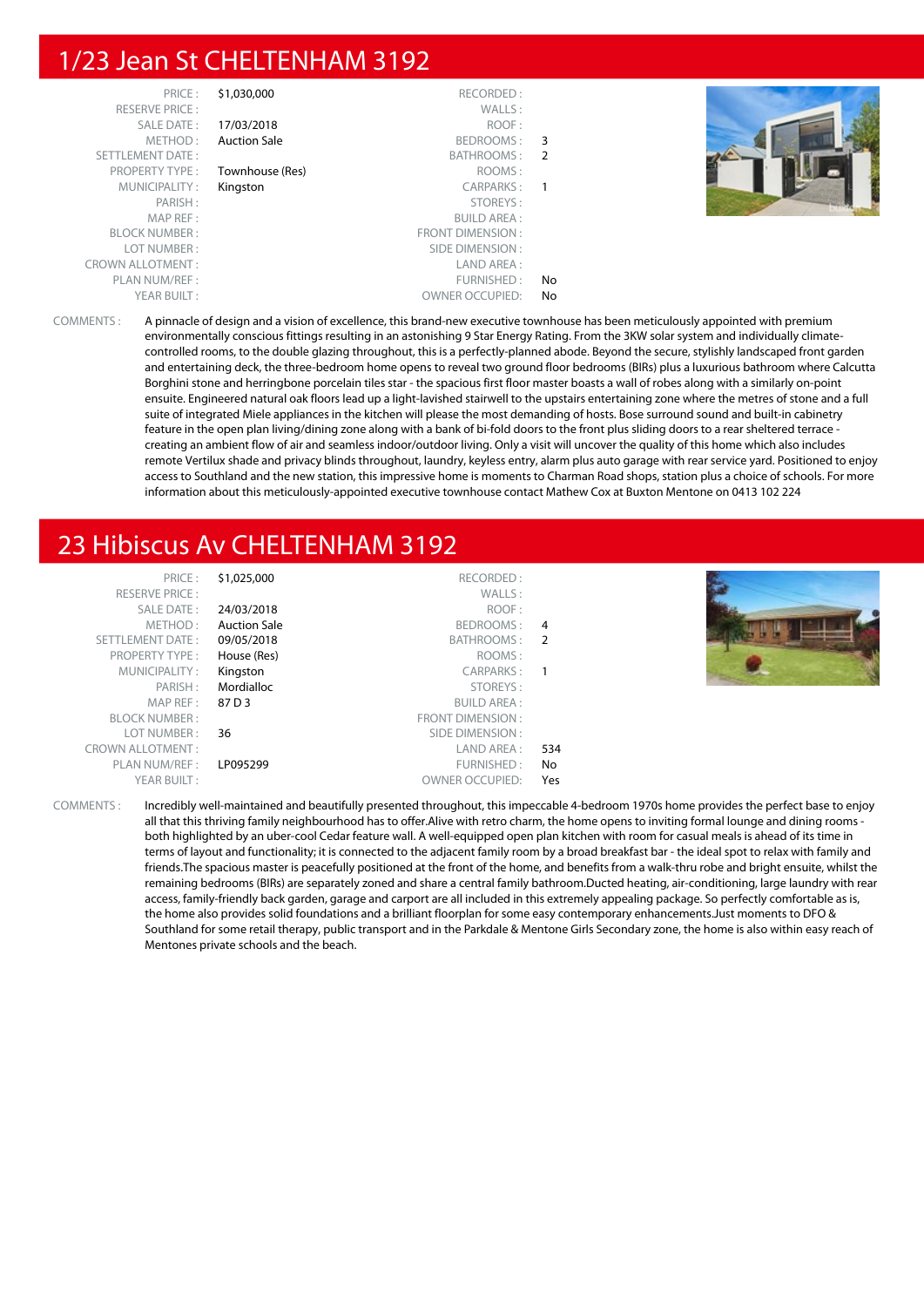## 1/23 Jean St CHELTENHAM 3192

| | | | |
|---|---|---|---|
| PRICE : | $1,030,000 | RECORDED : | |
| RESERVE PRICE : | | WALLS : | |
| SALE DATE : | 17/03/2018 | ROOF : | |
| METHOD : | Auction Sale | BEDROOMS : | 3 |
| SETTLEMENT DATE : | | BATHROOMS : | 2 |
| PROPERTY TYPE : | Townhouse (Res) | ROOMS : | |
| MUNICIPALITY : | Kingston | CARPARKS : | 1 |
| PARISH : | | STOREYS : | |
| MAP REF : | | BUILD AREA : | |
| BLOCK NUMBER : | | FRONT DIMENSION : | |
| LOT NUMBER : | | SIDE DIMENSION : | |
| CROWN ALLOTMENT : | | LAND AREA : | |
| PLAN NUM/REF : | | FURNISHED : | No |
| YEAR BUILT : | | OWNER OCCUPIED: | No |

COMMENTS : A pinnacle of design and a vision of excellence, this brand-new executive townhouse has been meticulously appointed with premium environmentally conscious fittings resulting in an astonishing 9 Star Energy Rating. From the 3KW solar system and individually climate-controlled rooms, to the double glazing throughout, this is a perfectly-planned abode. Beyond the secure, stylishly landscaped front garden and entertaining deck, the three-bedroom home opens to reveal two ground floor bedrooms (BIRs) plus a luxurious bathroom where Calcutta Borghini stone and herringbone porcelain tiles star - the spacious first floor master boasts a wall of robes along with a similarly on-point ensuite. Engineered natural oak floors lead up a light-lavished stairwell to the upstairs entertaining zone where the metres of stone and a full suite of integrated Miele appliances in the kitchen will please the most demanding of hosts. Bose surround sound and built-in cabinetry feature in the open plan living/dining zone along with a bank of bi-fold doors to the front plus sliding doors to a rear sheltered terrace - creating an ambient flow of air and seamless indoor/outdoor living. Only a visit will uncover the quality of this home which also includes remote Vertilux shade and privacy blinds throughout, laundry, keyless entry, alarm plus auto garage with rear service yard. Positioned to enjoy access to Southland and the new station, this impressive home is moments to Charman Road shops, station plus a choice of schools. For more information about this meticulously-appointed executive townhouse contact Mathew Cox at Buxton Mentone on 0413 102 224

## 23 Hibiscus Av CHELTENHAM 3192

| | | | |
|---|---|---|---|
| PRICE : | $1,025,000 | RECORDED : | |
| RESERVE PRICE : | | WALLS : | |
| SALE DATE : | 24/03/2018 | ROOF : | |
| METHOD : | Auction Sale | BEDROOMS : | 4 |
| SETTLEMENT DATE : | 09/05/2018 | BATHROOMS : | 2 |
| PROPERTY TYPE : | House (Res) | ROOMS : | |
| MUNICIPALITY : | Kingston | CARPARKS : | 1 |
| PARISH : | Mordialloc | STOREYS : | |
| MAP REF : | 87 D 3 | BUILD AREA : | |
| BLOCK NUMBER : | | FRONT DIMENSION : | |
| LOT NUMBER : | 36 | SIDE DIMENSION : | |
| CROWN ALLOTMENT : | | LAND AREA : | 534 |
| PLAN NUM/REF : | LP095299 | FURNISHED : | No |
| YEAR BUILT : | | OWNER OCCUPIED: | Yes |

COMMENTS : Incredibly well-maintained and beautifully presented throughout, this impeccable 4-bedroom 1970s home provides the perfect base to enjoy all that this thriving family neighbourhood has to offer.Alive with retro charm, the home opens to inviting formal lounge and dining rooms - both highlighted by an uber-cool Cedar feature wall. A well-equipped open plan kitchen with room for casual meals is ahead of its time in terms of layout and functionality; it is connected to the adjacent family room by a broad breakfast bar - the ideal spot to relax with family and friends.The spacious master is peacefully positioned at the front of the home, and benefits from a walk-thru robe and bright ensuite, whilst the remaining bedrooms (BIRs) are separately zoned and share a central family bathroom.Ducted heating, air-conditioning, large laundry with rear access, family-friendly back garden, garage and carport are all included in this extremely appealing package. So perfectly comfortable as is, the home also provides solid foundations and a brilliant floorplan for some easy contemporary enhancements.Just moments to DFO & Southland for some retail therapy, public transport and in the Parkdale & Mentone Girls Secondary zone, the home is also within easy reach of Mentones private schools and the beach.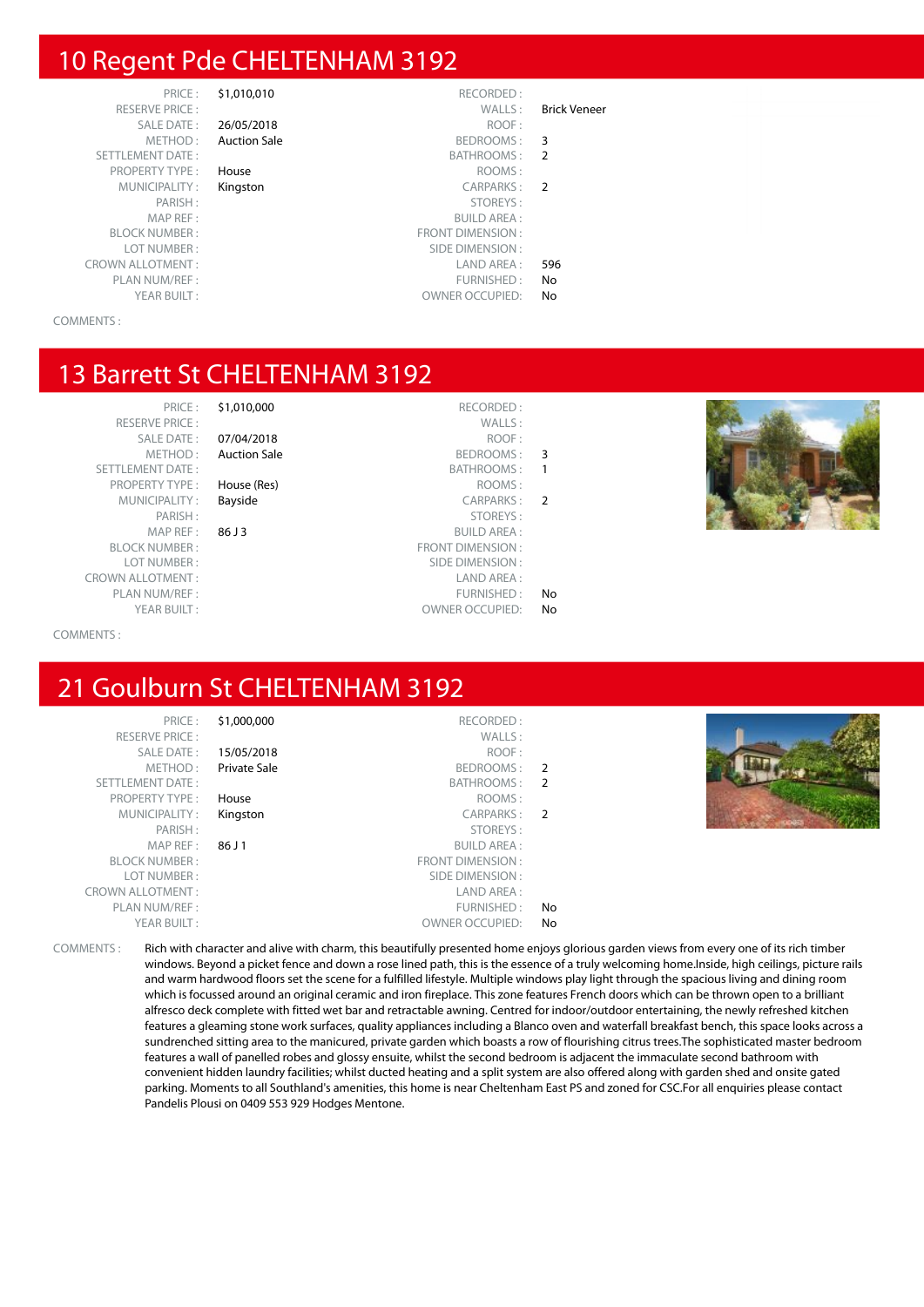## 10 Regent Pde CHELTENHAM 3192

| | | | |
|---|---|---|---|
| PRICE : | $1,010,010 | RECORDED : | |
| RESERVE PRICE : | | WALLS : | Brick Veneer |
| SALE DATE : | 26/05/2018 | ROOF : | |
| METHOD : | Auction Sale | BEDROOMS : | 3 |
| SETTLEMENT DATE : | | BATHROOMS : | 2 |
| PROPERTY TYPE : | House | ROOMS : | |
| MUNICIPALITY : | Kingston | CARPARKS : | 2 |
| PARISH : | | STOREYS : | |
| MAP REF : | | BUILD AREA : | |
| BLOCK NUMBER : | | FRONT DIMENSION : | |
| LOT NUMBER : | | SIDE DIMENSION : | |
| CROWN ALLOTMENT : | | LAND AREA : | 596 |
| PLAN NUM/REF : | | FURNISHED : | No |
| YEAR BUILT : | | OWNER OCCUPIED: | No |

COMMENTS :

## 13 Barrett St CHELTENHAM 3192

| | | | |
|---|---|---|---|
| PRICE : | $1,010,000 | RECORDED : | |
| RESERVE PRICE : | | WALLS : | |
| SALE DATE : | 07/04/2018 | ROOF : | |
| METHOD : | Auction Sale | BEDROOMS : | 3 |
| SETTLEMENT DATE : | | BATHROOMS : | 1 |
| PROPERTY TYPE : | House (Res) | ROOMS : | |
| MUNICIPALITY : | Bayside | CARPARKS : | 2 |
| PARISH : | | STOREYS : | |
| MAP REF : | 86 J 3 | BUILD AREA : | |
| BLOCK NUMBER : | | FRONT DIMENSION : | |
| LOT NUMBER : | | SIDE DIMENSION : | |
| CROWN ALLOTMENT : | | LAND AREA : | |
| PLAN NUM/REF : | | FURNISHED : | No |
| YEAR BUILT : | | OWNER OCCUPIED: | No |

COMMENTS :

## 21 Goulburn St CHELTENHAM 3192

| | | | |
|---|---|---|---|
| PRICE : | $1,000,000 | RECORDED : | |
| RESERVE PRICE : | | WALLS : | |
| SALE DATE : | 15/05/2018 | ROOF : | |
| METHOD : | Private Sale | BEDROOMS : | 2 |
| SETTLEMENT DATE : | | BATHROOMS : | 2 |
| PROPERTY TYPE : | House | ROOMS : | |
| MUNICIPALITY : | Kingston | CARPARKS : | 2 |
| PARISH : | | STOREYS : | |
| MAP REF : | 86 J 1 | BUILD AREA : | |
| BLOCK NUMBER : | | FRONT DIMENSION : | |
| LOT NUMBER : | | SIDE DIMENSION : | |
| CROWN ALLOTMENT : | | LAND AREA : | |
| PLAN NUM/REF : | | FURNISHED : | No |
| YEAR BUILT : | | OWNER OCCUPIED: | No |

COMMENTS : Rich with character and alive with charm, this beautifully presented home enjoys glorious garden views from every one of its rich timber windows. Beyond a picket fence and down a rose lined path, this is the essence of a truly welcoming home.Inside, high ceilings, picture rails and warm hardwood floors set the scene for a fulfilled lifestyle. Multiple windows play light through the spacious living and dining room which is focussed around an original ceramic and iron fireplace. This zone features French doors which can be thrown open to a brilliant alfresco deck complete with fitted wet bar and retractable awning. Centred for indoor/outdoor entertaining, the newly refreshed kitchen features a gleaming stone work surfaces, quality appliances including a Blanco oven and waterfall breakfast bench, this space looks across a sundrenched sitting area to the manicured, private garden which boasts a row of flourishing citrus trees.The sophisticated master bedroom features a wall of panelled robes and glossy ensuite, whilst the second bedroom is adjacent the immaculate second bathroom with convenient hidden laundry facilities; whilst ducted heating and a split system are also offered along with garden shed and onsite gated parking. Moments to all Southland's amenities, this home is near Cheltenham East PS and zoned for CSC.For all enquiries please contact Pandelis Plousi on 0409 553 929 Hodges Mentone.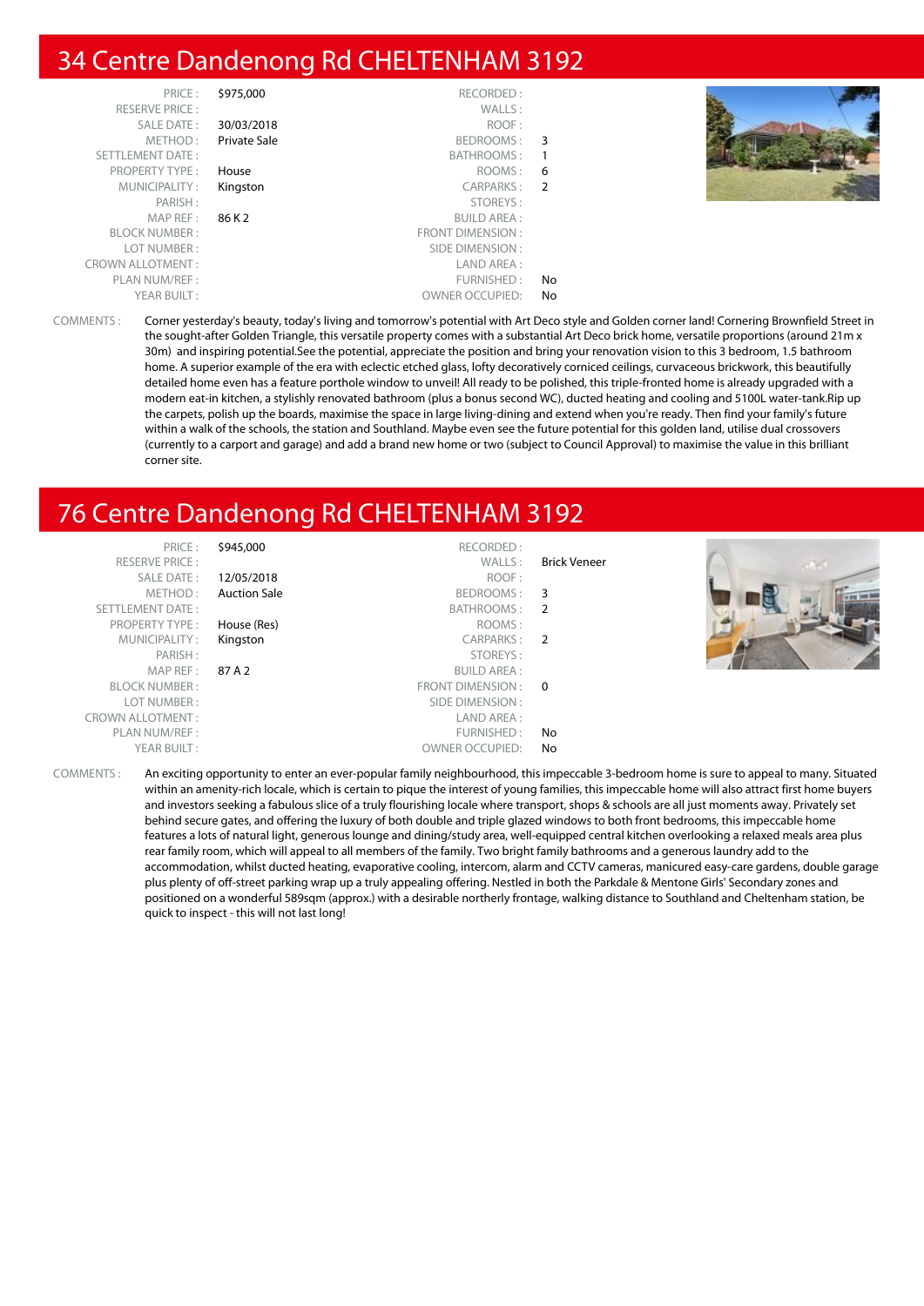# 34 Centre Dandenong Rd CHELTENHAM 3192

| | | | |
|---|---|---|---|
| PRICE : | $975,000 | RECORDED : | |
| RESERVE PRICE : | | WALLS : | |
| SALE DATE : | 30/03/2018 | ROOF : | |
| METHOD : | Private Sale | BEDROOMS : | 3 |
| SETTLEMENT DATE : | | BATHROOMS : | 1 |
| PROPERTY TYPE : | House | ROOMS : | 6 |
| MUNICIPALITY : | Kingston | CARPARKS : | 2 |
| PARISH : | | STOREYS : | |
| MAP REF : | 86 K 2 | BUILD AREA : | |
| BLOCK NUMBER : | | FRONT DIMENSION : | |
| LOT NUMBER : | | SIDE DIMENSION : | |
| CROWN ALLOTMENT : | | LAND AREA : | |
| PLAN NUM/REF : | | FURNISHED : | No |
| YEAR BUILT : | | OWNER OCCUPIED: | No |

COMMENTS : Corner yesterday's beauty, today's living and tomorrow's potential with Art Deco style and Golden corner land! Cornering Brownfield Street in the sought-after Golden Triangle, this versatile property comes with a substantial Art Deco brick home, versatile proportions (around 21m x 30m) and inspiring potential.See the potential, appreciate the position and bring your renovation vision to this 3 bedroom, 1.5 bathroom home. A superior example of the era with eclectic etched glass, lofty decoratively corniced ceilings, curvaceous brickwork, this beautifully detailed home even has a feature porthole window to unveil! All ready to be polished, this triple-fronted home is already upgraded with a modern eat-in kitchen, a stylishly renovated bathroom (plus a bonus second WC), ducted heating and cooling and 5100L water-tank.Rip up the carpets, polish up the boards, maximise the space in large living-dining and extend when you're ready. Then find your family's future within a walk of the schools, the station and Southland. Maybe even see the future potential for this golden land, utilise dual crossovers (currently to a carport and garage) and add a brand new home or two (subject to Council Approval) to maximise the value in this brilliant corner site.

# 76 Centre Dandenong Rd CHELTENHAM 3192

| | | | |
|---|---|---|---|
| PRICE : | $945,000 | RECORDED : | |
| RESERVE PRICE : | | WALLS : | Brick Veneer |
| SALE DATE : | 12/05/2018 | ROOF : | |
| METHOD : | Auction Sale | BEDROOMS : | 3 |
| SETTLEMENT DATE : | | BATHROOMS : | 2 |
| PROPERTY TYPE : | House (Res) | ROOMS : | |
| MUNICIPALITY : | Kingston | CARPARKS : | 2 |
| PARISH : | | STOREYS : | |
| MAP REF : | 87 A 2 | BUILD AREA : | |
| BLOCK NUMBER : | | FRONT DIMENSION : | 0 |
| LOT NUMBER : | | SIDE DIMENSION : | |
| CROWN ALLOTMENT : | | LAND AREA : | |
| PLAN NUM/REF : | | FURNISHED : | No |
| YEAR BUILT : | | OWNER OCCUPIED: | No |

COMMENTS : An exciting opportunity to enter an ever-popular family neighbourhood, this impeccable 3-bedroom home is sure to appeal to many. Situated within an amenity-rich locale, which is certain to pique the interest of young families, this impeccable home will also attract first home buyers and investors seeking a fabulous slice of a truly flourishing locale where transport, shops & schools are all just moments away. Privately set behind secure gates, and offering the luxury of both double and triple glazed windows to both front bedrooms, this impeccable home features a lots of natural light, generous lounge and dining/study area, well-equipped central kitchen overlooking a relaxed meals area plus rear family room, which will appeal to all members of the family. Two bright family bathrooms and a generous laundry add to the accommodation, whilst ducted heating, evaporative cooling, intercom, alarm and CCTV cameras, manicured easy-care gardens, double garage plus plenty of off-street parking wrap up a truly appealing offering. Nestled in both the Parkdale & Mentone Girls' Secondary zones and positioned on a wonderful 589sqm (approx.) with a desirable northerly frontage, walking distance to Southland and Cheltenham station, be quick to inspect - this will not last long!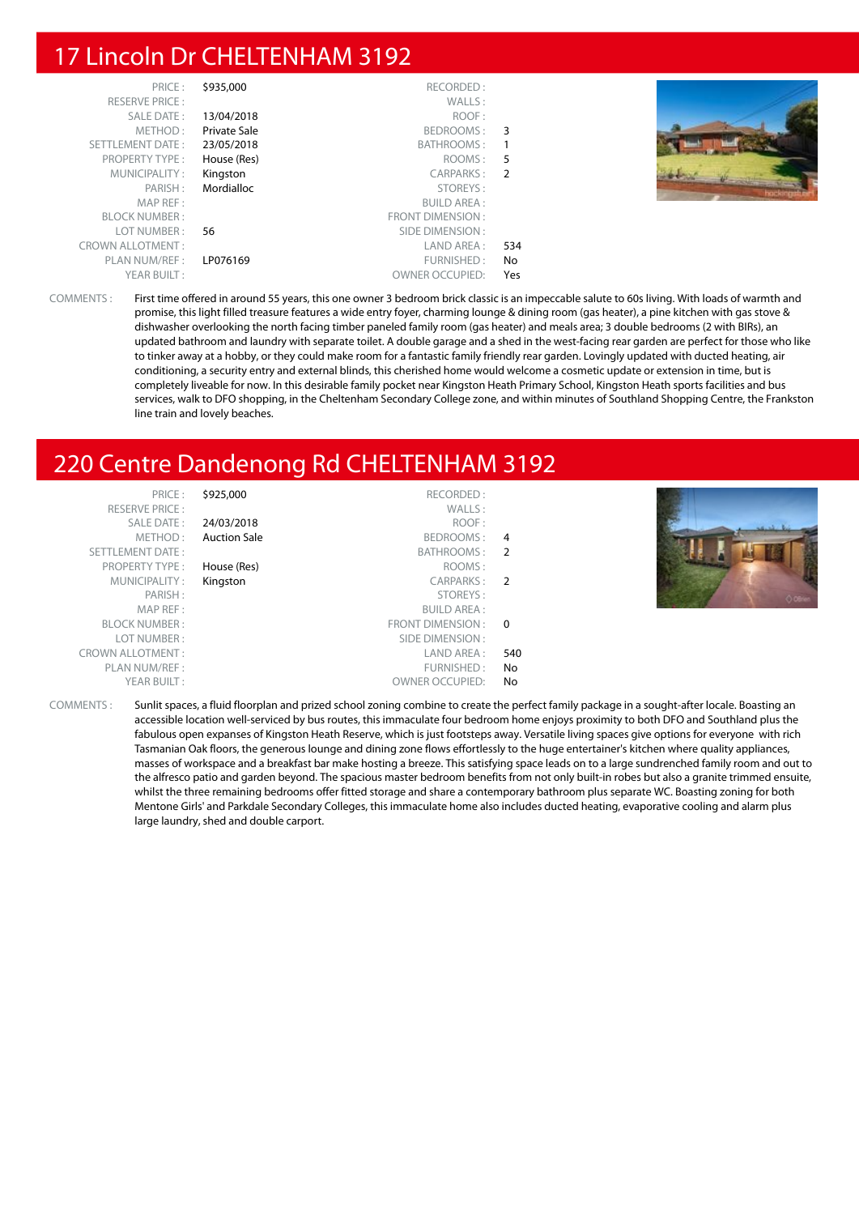## 17 Lincoln Dr CHELTENHAM 3192

| | | | |
|---|---|---|---|
| PRICE : | $935,000 | RECORDED : | |
| RESERVE PRICE : | | WALLS : | |
| SALE DATE : | 13/04/2018 | ROOF : | |
| METHOD : | Private Sale | BEDROOMS : | 3 |
| SETTLEMENT DATE : | 23/05/2018 | BATHROOMS : | 1 |
| PROPERTY TYPE : | House (Res) | ROOMS : | 5 |
| MUNICIPALITY : | Kingston | CARPARKS : | 2 |
| PARISH : | Mordialloc | STOREYS : | |
| MAP REF : | | BUILD AREA : | |
| BLOCK NUMBER : | | FRONT DIMENSION : | |
| LOT NUMBER : | 56 | SIDE DIMENSION : | |
| CROWN ALLOTMENT : | | LAND AREA : | 534 |
| PLAN NUM/REF : | LP076169 | FURNISHED : | No |
| YEAR BUILT : | | OWNER OCCUPIED: | Yes |

COMMENTS : First time offered in around 55 years, this one owner 3 bedroom brick classic is an impeccable salute to 60s living. With loads of warmth and promise, this light filled treasure features a wide entry foyer, charming lounge & dining room (gas heater), a pine kitchen with gas stove & dishwasher overlooking the north facing timber paneled family room (gas heater) and meals area; 3 double bedrooms (2 with BIRs), an updated bathroom and laundry with separate toilet. A double garage and a shed in the west-facing rear garden are perfect for those who like to tinker away at a hobby, or they could make room for a fantastic family friendly rear garden. Lovingly updated with ducted heating, air conditioning, a security entry and external blinds, this cherished home would welcome a cosmetic update or extension in time, but is completely liveable for now. In this desirable family pocket near Kingston Heath Primary School, Kingston Heath sports facilities and bus services, walk to DFO shopping, in the Cheltenham Secondary College zone, and within minutes of Southland Shopping Centre, the Frankston line train and lovely beaches.

## 220 Centre Dandenong Rd CHELTENHAM 3192

| | | | |
|---|---|---|---|
| PRICE : | $925,000 | RECORDED : | |
| RESERVE PRICE : | | WALLS : | |
| SALE DATE : | 24/03/2018 | ROOF : | |
| METHOD : | Auction Sale | BEDROOMS : | 4 |
| SETTLEMENT DATE : | | BATHROOMS : | 2 |
| PROPERTY TYPE : | House (Res) | ROOMS : | |
| MUNICIPALITY : | Kingston | CARPARKS : | 2 |
| PARISH : | | STOREYS : | |
| MAP REF : | | BUILD AREA : | |
| BLOCK NUMBER : | | FRONT DIMENSION : | 0 |
| LOT NUMBER : | | SIDE DIMENSION : | |
| CROWN ALLOTMENT : | | LAND AREA : | 540 |
| PLAN NUM/REF : | | FURNISHED : | No |
| YEAR BUILT : | | OWNER OCCUPIED: | No |

COMMENTS : Sunlit spaces, a fluid floorplan and prized school zoning combine to create the perfect family package in a sought-after locale. Boasting an accessible location well-serviced by bus routes, this immaculate four bedroom home enjoys proximity to both DFO and Southland plus the fabulous open expanses of Kingston Heath Reserve, which is just footsteps away. Versatile living spaces give options for everyone with rich Tasmanian Oak floors, the generous lounge and dining zone flows effortlessly to the huge entertainer's kitchen where quality appliances, masses of workspace and a breakfast bar make hosting a breeze. This satisfying space leads on to a large sundrenched family room and out to the alfresco patio and garden beyond. The spacious master bedroom benefits from not only built-in robes but also a granite trimmed ensuite, whilst the three remaining bedrooms offer fitted storage and share a contemporary bathroom plus separate WC. Boasting zoning for both Mentone Girls' and Parkdale Secondary Colleges, this immaculate home also includes ducted heating, evaporative cooling and alarm plus large laundry, shed and double carport.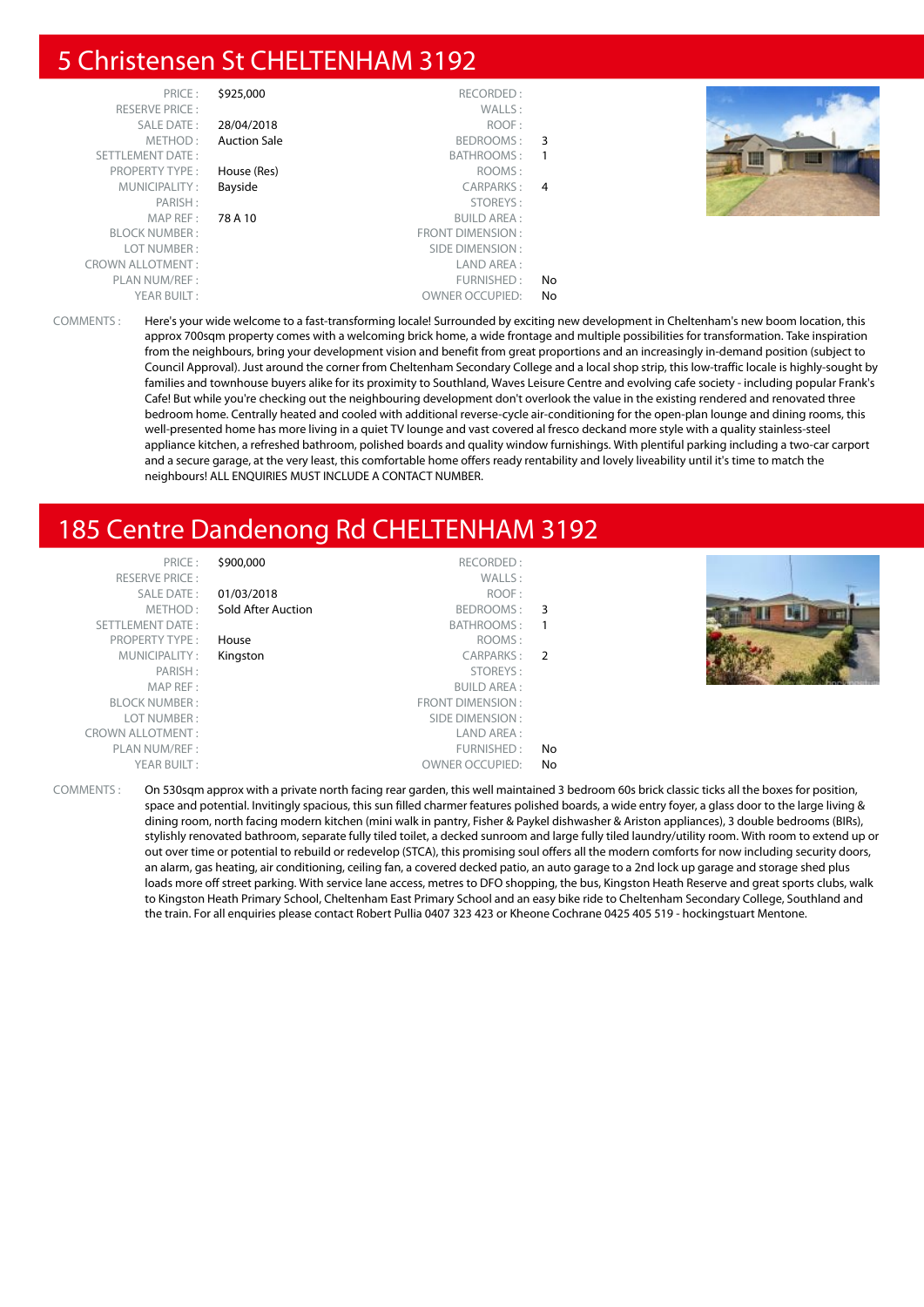## 5 Christensen St CHELTENHAM 3192

| | | | |
|---|---|---|---|
| PRICE : | $925,000 | RECORDED : | |
| RESERVE PRICE : | | WALLS : | |
| SALE DATE : | 28/04/2018 | ROOF : | |
| METHOD : | Auction Sale | BEDROOMS : | 3 |
| SETTLEMENT DATE : | | BATHROOMS : | 1 |
| PROPERTY TYPE : | House (Res) | ROOMS : | |
| MUNICIPALITY : | Bayside | CARPARKS : | 4 |
| PARISH : | | STOREYS : | |
| MAP REF : | 78 A 10 | BUILD AREA : | |
| BLOCK NUMBER : | | FRONT DIMENSION : | |
| LOT NUMBER : | | SIDE DIMENSION : | |
| CROWN ALLOTMENT : | | LAND AREA : | |
| PLAN NUM/REF : | | FURNISHED : | No |
| YEAR BUILT : | | OWNER OCCUPIED: | No |

COMMENTS : Here's your wide welcome to a fast-transforming locale! Surrounded by exciting new development in Cheltenham's new boom location, this approx 700sqm property comes with a welcoming brick home, a wide frontage and multiple possibilities for transformation. Take inspiration from the neighbours, bring your development vision and benefit from great proportions and an increasingly in-demand position (subject to Council Approval). Just around the corner from Cheltenham Secondary College and a local shop strip, this low-traffic locale is highly-sought by families and townhouse buyers alike for its proximity to Southland, Waves Leisure Centre and evolving cafe society - including popular Frank's Cafe! But while you're checking out the neighbouring development don't overlook the value in the existing rendered and renovated three bedroom home. Centrally heated and cooled with additional reverse-cycle air-conditioning for the open-plan lounge and dining rooms, this well-presented home has more living in a quiet TV lounge and vast covered al fresco deckand more style with a quality stainless-steel appliance kitchen, a refreshed bathroom, polished boards and quality window furnishings. With plentiful parking including a two-car carport and a secure garage, at the very least, this comfortable home offers ready rentability and lovely liveability until it's time to match the neighbours! ALL ENQUIRIES MUST INCLUDE A CONTACT NUMBER.

## 185 Centre Dandenong Rd CHELTENHAM 3192

| | | | |
|---|---|---|---|
| PRICE : | $900,000 | RECORDED : | |
| RESERVE PRICE : | | WALLS : | |
| SALE DATE : | 01/03/2018 | ROOF : | |
| METHOD : | Sold After Auction | BEDROOMS : | 3 |
| SETTLEMENT DATE : | | BATHROOMS : | 1 |
| PROPERTY TYPE : | House | ROOMS : | |
| MUNICIPALITY : | Kingston | CARPARKS : | 2 |
| PARISH : | | STOREYS : | |
| MAP REF : | | BUILD AREA : | |
| BLOCK NUMBER : | | FRONT DIMENSION : | |
| LOT NUMBER : | | SIDE DIMENSION : | |
| CROWN ALLOTMENT : | | LAND AREA : | |
| PLAN NUM/REF : | | FURNISHED : | No |
| YEAR BUILT : | | OWNER OCCUPIED: | No |

COMMENTS : On 530sqm approx with a private north facing rear garden, this well maintained 3 bedroom 60s brick classic ticks all the boxes for position, space and potential. Invitingly spacious, this sun filled charmer features polished boards, a wide entry foyer, a glass door to the large living & dining room, north facing modern kitchen (mini walk in pantry, Fisher & Paykel dishwasher & Ariston appliances), 3 double bedrooms (BIRs), stylishly renovated bathroom, separate fully tiled toilet, a decked sunroom and large fully tiled laundry/utility room. With room to extend up or out over time or potential to rebuild or redevelop (STCA), this promising soul offers all the modern comforts for now including security doors, an alarm, gas heating, air conditioning, ceiling fan, a covered decked patio, an auto garage to a 2nd lock up garage and storage shed plus loads more off street parking. With service lane access, metres to DFO shopping, the bus, Kingston Heath Reserve and great sports clubs, walk to Kingston Heath Primary School, Cheltenham East Primary School and an easy bike ride to Cheltenham Secondary College, Southland and the train. For all enquiries please contact Robert Pullia 0407 323 423 or Kheone Cochrane 0425 405 519 - hockingstuart Mentone.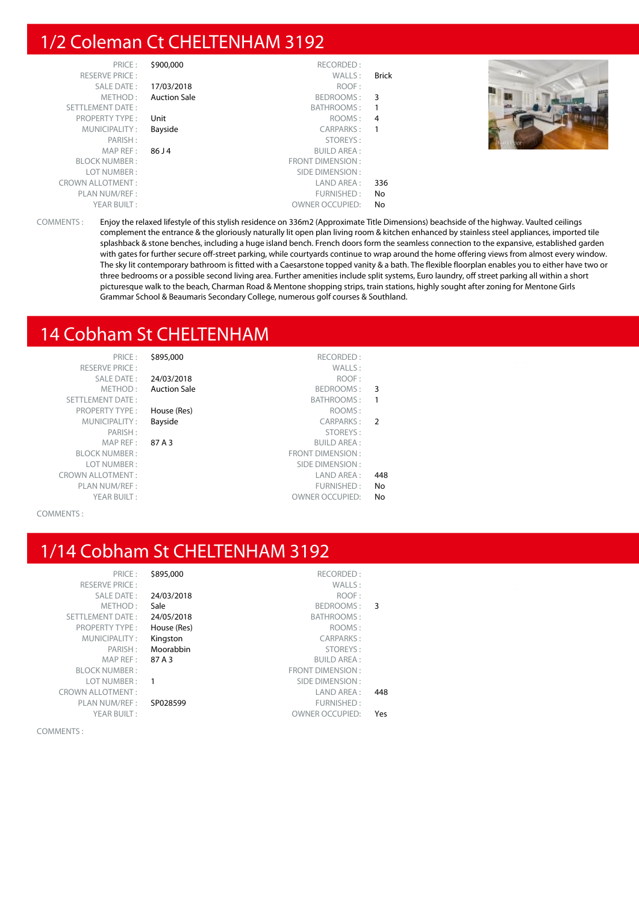## 1/2 Coleman Ct CHELTENHAM 3192

| | | | |
|---|---|---|---|
| PRICE : | $900,000 | RECORDED : | |
| RESERVE PRICE : | | WALLS : | Brick |
| SALE DATE : | 17/03/2018 | ROOF : | |
| METHOD : | Auction Sale | BEDROOMS : | 3 |
| SETTLEMENT DATE : | | BATHROOMS : | 1 |
| PROPERTY TYPE : | Unit | ROOMS : | 4 |
| MUNICIPALITY : | Bayside | CARPARKS : | 1 |
| PARISH : | | STOREYS : | |
| MAP REF : | 86 J 4 | BUILD AREA : | |
| BLOCK NUMBER : | | FRONT DIMENSION : | |
| LOT NUMBER : | | SIDE DIMENSION : | |
| CROWN ALLOTMENT : | | LAND AREA : | 336 |
| PLAN NUM/REF : | | FURNISHED : | No |
| YEAR BUILT : | | OWNER OCCUPIED: | No |

COMMENTS : Enjoy the relaxed lifestyle of this stylish residence on 336m2 (Approximate Title Dimensions) beachside of the highway. Vaulted ceilings complement the entrance & the gloriously naturally lit open plan living room & kitchen enhanced by stainless steel appliances, imported tile splashback & stone benches, including a huge island bench. French doors form the seamless connection to the expansive, established garden with gates for further secure off-street parking, while courtyards continue to wrap around the home offering views from almost every window. The sky lit contemporary bathroom is fitted with a Caesarstone topped vanity & a bath. The flexible floorplan enables you to either have two or three bedrooms or a possible second living area. Further amenities include split systems, Euro laundry, off street parking all within a short picturesque walk to the beach, Charman Road & Mentone shopping strips, train stations, highly sought after zoning for Mentone Girls Grammar School & Beaumaris Secondary College, numerous golf courses & Southland.

## 14 Cobham St CHELTENHAM

| | | | |
|---|---|---|---|
| PRICE : | $895,000 | RECORDED : | |
| RESERVE PRICE : | | WALLS : | |
| SALE DATE : | 24/03/2018 | ROOF : | |
| METHOD : | Auction Sale | BEDROOMS : | 3 |
| SETTLEMENT DATE : | | BATHROOMS : | 1 |
| PROPERTY TYPE : | House (Res) | ROOMS : | |
| MUNICIPALITY : | Bayside | CARPARKS : | 2 |
| PARISH : | | STOREYS : | |
| MAP REF : | 87 A 3 | BUILD AREA : | |
| BLOCK NUMBER : | | FRONT DIMENSION : | |
| LOT NUMBER : | | SIDE DIMENSION : | |
| CROWN ALLOTMENT : | | LAND AREA : | 448 |
| PLAN NUM/REF : | | FURNISHED : | No |
| YEAR BUILT : | | OWNER OCCUPIED: | No |

COMMENTS :

## 1/14 Cobham St CHELTENHAM 3192

| | | | |
|---|---|---|---|
| PRICE : | $895,000 | RECORDED : | |
| RESERVE PRICE : | | WALLS : | |
| SALE DATE : | 24/03/2018 | ROOF : | |
| METHOD : | Sale | BEDROOMS : | 3 |
| SETTLEMENT DATE : | 24/05/2018 | BATHROOMS : | |
| PROPERTY TYPE : | House (Res) | ROOMS : | |
| MUNICIPALITY : | Kingston | CARPARKS : | |
| PARISH : | Moorabbin | STOREYS : | |
| MAP REF : | 87 A 3 | BUILD AREA : | |
| BLOCK NUMBER : | | FRONT DIMENSION : | |
| LOT NUMBER : | 1 | SIDE DIMENSION : | |
| CROWN ALLOTMENT : | | LAND AREA : | 448 |
| PLAN NUM/REF : | SP028599 | FURNISHED : | |
| YEAR BUILT : | | OWNER OCCUPIED: | Yes |

COMMENTS :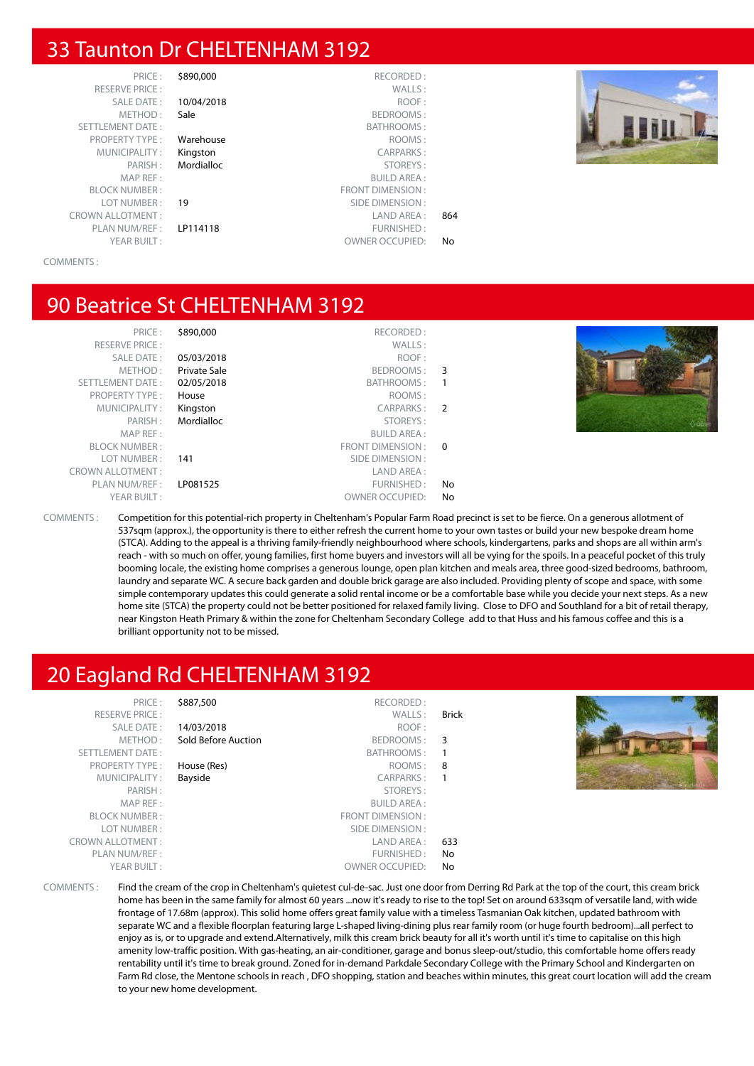## 33 Taunton Dr CHELTENHAM 3192

| | | | |
|---|---|---|---|
| PRICE : | $890,000 | RECORDED : | |
| RESERVE PRICE : | | WALLS : | |
| SALE DATE : | 10/04/2018 | ROOF : | |
| METHOD : | Sale | BEDROOMS : | |
| SETTLEMENT DATE : | | BATHROOMS : | |
| PROPERTY TYPE : | Warehouse | ROOMS : | |
| MUNICIPALITY : | Kingston | CARPARKS : | |
| PARISH : | Mordialloc | STOREYS : | |
| MAP REF : | | BUILD AREA : | |
| BLOCK NUMBER : | | FRONT DIMENSION : | |
| LOT NUMBER : | 19 | SIDE DIMENSION : | |
| CROWN ALLOTMENT : | | LAND AREA : | 864 |
| PLAN NUM/REF : | LP114118 | FURNISHED : | |
| YEAR BUILT : | | OWNER OCCUPIED: | No |

COMMENTS :

## 90 Beatrice St CHELTENHAM 3192

| | | | |
|---|---|---|---|
| PRICE : | $890,000 | RECORDED : | |
| RESERVE PRICE : | | WALLS : | |
| SALE DATE : | 05/03/2018 | ROOF : | |
| METHOD : | Private Sale | BEDROOMS : | 3 |
| SETTLEMENT DATE : | 02/05/2018 | BATHROOMS : | 1 |
| PROPERTY TYPE : | House | ROOMS : | |
| MUNICIPALITY : | Kingston | CARPARKS : | 2 |
| PARISH : | Mordialloc | STOREYS : | |
| MAP REF : | | BUILD AREA : | |
| BLOCK NUMBER : | | FRONT DIMENSION : | 0 |
| LOT NUMBER : | 141 | SIDE DIMENSION : | |
| CROWN ALLOTMENT : | | LAND AREA : | |
| PLAN NUM/REF : | LP081525 | FURNISHED : | No |
| YEAR BUILT : | | OWNER OCCUPIED: | No |

COMMENTS : Competition for this potential-rich property in Cheltenham's Popular Farm Road precinct is set to be fierce. On a generous allotment of 537sqm (approx.), the opportunity is there to either refresh the current home to your own tastes or build your new bespoke dream home (STCA). Adding to the appeal is a thriving family-friendly neighbourhood where schools, kindergartens, parks and shops are all within arm's reach - with so much on offer, young families, first home buyers and investors will all be vying for the spoils. In a peaceful pocket of this truly booming locale, the existing home comprises a generous lounge, open plan kitchen and meals area, three good-sized bedrooms, bathroom, laundry and separate WC. A secure back garden and double brick garage are also included. Providing plenty of scope and space, with some simple contemporary updates this could generate a solid rental income or be a comfortable base while you decide your next steps. As a new home site (STCA) the property could not be better positioned for relaxed family living. Close to DFO and Southland for a bit of retail therapy, near Kingston Heath Primary & within the zone for Cheltenham Secondary College add to that Huss and his famous coffee and this is a brilliant opportunity not to be missed.

## 20 Eagland Rd CHELTENHAM 3192

| | | | |
|---|---|---|---|
| PRICE : | $887,500 | RECORDED : | |
| RESERVE PRICE : | | WALLS : | Brick |
| SALE DATE : | 14/03/2018 | ROOF : | |
| METHOD : | Sold Before Auction | BEDROOMS : | 3 |
| SETTLEMENT DATE : | | BATHROOMS : | 1 |
| PROPERTY TYPE : | House (Res) | ROOMS : | 8 |
| MUNICIPALITY : | Bayside | CARPARKS : | 1 |
| PARISH : | | STOREYS : | |
| MAP REF : | | BUILD AREA : | |
| BLOCK NUMBER : | | FRONT DIMENSION : | |
| LOT NUMBER : | | SIDE DIMENSION : | |
| CROWN ALLOTMENT : | | LAND AREA : | 633 |
| PLAN NUM/REF : | | FURNISHED : | No |
| YEAR BUILT : | | OWNER OCCUPIED: | No |

COMMENTS : Find the cream of the crop in Cheltenham's quietest cul-de-sac. Just one door from Derring Rd Park at the top of the court, this cream brick home has been in the same family for almost 60 years ...now it's ready to rise to the top! Set on around 633sqm of versatile land, with wide frontage of 17.68m (approx). This solid home offers great family value with a timeless Tasmanian Oak kitchen, updated bathroom with separate WC and a flexible floorplan featuring large L-shaped living-dining plus rear family room (or huge fourth bedroom)...all perfect to enjoy as is, or to upgrade and extend.Alternatively, milk this cream brick beauty for all it's worth until it's time to capitalise on this high amenity low-traffic position. With gas-heating, an air-conditioner, garage and bonus sleep-out/studio, this comfortable home offers ready rentability until it's time to break ground. Zoned for in-demand Parkdale Secondary College with the Primary School and Kindergarten on Farm Rd close, the Mentone schools in reach , DFO shopping, station and beaches within minutes, this great court location will add the cream to your new home development.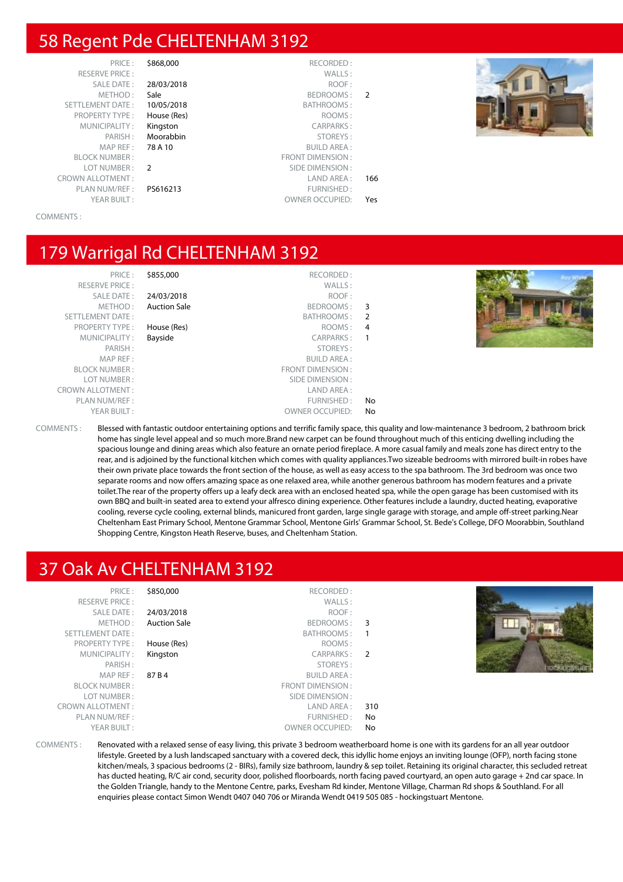## 58 Regent Pde CHELTENHAM 3192

| | | | |
|---|---|---|---|
| PRICE : | $868,000 | RECORDED : | |
| RESERVE PRICE : | | WALLS : | |
| SALE DATE : | 28/03/2018 | ROOF : | |
| METHOD : | Sale | BEDROOMS : | 2 |
| SETTLEMENT DATE : | 10/05/2018 | BATHROOMS : | |
| PROPERTY TYPE : | House (Res) | ROOMS : | |
| MUNICIPALITY : | Kingston | CARPARKS : | |
| PARISH : | Moorabbin | STOREYS : | |
| MAP REF : | 78 A 10 | BUILD AREA : | |
| BLOCK NUMBER : | | FRONT DIMENSION : | |
| LOT NUMBER : | 2 | SIDE DIMENSION : | |
| CROWN ALLOTMENT : | | LAND AREA : | 166 |
| PLAN NUM/REF : | PS616213 | FURNISHED : | |
| YEAR BUILT : | | OWNER OCCUPIED: | Yes |

COMMENTS :

## 179 Warrigal Rd CHELTENHAM 3192

| | | | |
|---|---|---|---|
| PRICE : | $855,000 | RECORDED : | |
| RESERVE PRICE : | | WALLS : | |
| SALE DATE : | 24/03/2018 | ROOF : | |
| METHOD : | Auction Sale | BEDROOMS : | 3 |
| SETTLEMENT DATE : | | BATHROOMS : | 2 |
| PROPERTY TYPE : | House (Res) | ROOMS : | 4 |
| MUNICIPALITY : | Bayside | CARPARKS : | 1 |
| PARISH : | | STOREYS : | |
| MAP REF : | | BUILD AREA : | |
| BLOCK NUMBER : | | FRONT DIMENSION : | |
| LOT NUMBER : | | SIDE DIMENSION : | |
| CROWN ALLOTMENT : | | LAND AREA : | |
| PLAN NUM/REF : | | FURNISHED : | No |
| YEAR BUILT : | | OWNER OCCUPIED: | No |

COMMENTS : Blessed with fantastic outdoor entertaining options and terrific family space, this quality and low-maintenance 3 bedroom, 2 bathroom brick home has single level appeal and so much more.Brand new carpet can be found throughout much of this enticing dwelling including the spacious lounge and dining areas which also feature an ornate period fireplace. A more casual family and meals zone has direct entry to the rear, and is adjoined by the functional kitchen which comes with quality appliances.Two sizeable bedrooms with mirrored built-in robes have their own private place towards the front section of the house, as well as easy access to the spa bathroom. The 3rd bedroom was once two separate rooms and now offers amazing space as one relaxed area, while another generous bathroom has modern features and a private toilet.The rear of the property offers up a leafy deck area with an enclosed heated spa, while the open garage has been customised with its own BBQ and built-in seated area to extend your alfresco dining experience. Other features include a laundry, ducted heating, evaporative cooling, reverse cycle cooling, external blinds, manicured front garden, large single garage with storage, and ample off-street parking.Near Cheltenham East Primary School, Mentone Grammar School, Mentone Girls' Grammar School, St. Bede's College, DFO Moorabbin, Southland Shopping Centre, Kingston Heath Reserve, buses, and Cheltenham Station.

## 37 Oak Av CHELTENHAM 3192

| | | | |
|---|---|---|---|
| PRICE : | $850,000 | RECORDED : | |
| RESERVE PRICE : | | WALLS : | |
| SALE DATE : | 24/03/2018 | ROOF : | |
| METHOD : | Auction Sale | BEDROOMS : | 3 |
| SETTLEMENT DATE : | | BATHROOMS : | 1 |
| PROPERTY TYPE : | House (Res) | ROOMS : | |
| MUNICIPALITY : | Kingston | CARPARKS : | 2 |
| PARISH : | | STOREYS : | |
| MAP REF : | 87 B 4 | BUILD AREA : | |
| BLOCK NUMBER : | | FRONT DIMENSION : | |
| LOT NUMBER : | | SIDE DIMENSION : | |
| CROWN ALLOTMENT : | | LAND AREA : | 310 |
| PLAN NUM/REF : | | FURNISHED : | No |
| YEAR BUILT : | | OWNER OCCUPIED: | No |

COMMENTS : Renovated with a relaxed sense of easy living, this private 3 bedroom weatherboard home is one with its gardens for an all year outdoor lifestyle. Greeted by a lush landscaped sanctuary with a covered deck, this idyllic home enjoys an inviting lounge (OFP), north facing stone kitchen/meals, 3 spacious bedrooms (2 - BIRs), family size bathroom, laundry & sep toilet. Retaining its original character, this secluded retreat has ducted heating, R/C air cond, security door, polished floorboards, north facing paved courtyard, an open auto garage + 2nd car space. In the Golden Triangle, handy to the Mentone Centre, parks, Evesham Rd kinder, Mentone Village, Charman Rd shops & Southland. For all enquiries please contact Simon Wendt 0407 040 706 or Miranda Wendt 0419 505 085 - hockingstuart Mentone.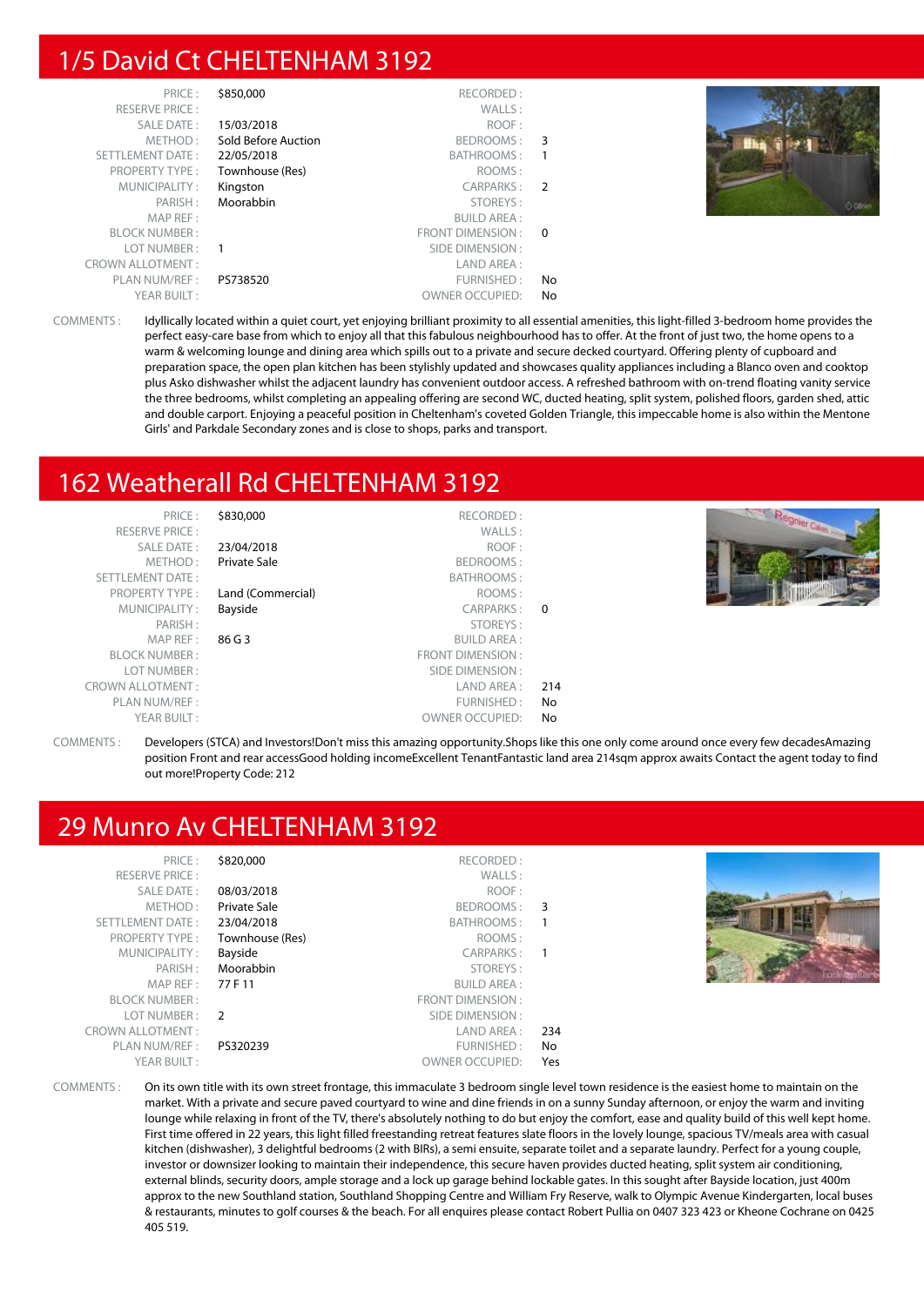# 1/5 David Ct CHELTENHAM 3192

| | | | |
|---|---|---|---|
| PRICE : | $850,000 | RECORDED : | |
| RESERVE PRICE : | | WALLS : | |
| SALE DATE : | 15/03/2018 | ROOF : | |
| METHOD : | Sold Before Auction | BEDROOMS : | 3 |
| SETTLEMENT DATE : | 22/05/2018 | BATHROOMS : | 1 |
| PROPERTY TYPE : | Townhouse (Res) | ROOMS : | |
| MUNICIPALITY : | Kingston | CARPARKS : | 2 |
| PARISH : | Moorabbin | STOREYS : | |
| MAP REF : | | BUILD AREA : | |
| BLOCK NUMBER : | | FRONT DIMENSION : | 0 |
| LOT NUMBER : | 1 | SIDE DIMENSION : | |
| CROWN ALLOTMENT : | | LAND AREA : | |
| PLAN NUM/REF : | PS738520 | FURNISHED : | No |
| YEAR BUILT : | | OWNER OCCUPIED: | No |

COMMENTS : Idyllically located within a quiet court, yet enjoying brilliant proximity to all essential amenities, this light-filled 3-bedroom home provides the perfect easy-care base from which to enjoy all that this fabulous neighbourhood has to offer. At the front of just two, the home opens to a warm & welcoming lounge and dining area which spills out to a private and secure decked courtyard. Offering plenty of cupboard and preparation space, the open plan kitchen has been stylishly updated and showcases quality appliances including a Blanco oven and cooktop plus Asko dishwasher whilst the adjacent laundry has convenient outdoor access. A refreshed bathroom with on-trend floating vanity service the three bedrooms, whilst completing an appealing offering are second WC, ducted heating, split system, polished floors, garden shed, attic and double carport. Enjoying a peaceful position in Cheltenham's coveted Golden Triangle, this impeccable home is also within the Mentone Girls' and Parkdale Secondary zones and is close to shops, parks and transport.

# 162 Weatherall Rd CHELTENHAM 3192

| | | | |
|---|---|---|---|
| PRICE : | $830,000 | RECORDED : | |
| RESERVE PRICE : | | WALLS : | |
| SALE DATE : | 23/04/2018 | ROOF : | |
| METHOD : | Private Sale | BEDROOMS : | |
| SETTLEMENT DATE : | | BATHROOMS : | |
| PROPERTY TYPE : | Land (Commercial) | ROOMS : | |
| MUNICIPALITY : | Bayside | CARPARKS : | 0 |
| PARISH : | | STOREYS : | |
| MAP REF : | 86 G 3 | BUILD AREA : | |
| BLOCK NUMBER : | | FRONT DIMENSION : | |
| LOT NUMBER : | | SIDE DIMENSION : | |
| CROWN ALLOTMENT : | | LAND AREA : | 214 |
| PLAN NUM/REF : | | FURNISHED : | No |
| YEAR BUILT : | | OWNER OCCUPIED: | No |

COMMENTS : Developers (STCA) and Investors!Don't miss this amazing opportunity.Shops like this one only come around once every few decadesAmazing position Front and rear accessGood holding incomeExcellent TenantFantastic land area 214sqm approx awaits Contact the agent today to find out more!Property Code: 212

# 29 Munro Av CHELTENHAM 3192

| | | | |
|---|---|---|---|
| PRICE : | $820,000 | RECORDED : | |
| RESERVE PRICE : | | WALLS : | |
| SALE DATE : | 08/03/2018 | ROOF : | |
| METHOD : | Private Sale | BEDROOMS : | 3 |
| SETTLEMENT DATE : | 23/04/2018 | BATHROOMS : | 1 |
| PROPERTY TYPE : | Townhouse (Res) | ROOMS : | |
| MUNICIPALITY : | Bayside | CARPARKS : | 1 |
| PARISH : | Moorabbin | STOREYS : | |
| MAP REF : | 77 F 11 | BUILD AREA : | |
| BLOCK NUMBER : | | FRONT DIMENSION : | |
| LOT NUMBER : | 2 | SIDE DIMENSION : | |
| CROWN ALLOTMENT : | | LAND AREA : | 234 |
| PLAN NUM/REF : | PS320239 | FURNISHED : | No |
| YEAR BUILT : | | OWNER OCCUPIED: | Yes |

COMMENTS : On its own title with its own street frontage, this immaculate 3 bedroom single level town residence is the easiest home to maintain on the market. With a private and secure paved courtyard to wine and dine friends in on a sunny Sunday afternoon, or enjoy the warm and inviting lounge while relaxing in front of the TV, there's absolutely nothing to do but enjoy the comfort, ease and quality build of this well kept home. First time offered in 22 years, this light filled freestanding retreat features slate floors in the lovely lounge, spacious TV/meals area with casual kitchen (dishwasher), 3 delightful bedrooms (2 with BIRs), a semi ensuite, separate toilet and a separate laundry. Perfect for a young couple, investor or downsizer looking to maintain their independence, this secure haven provides ducted heating, split system air conditioning, external blinds, security doors, ample storage and a lock up garage behind lockable gates. In this sought after Bayside location, just 400m approx to the new Southland station, Southland Shopping Centre and William Fry Reserve, walk to Olympic Avenue Kindergarten, local buses & restaurants, minutes to golf courses & the beach. For all enquires please contact Robert Pullia on 0407 323 423 or Kheone Cochrane on 0425 405 519.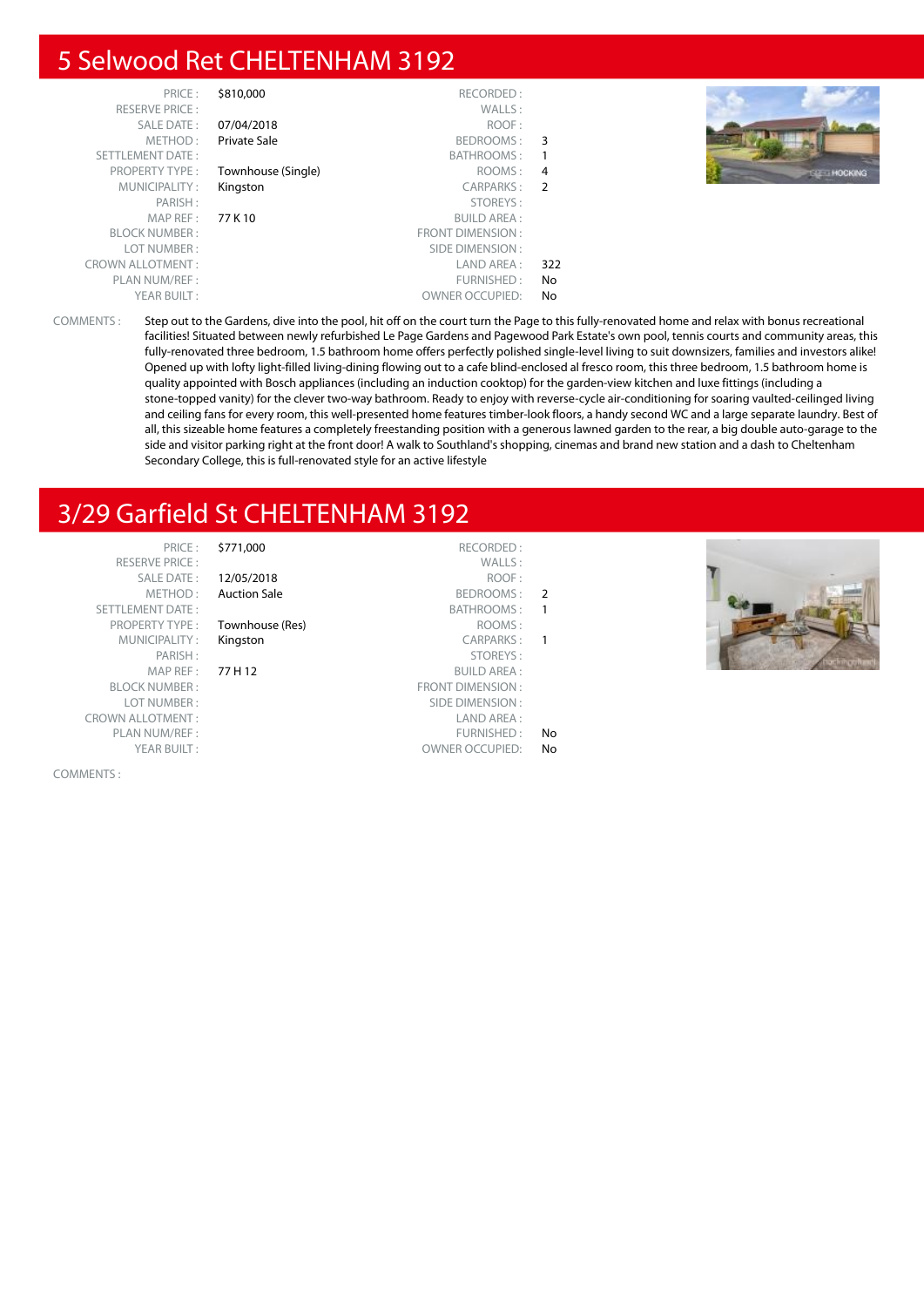# 5 Selwood Ret CHELTENHAM 3192

| | | | |
|---|---|---|---|
| PRICE : | $810,000 | RECORDED : | |
| RESERVE PRICE : | | WALLS : | |
| SALE DATE : | 07/04/2018 | ROOF : | |
| METHOD : | Private Sale | BEDROOMS : | 3 |
| SETTLEMENT DATE : | | BATHROOMS : | 1 |
| PROPERTY TYPE : | Townhouse (Single) | ROOMS : | 4 |
| MUNICIPALITY : | Kingston | CARPARKS : | 2 |
| PARISH : | | STOREYS : | |
| MAP REF : | 77 K 10 | BUILD AREA : | |
| BLOCK NUMBER : | | FRONT DIMENSION : | |
| LOT NUMBER : | | SIDE DIMENSION : | |
| CROWN ALLOTMENT : | | LAND AREA : | 322 |
| PLAN NUM/REF : | | FURNISHED : | No |
| YEAR BUILT : | | OWNER OCCUPIED: | No |

COMMENTS : Step out to the Gardens, dive into the pool, hit off on the court turn the Page to this fully-renovated home and relax with bonus recreational facilities! Situated between newly refurbished Le Page Gardens and Pagewood Park Estate's own pool, tennis courts and community areas, this fully-renovated three bedroom, 1.5 bathroom home offers perfectly polished single-level living to suit downsizers, families and investors alike! Opened up with lofty light-filled living-dining flowing out to a cafe blind-enclosed al fresco room, this three bedroom, 1.5 bathroom home is quality appointed with Bosch appliances (including an induction cooktop) for the garden-view kitchen and luxe fittings (including a stone-topped vanity) for the clever two-way bathroom. Ready to enjoy with reverse-cycle air-conditioning for soaring vaulted-ceilinged living and ceiling fans for every room, this well-presented home features timber-look floors, a handy second WC and a large separate laundry. Best of all, this sizeable home features a completely freestanding position with a generous lawned garden to the rear, a big double auto-garage to the side and visitor parking right at the front door! A walk to Southland's shopping, cinemas and brand new station and a dash to Cheltenham Secondary College, this is full-renovated style for an active lifestyle

# 3/29 Garfield St CHELTENHAM 3192

| | | | |
|---|---|---|---|
| PRICE : | $771,000 | RECORDED : | |
| RESERVE PRICE : | | WALLS : | |
| SALE DATE : | 12/05/2018 | ROOF : | |
| METHOD : | Auction Sale | BEDROOMS : | 2 |
| SETTLEMENT DATE : | | BATHROOMS : | 1 |
| PROPERTY TYPE : | Townhouse (Res) | ROOMS : | |
| MUNICIPALITY : | Kingston | CARPARKS : | 1 |
| PARISH : | | STOREYS : | |
| MAP REF : | 77 H 12 | BUILD AREA : | |
| BLOCK NUMBER : | | FRONT DIMENSION : | |
| LOT NUMBER : | | SIDE DIMENSION : | |
| CROWN ALLOTMENT : | | LAND AREA : | |
| PLAN NUM/REF : | | FURNISHED : | No |
| YEAR BUILT : | | OWNER OCCUPIED: | No |

COMMENTS :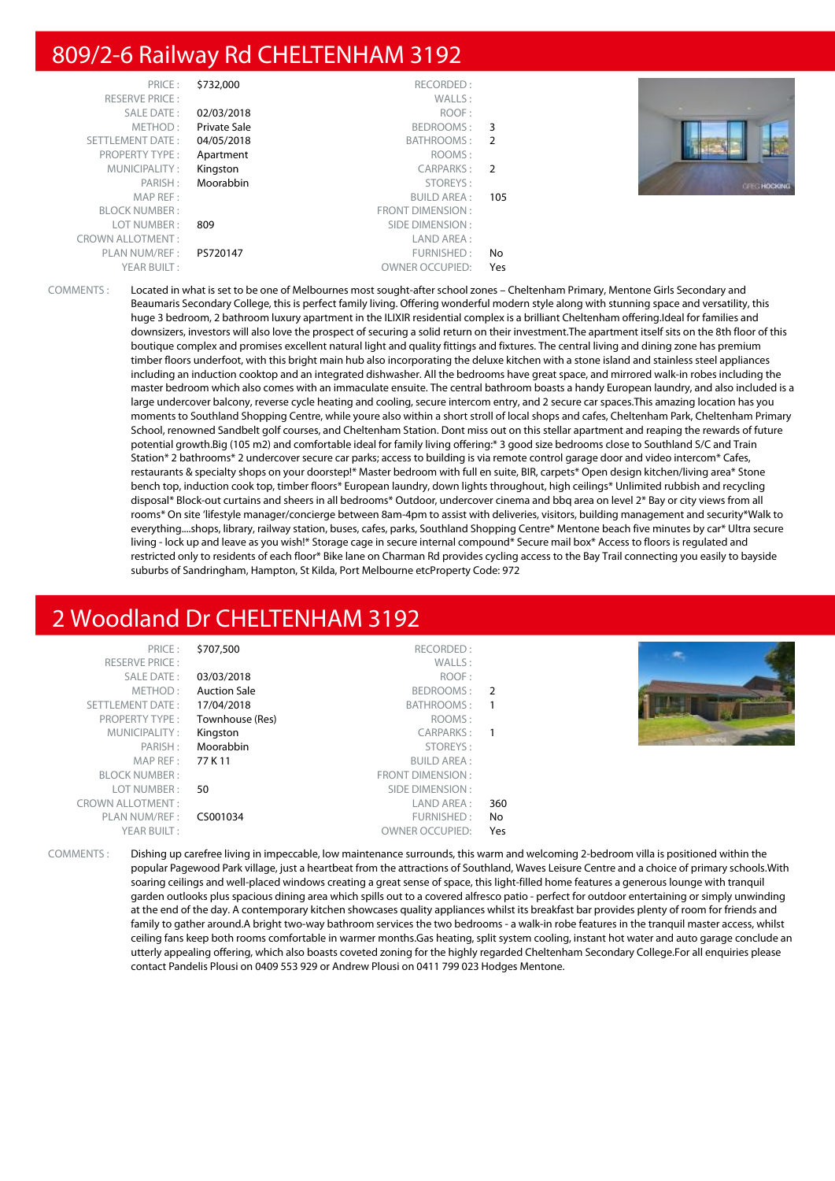## 809/2-6 Railway Rd CHELTENHAM 3192

| | | | |
|---|---|---|---|
| PRICE : | $732,000 | RECORDED : | |
| RESERVE PRICE : | | WALLS : | |
| SALE DATE : | 02/03/2018 | ROOF : | |
| METHOD : | Private Sale | BEDROOMS : | 3 |
| SETTLEMENT DATE : | 04/05/2018 | BATHROOMS : | 2 |
| PROPERTY TYPE : | Apartment | ROOMS : | |
| MUNICIPALITY : | Kingston | CARPARKS : | 2 |
| PARISH : | Moorabbin | STOREYS : | |
| MAP REF : | | BUILD AREA : | 105 |
| BLOCK NUMBER : | | FRONT DIMENSION : | |
| LOT NUMBER : | 809 | SIDE DIMENSION : | |
| CROWN ALLOTMENT : | | LAND AREA : | |
| PLAN NUM/REF : | PS720147 | FURNISHED : | No |
| YEAR BUILT : | | OWNER OCCUPIED: | Yes |

COMMENTS : Located in what is set to be one of Melbournes most sought-after school zones – Cheltenham Primary, Mentone Girls Secondary and Beaumaris Secondary College, this is perfect family living. Offering wonderful modern style along with stunning space and versatility, this huge 3 bedroom, 2 bathroom luxury apartment in the ILIXIR residential complex is a brilliant Cheltenham offering.Ideal for families and downsizers, investors will also love the prospect of securing a solid return on their investment.The apartment itself sits on the 8th floor of this boutique complex and promises excellent natural light and quality fittings and fixtures. The central living and dining zone has premium timber floors underfoot, with this bright main hub also incorporating the deluxe kitchen with a stone island and stainless steel appliances including an induction cooktop and an integrated dishwasher. All the bedrooms have great space, and mirrored walk-in robes including the master bedroom which also comes with an immaculate ensuite. The central bathroom boasts a handy European laundry, and also included is a large undercover balcony, reverse cycle heating and cooling, secure intercom entry, and 2 secure car spaces.This amazing location has you moments to Southland Shopping Centre, while youre also within a short stroll of local shops and cafes, Cheltenham Park, Cheltenham Primary School, renowned Sandbelt golf courses, and Cheltenham Station. Dont miss out on this stellar apartment and reaping the rewards of future potential growth.Big (105 m2) and comfortable ideal for family living offering:* 3 good size bedrooms close to Southland S/C and Train Station* 2 bathrooms* 2 undercover secure car parks; access to building is via remote control garage door and video intercom* Cafes, restaurants & specialty shops on your doorstep!* Master bedroom with full en suite, BIR, carpets* Open design kitchen/living area* Stone bench top, induction cook top, timber floors* European laundry, down lights throughout, high ceilings* Unlimited rubbish and recycling disposal* Block-out curtains and sheers in all bedrooms* Outdoor, undercover cinema and bbq area on level 2* Bay or city views from all rooms* On site 'lifestyle manager/concierge between 8am-4pm to assist with deliveries, visitors, building management and security*Walk to everything....shops, library, railway station, buses, cafes, parks, Southland Shopping Centre* Mentone beach five minutes by car* Ultra secure living - lock up and leave as you wish!* Storage cage in secure internal compound* Secure mail box* Access to floors is regulated and restricted only to residents of each floor* Bike lane on Charman Rd provides cycling access to the Bay Trail connecting you easily to bayside suburbs of Sandringham, Hampton, St Kilda, Port Melbourne etcProperty Code: 972

## 2 Woodland Dr CHELTENHAM 3192

| | | | |
|---|---|---|---|
| PRICE : | $707,500 | RECORDED : | |
| RESERVE PRICE : | | WALLS : | |
| SALE DATE : | 03/03/2018 | ROOF : | |
| METHOD : | Auction Sale | BEDROOMS : | 2 |
| SETTLEMENT DATE : | 17/04/2018 | BATHROOMS : | 1 |
| PROPERTY TYPE : | Townhouse (Res) | ROOMS : | |
| MUNICIPALITY : | Kingston | CARPARKS : | 1 |
| PARISH : | Moorabbin | STOREYS : | |
| MAP REF : | 77 K 11 | BUILD AREA : | |
| BLOCK NUMBER : | | FRONT DIMENSION : | |
| LOT NUMBER : | 50 | SIDE DIMENSION : | |
| CROWN ALLOTMENT : | | LAND AREA : | 360 |
| PLAN NUM/REF : | CS001034 | FURNISHED : | No |
| YEAR BUILT : | | OWNER OCCUPIED: | Yes |

COMMENTS : Dishing up carefree living in impeccable, low maintenance surrounds, this warm and welcoming 2-bedroom villa is positioned within the popular Pagewood Park village, just a heartbeat from the attractions of Southland, Waves Leisure Centre and a choice of primary schools.With soaring ceilings and well-placed windows creating a great sense of space, this light-filled home features a generous lounge with tranquil garden outlooks plus spacious dining area which spills out to a covered alfresco patio - perfect for outdoor entertaining or simply unwinding at the end of the day. A contemporary kitchen showcases quality appliances whilst its breakfast bar provides plenty of room for friends and family to gather around.A bright two-way bathroom services the two bedrooms - a walk-in robe features in the tranquil master access, whilst ceiling fans keep both rooms comfortable in warmer months.Gas heating, split system cooling, instant hot water and auto garage conclude an utterly appealing offering, which also boasts coveted zoning for the highly regarded Cheltenham Secondary College.For all enquiries please contact Pandelis Plousi on 0409 553 929 or Andrew Plousi on 0411 799 023 Hodges Mentone.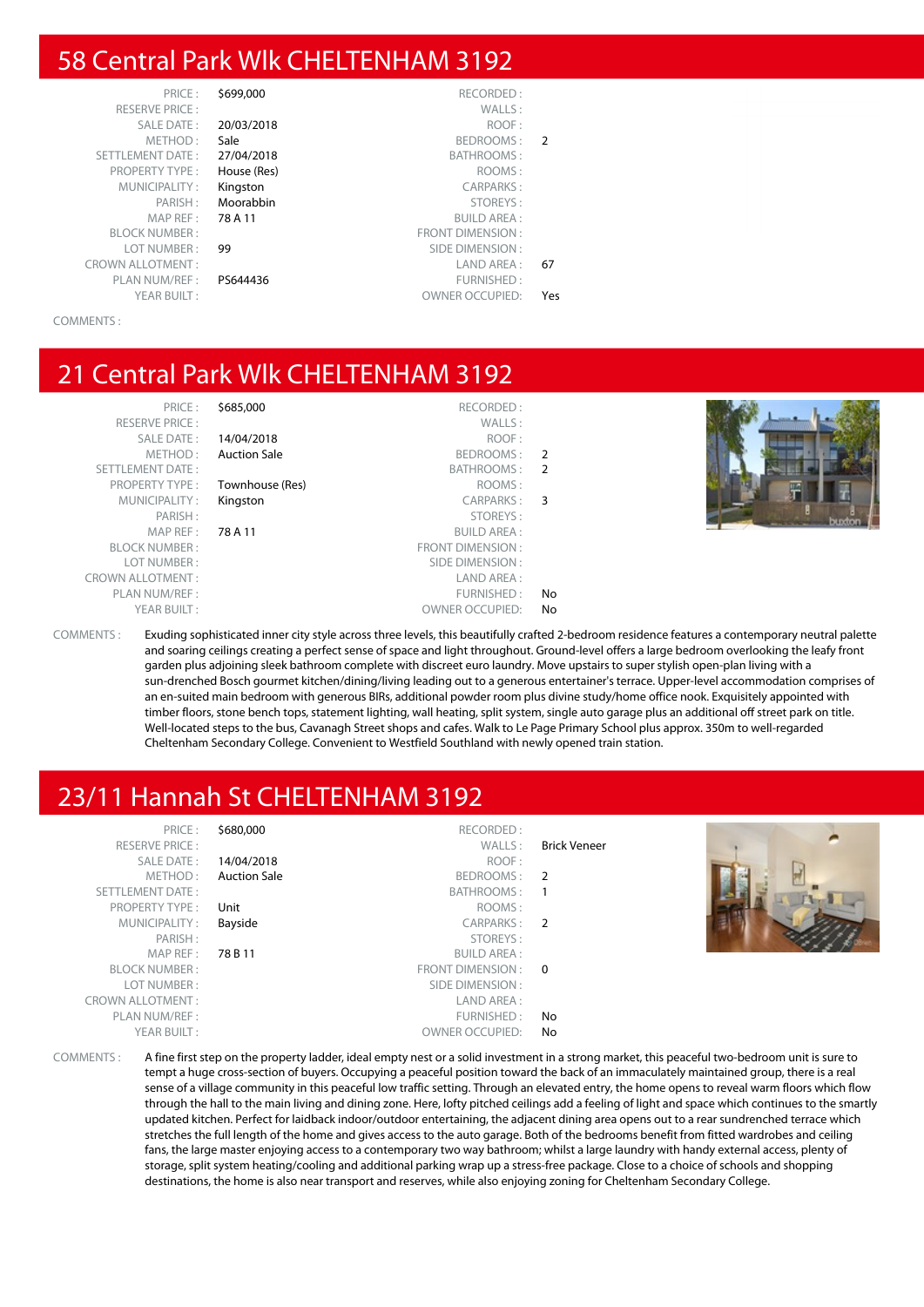## 58 Central Park Wlk CHELTENHAM 3192

| | | | |
|---|---|---|---|
| PRICE : | $699,000 | RECORDED : | |
| RESERVE PRICE : | | WALLS : | |
| SALE DATE : | 20/03/2018 | ROOF : | |
| METHOD : | Sale | BEDROOMS : | 2 |
| SETTLEMENT DATE : | 27/04/2018 | BATHROOMS : | |
| PROPERTY TYPE : | House (Res) | ROOMS : | |
| MUNICIPALITY : | Kingston | CARPARKS : | |
| PARISH : | Moorabbin | STOREYS : | |
| MAP REF : | 78 A 11 | BUILD AREA : | |
| BLOCK NUMBER : | | FRONT DIMENSION : | |
| LOT NUMBER : | 99 | SIDE DIMENSION : | |
| CROWN ALLOTMENT : | | LAND AREA : | 67 |
| PLAN NUM/REF : | PS644436 | FURNISHED : | |
| YEAR BUILT : | | OWNER OCCUPIED: | Yes |

COMMENTS :

## 21 Central Park Wlk CHELTENHAM 3192

| | | | |
|---|---|---|---|
| PRICE : | $685,000 | RECORDED : | |
| RESERVE PRICE : | | WALLS : | |
| SALE DATE : | 14/04/2018 | ROOF : | |
| METHOD : | Auction Sale | BEDROOMS : | 2 |
| SETTLEMENT DATE : | | BATHROOMS : | 2 |
| PROPERTY TYPE : | Townhouse (Res) | ROOMS : | |
| MUNICIPALITY : | Kingston | CARPARKS : | 3 |
| PARISH : | | STOREYS : | |
| MAP REF : | 78 A 11 | BUILD AREA : | |
| BLOCK NUMBER : | | FRONT DIMENSION : | |
| LOT NUMBER : | | SIDE DIMENSION : | |
| CROWN ALLOTMENT : | | LAND AREA : | |
| PLAN NUM/REF : | | FURNISHED : | No |
| YEAR BUILT : | | OWNER OCCUPIED: | No |

COMMENTS : Exuding sophisticated inner city style across three levels, this beautifully crafted 2-bedroom residence features a contemporary neutral palette and soaring ceilings creating a perfect sense of space and light throughout. Ground-level offers a large bedroom overlooking the leafy front garden plus adjoining sleek bathroom complete with discreet euro laundry. Move upstairs to super stylish open-plan living with a sun-drenched Bosch gourmet kitchen/dining/living leading out to a generous entertainer's terrace. Upper-level accommodation comprises of an en-suited main bedroom with generous BIRs, additional powder room plus divine study/home office nook. Exquisitely appointed with timber floors, stone bench tops, statement lighting, wall heating, split system, single auto garage plus an additional off street park on title. Well-located steps to the bus, Cavanagh Street shops and cafes. Walk to Le Page Primary School plus approx. 350m to well-regarded Cheltenham Secondary College. Convenient to Westfield Southland with newly opened train station.

## 23/11 Hannah St CHELTENHAM 3192

| | | | |
|---|---|---|---|
| PRICE : | $680,000 | RECORDED : | |
| RESERVE PRICE : | | WALLS : | Brick Veneer |
| SALE DATE : | 14/04/2018 | ROOF : | |
| METHOD : | Auction Sale | BEDROOMS : | 2 |
| SETTLEMENT DATE : | | BATHROOMS : | 1 |
| PROPERTY TYPE : | Unit | ROOMS : | |
| MUNICIPALITY : | Bayside | CARPARKS : | 2 |
| PARISH : | | STOREYS : | |
| MAP REF : | 78 B 11 | BUILD AREA : | |
| BLOCK NUMBER : | | FRONT DIMENSION : | 0 |
| LOT NUMBER : | | SIDE DIMENSION : | |
| CROWN ALLOTMENT : | | LAND AREA : | |
| PLAN NUM/REF : | | FURNISHED : | No |
| YEAR BUILT : | | OWNER OCCUPIED: | No |

COMMENTS : A fine first step on the property ladder, ideal empty nest or a solid investment in a strong market, this peaceful two-bedroom unit is sure to tempt a huge cross-section of buyers. Occupying a peaceful position toward the back of an immaculately maintained group, there is a real sense of a village community in this peaceful low traffic setting. Through an elevated entry, the home opens to reveal warm floors which flow through the hall to the main living and dining zone. Here, lofty pitched ceilings add a feeling of light and space which continues to the smartly updated kitchen. Perfect for laidback indoor/outdoor entertaining, the adjacent dining area opens out to a rear sundrenched terrace which stretches the full length of the home and gives access to the auto garage. Both of the bedrooms benefit from fitted wardrobes and ceiling fans, the large master enjoying access to a contemporary two way bathroom; whilst a large laundry with handy external access, plenty of storage, split system heating/cooling and additional parking wrap up a stress-free package. Close to a choice of schools and shopping destinations, the home is also near transport and reserves, while also enjoying zoning for Cheltenham Secondary College.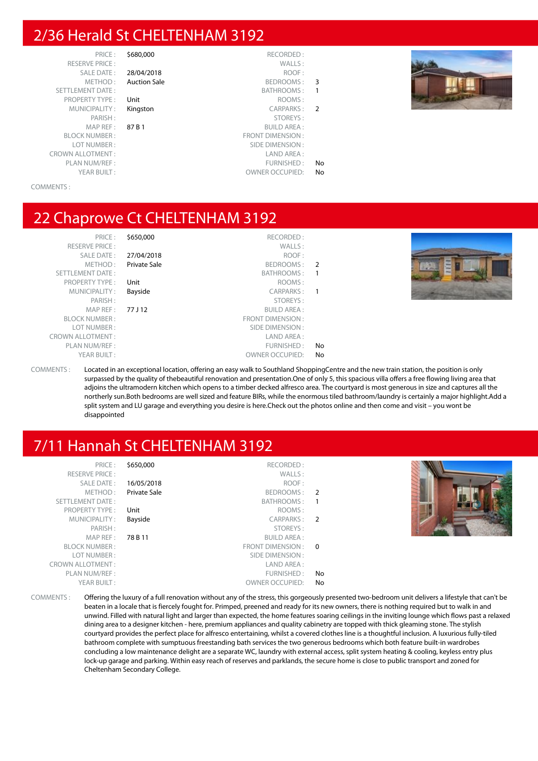## 2/36 Herald St CHELTENHAM 3192

| | | | |
|---|---|---|---|
| PRICE : | $680,000 | RECORDED : | |
| RESERVE PRICE : | | WALLS : | |
| SALE DATE : | 28/04/2018 | ROOF : | |
| METHOD : | Auction Sale | BEDROOMS : | 3 |
| SETTLEMENT DATE : | | BATHROOMS : | 1 |
| PROPERTY TYPE : | Unit | ROOMS : | |
| MUNICIPALITY : | Kingston | CARPARKS : | 2 |
| PARISH : | | STOREYS : | |
| MAP REF : | 87 B 1 | BUILD AREA : | |
| BLOCK NUMBER : | | FRONT DIMENSION : | |
| LOT NUMBER : | | SIDE DIMENSION : | |
| CROWN ALLOTMENT : | | LAND AREA : | |
| PLAN NUM/REF : | | FURNISHED : | No |
| YEAR BUILT : | | OWNER OCCUPIED: | No |

COMMENTS :

## 22 Chaprowe Ct CHELTENHAM 3192

| | | | |
|---|---|---|---|
| PRICE : | $650,000 | RECORDED : | |
| RESERVE PRICE : | | WALLS : | |
| SALE DATE : | 27/04/2018 | ROOF : | |
| METHOD : | Private Sale | BEDROOMS : | 2 |
| SETTLEMENT DATE : | | BATHROOMS : | 1 |
| PROPERTY TYPE : | Unit | ROOMS : | |
| MUNICIPALITY : | Bayside | CARPARKS : | 1 |
| PARISH : | | STOREYS : | |
| MAP REF : | 77 J 12 | BUILD AREA : | |
| BLOCK NUMBER : | | FRONT DIMENSION : | |
| LOT NUMBER : | | SIDE DIMENSION : | |
| CROWN ALLOTMENT : | | LAND AREA : | |
| PLAN NUM/REF : | | FURNISHED : | No |
| YEAR BUILT : | | OWNER OCCUPIED: | No |

COMMENTS : Located in an exceptional location, offering an easy walk to Southland ShoppingCentre and the new train station, the position is only surpassed by the quality of thebeautiful renovation and presentation.One of only 5, this spacious villa offers a free flowing living area that adjoins the ultramodern kitchen which opens to a timber decked alfresco area. The courtyard is most generous in size and captures all the northerly sun.Both bedrooms are well sized and feature BIRs, while the enormous tiled bathroom/laundry is certainly a major highlight.Add a split system and LU garage and everything you desire is here.Check out the photos online and then come and visit – you wont be disappointed

## 7/11 Hannah St CHELTENHAM 3192

| | | | |
|---|---|---|---|
| PRICE : | $650,000 | RECORDED : | |
| RESERVE PRICE : | | WALLS : | |
| SALE DATE : | 16/05/2018 | ROOF : | |
| METHOD : | Private Sale | BEDROOMS : | 2 |
| SETTLEMENT DATE : | | BATHROOMS : | 1 |
| PROPERTY TYPE : | Unit | ROOMS : | |
| MUNICIPALITY : | Bayside | CARPARKS : | 2 |
| PARISH : | | STOREYS : | |
| MAP REF : | 78 B 11 | BUILD AREA : | |
| BLOCK NUMBER : | | FRONT DIMENSION : | 0 |
| LOT NUMBER : | | SIDE DIMENSION : | |
| CROWN ALLOTMENT : | | LAND AREA : | |
| PLAN NUM/REF : | | FURNISHED : | No |
| YEAR BUILT : | | OWNER OCCUPIED: | No |

COMMENTS : Offering the luxury of a full renovation without any of the stress, this gorgeously presented two-bedroom unit delivers a lifestyle that can't be beaten in a locale that is fiercely fought for. Primped, preened and ready for its new owners, there is nothing required but to walk in and unwind. Filled with natural light and larger than expected, the home features soaring ceilings in the inviting lounge which flows past a relaxed dining area to a designer kitchen - here, premium appliances and quality cabinetry are topped with thick gleaming stone. The stylish courtyard provides the perfect place for alfresco entertaining, whilst a covered clothes line is a thoughtful inclusion. A luxurious fully-tiled bathroom complete with sumptuous freestanding bath services the two generous bedrooms which both feature built-in wardrobes concluding a low maintenance delight are a separate WC, laundry with external access, split system heating & cooling, keyless entry plus lock-up garage and parking. Within easy reach of reserves and parklands, the secure home is close to public transport and zoned for Cheltenham Secondary College.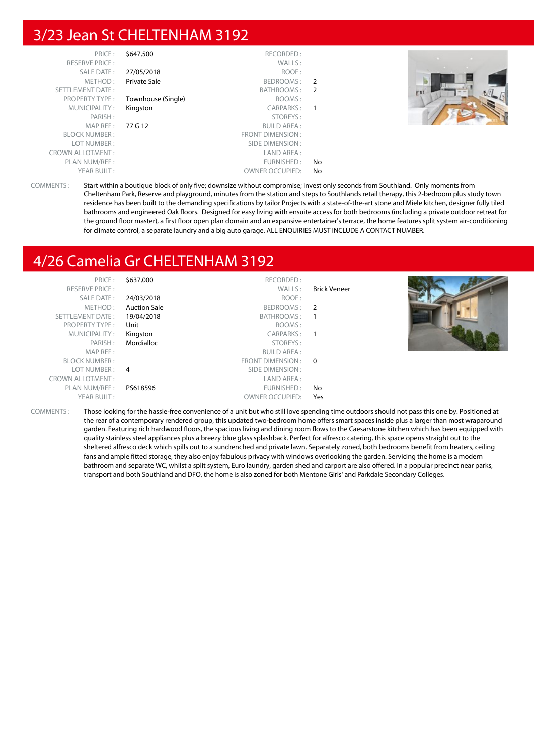## 3/23 Jean St CHELTENHAM 3192

| | | | |
|---|---|---|---|
| PRICE : | $647,500 | RECORDED : | |
| RESERVE PRICE : | | WALLS : | |
| SALE DATE : | 27/05/2018 | ROOF : | |
| METHOD : | Private Sale | BEDROOMS : | 2 |
| SETTLEMENT DATE : | | BATHROOMS : | 2 |
| PROPERTY TYPE : | Townhouse (Single) | ROOMS : | |
| MUNICIPALITY : | Kingston | CARPARKS : | 1 |
| PARISH : | | STOREYS : | |
| MAP REF : | 77 G 12 | BUILD AREA : | |
| BLOCK NUMBER : | | FRONT DIMENSION : | |
| LOT NUMBER : | | SIDE DIMENSION : | |
| CROWN ALLOTMENT : | | LAND AREA : | |
| PLAN NUM/REF : | | FURNISHED : | No |
| YEAR BUILT : | | OWNER OCCUPIED: | No |

COMMENTS : Start within a boutique block of only five; downsize without compromise; invest only seconds from Southland. Only moments from Cheltenham Park, Reserve and playground, minutes from the station and steps to Southlands retail therapy, this 2-bedroom plus study town residence has been built to the demanding specifications by tailor Projects with a state-of-the-art stone and Miele kitchen, designer fully tiled bathrooms and engineered Oak floors. Designed for easy living with ensuite access for both bedrooms (including a private outdoor retreat for the ground floor master), a first floor open plan domain and an expansive entertainer's terrace, the home features split system air-conditioning for climate control, a separate laundry and a big auto garage. ALL ENQUIRIES MUST INCLUDE A CONTACT NUMBER.

## 4/26 Camelia Gr CHELTENHAM 3192

| | | | |
|---|---|---|---|
| PRICE : | $637,000 | RECORDED : | |
| RESERVE PRICE : | | WALLS : | Brick Veneer |
| SALE DATE : | 24/03/2018 | ROOF : | |
| METHOD : | Auction Sale | BEDROOMS : | 2 |
| SETTLEMENT DATE : | 19/04/2018 | BATHROOMS : | 1 |
| PROPERTY TYPE : | Unit | ROOMS : | |
| MUNICIPALITY : | Kingston | CARPARKS : | 1 |
| PARISH : | Mordialloc | STOREYS : | |
| MAP REF : | | BUILD AREA : | |
| BLOCK NUMBER : | | FRONT DIMENSION : | 0 |
| LOT NUMBER : | 4 | SIDE DIMENSION : | |
| CROWN ALLOTMENT : | | LAND AREA : | |
| PLAN NUM/REF : | PS618596 | FURNISHED : | No |
| YEAR BUILT : | | OWNER OCCUPIED: | Yes |

COMMENTS : Those looking for the hassle-free convenience of a unit but who still love spending time outdoors should not pass this one by. Positioned at the rear of a contemporary rendered group, this updated two-bedroom home offers smart spaces inside plus a larger than most wraparound garden. Featuring rich hardwood floors, the spacious living and dining room flows to the Caesarstone kitchen which has been equipped with quality stainless steel appliances plus a breezy blue glass splashback. Perfect for alfresco catering, this space opens straight out to the sheltered alfresco deck which spills out to a sundrenched and private lawn. Separately zoned, both bedrooms benefit from heaters, ceiling fans and ample fitted storage, they also enjoy fabulous privacy with windows overlooking the garden. Servicing the home is a modern bathroom and separate WC, whilst a split system, Euro laundry, garden shed and carport are also offered. In a popular precinct near parks, transport and both Southland and DFO, the home is also zoned for both Mentone Girls' and Parkdale Secondary Colleges.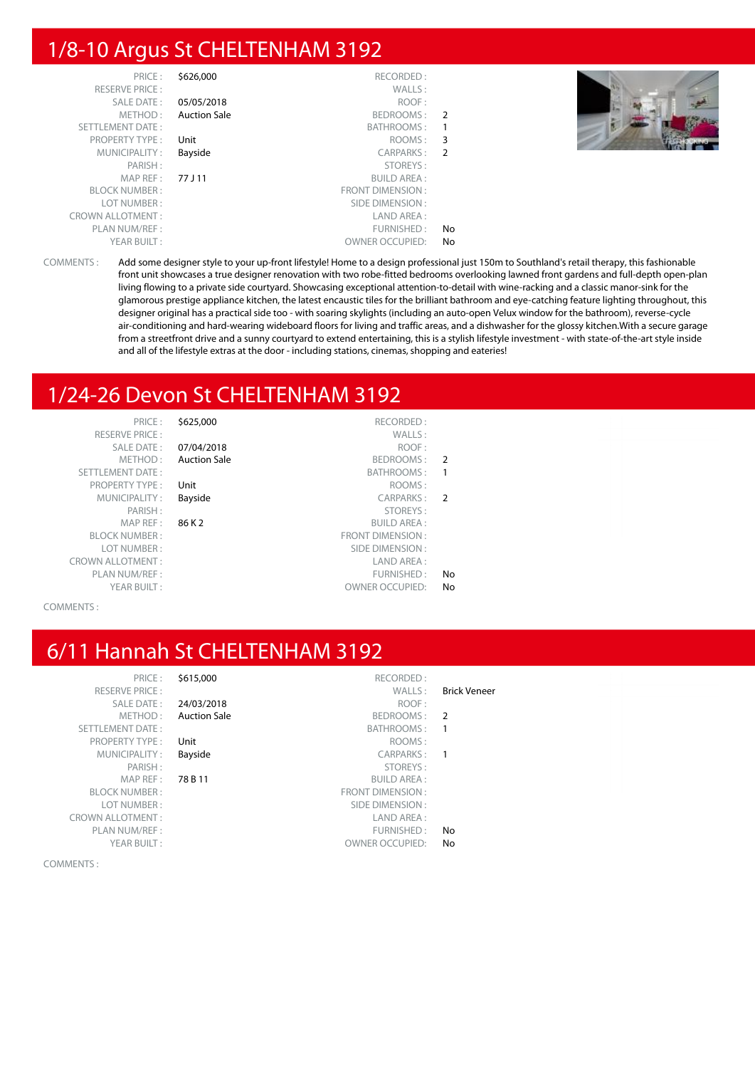# 1/8-10 Argus St CHELTENHAM 3192

| | | | |
|---|---|---|---|
| PRICE : | $626,000 | RECORDED : | |
| RESERVE PRICE : | | WALLS : | |
| SALE DATE : | 05/05/2018 | ROOF : | |
| METHOD : | Auction Sale | BEDROOMS : | 2 |
| SETTLEMENT DATE : | | BATHROOMS : | 1 |
| PROPERTY TYPE : | Unit | ROOMS : | 3 |
| MUNICIPALITY : | Bayside | CARPARKS : | 2 |
| PARISH : | | STOREYS : | |
| MAP REF : | 77 J 11 | BUILD AREA : | |
| BLOCK NUMBER : | | FRONT DIMENSION : | |
| LOT NUMBER : | | SIDE DIMENSION : | |
| CROWN ALLOTMENT : | | LAND AREA : | |
| PLAN NUM/REF : | | FURNISHED : | No |
| YEAR BUILT : | | OWNER OCCUPIED: | No |

COMMENTS : Add some designer style to your up-front lifestyle! Home to a design professional just 150m to Southland's retail therapy, this fashionable front unit showcases a true designer renovation with two robe-fitted bedrooms overlooking lawned front gardens and full-depth open-plan living flowing to a private side courtyard. Showcasing exceptional attention-to-detail with wine-racking and a classic manor-sink for the glamorous prestige appliance kitchen, the latest encaustic tiles for the brilliant bathroom and eye-catching feature lighting throughout, this designer original has a practical side too - with soaring skylights (including an auto-open Velux window for the bathroom), reverse-cycle air-conditioning and hard-wearing wideboard floors for living and traffic areas, and a dishwasher for the glossy kitchen.With a secure garage from a streetfront drive and a sunny courtyard to extend entertaining, this is a stylish lifestyle investment - with state-of-the-art style inside and all of the lifestyle extras at the door - including stations, cinemas, shopping and eateries!

# 1/24-26 Devon St CHELTENHAM 3192

| | | | |
|---|---|---|---|
| PRICE : | $625,000 | RECORDED : | |
| RESERVE PRICE : | | WALLS : | |
| SALE DATE : | 07/04/2018 | ROOF : | |
| METHOD : | Auction Sale | BEDROOMS : | 2 |
| SETTLEMENT DATE : | | BATHROOMS : | 1 |
| PROPERTY TYPE : | Unit | ROOMS : | |
| MUNICIPALITY : | Bayside | CARPARKS : | 2 |
| PARISH : | | STOREYS : | |
| MAP REF : | 86 K 2 | BUILD AREA : | |
| BLOCK NUMBER : | | FRONT DIMENSION : | |
| LOT NUMBER : | | SIDE DIMENSION : | |
| CROWN ALLOTMENT : | | LAND AREA : | |
| PLAN NUM/REF : | | FURNISHED : | No |
| YEAR BUILT : | | OWNER OCCUPIED: | No |

COMMENTS :

# 6/11 Hannah St CHELTENHAM 3192

| | | | |
|---|---|---|---|
| PRICE : | $615,000 | RECORDED : | |
| RESERVE PRICE : | | WALLS : | Brick Veneer |
| SALE DATE : | 24/03/2018 | ROOF : | |
| METHOD : | Auction Sale | BEDROOMS : | 2 |
| SETTLEMENT DATE : | | BATHROOMS : | 1 |
| PROPERTY TYPE : | Unit | ROOMS : | |
| MUNICIPALITY : | Bayside | CARPARKS : | 1 |
| PARISH : | | STOREYS : | |
| MAP REF : | 78 B 11 | BUILD AREA : | |
| BLOCK NUMBER : | | FRONT DIMENSION : | |
| LOT NUMBER : | | SIDE DIMENSION : | |
| CROWN ALLOTMENT : | | LAND AREA : | |
| PLAN NUM/REF : | | FURNISHED : | No |
| YEAR BUILT : | | OWNER OCCUPIED: | No |

COMMENTS :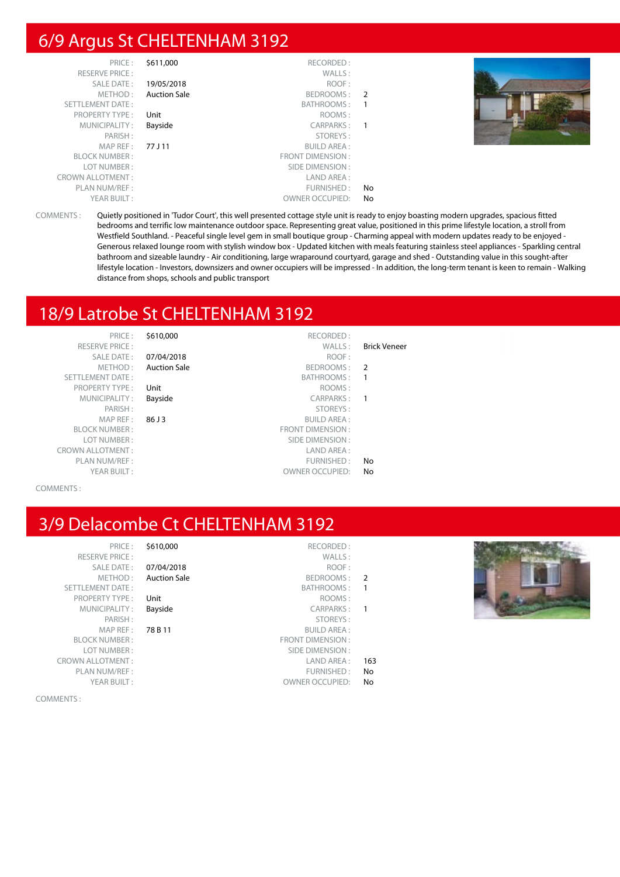## 6/9 Argus St CHELTENHAM 3192

| | | | |
|---|---|---|---|
| PRICE : | $611,000 | RECORDED : | |
| RESERVE PRICE : | | WALLS : | |
| SALE DATE : | 19/05/2018 | ROOF : | |
| METHOD : | Auction Sale | BEDROOMS : | 2 |
| SETTLEMENT DATE : | | BATHROOMS : | 1 |
| PROPERTY TYPE : | Unit | ROOMS : | |
| MUNICIPALITY : | Bayside | CARPARKS : | 1 |
| PARISH : | | STOREYS : | |
| MAP REF : | 77 J 11 | BUILD AREA : | |
| BLOCK NUMBER : | | FRONT DIMENSION : | |
| LOT NUMBER : | | SIDE DIMENSION : | |
| CROWN ALLOTMENT : | | LAND AREA : | |
| PLAN NUM/REF : | | FURNISHED : | No |
| YEAR BUILT : | | OWNER OCCUPIED: | No |

COMMENTS : Quietly positioned in 'Tudor Court', this well presented cottage style unit is ready to enjoy boasting modern upgrades, spacious fitted bedrooms and terrific low maintenance outdoor space. Representing great value, positioned in this prime lifestyle location, a stroll from Westfield Southland. - Peaceful single level gem in small boutique group - Charming appeal with modern updates ready to be enjoyed - Generous relaxed lounge room with stylish window box - Updated kitchen with meals featuring stainless steel appliances - Sparkling central bathroom and sizeable laundry - Air conditioning, large wraparound courtyard, garage and shed - Outstanding value in this sought-after lifestyle location - Investors, downsizers and owner occupiers will be impressed - In addition, the long-term tenant is keen to remain - Walking distance from shops, schools and public transport

## 18/9 Latrobe St CHELTENHAM 3192

| | | | |
|---|---|---|---|
| PRICE : | $610,000 | RECORDED : | |
| RESERVE PRICE : | | WALLS : | Brick Veneer |
| SALE DATE : | 07/04/2018 | ROOF : | |
| METHOD : | Auction Sale | BEDROOMS : | 2 |
| SETTLEMENT DATE : | | BATHROOMS : | 1 |
| PROPERTY TYPE : | Unit | ROOMS : | |
| MUNICIPALITY : | Bayside | CARPARKS : | 1 |
| PARISH : | | STOREYS : | |
| MAP REF : | 86 J 3 | BUILD AREA : | |
| BLOCK NUMBER : | | FRONT DIMENSION : | |
| LOT NUMBER : | | SIDE DIMENSION : | |
| CROWN ALLOTMENT : | | LAND AREA : | |
| PLAN NUM/REF : | | FURNISHED : | No |
| YEAR BUILT : | | OWNER OCCUPIED: | No |

COMMENTS :

## 3/9 Delacombe Ct CHELTENHAM 3192

| | | | |
|---|---|---|---|
| PRICE : | $610,000 | RECORDED : | |
| RESERVE PRICE : | | WALLS : | |
| SALE DATE : | 07/04/2018 | ROOF : | |
| METHOD : | Auction Sale | BEDROOMS : | 2 |
| SETTLEMENT DATE : | | BATHROOMS : | 1 |
| PROPERTY TYPE : | Unit | ROOMS : | |
| MUNICIPALITY : | Bayside | CARPARKS : | 1 |
| PARISH : | | STOREYS : | |
| MAP REF : | 78 B 11 | BUILD AREA : | |
| BLOCK NUMBER : | | FRONT DIMENSION : | |
| LOT NUMBER : | | SIDE DIMENSION : | |
| CROWN ALLOTMENT : | | LAND AREA : | 163 |
| PLAN NUM/REF : | | FURNISHED : | No |
| YEAR BUILT : | | OWNER OCCUPIED: | No |

COMMENTS :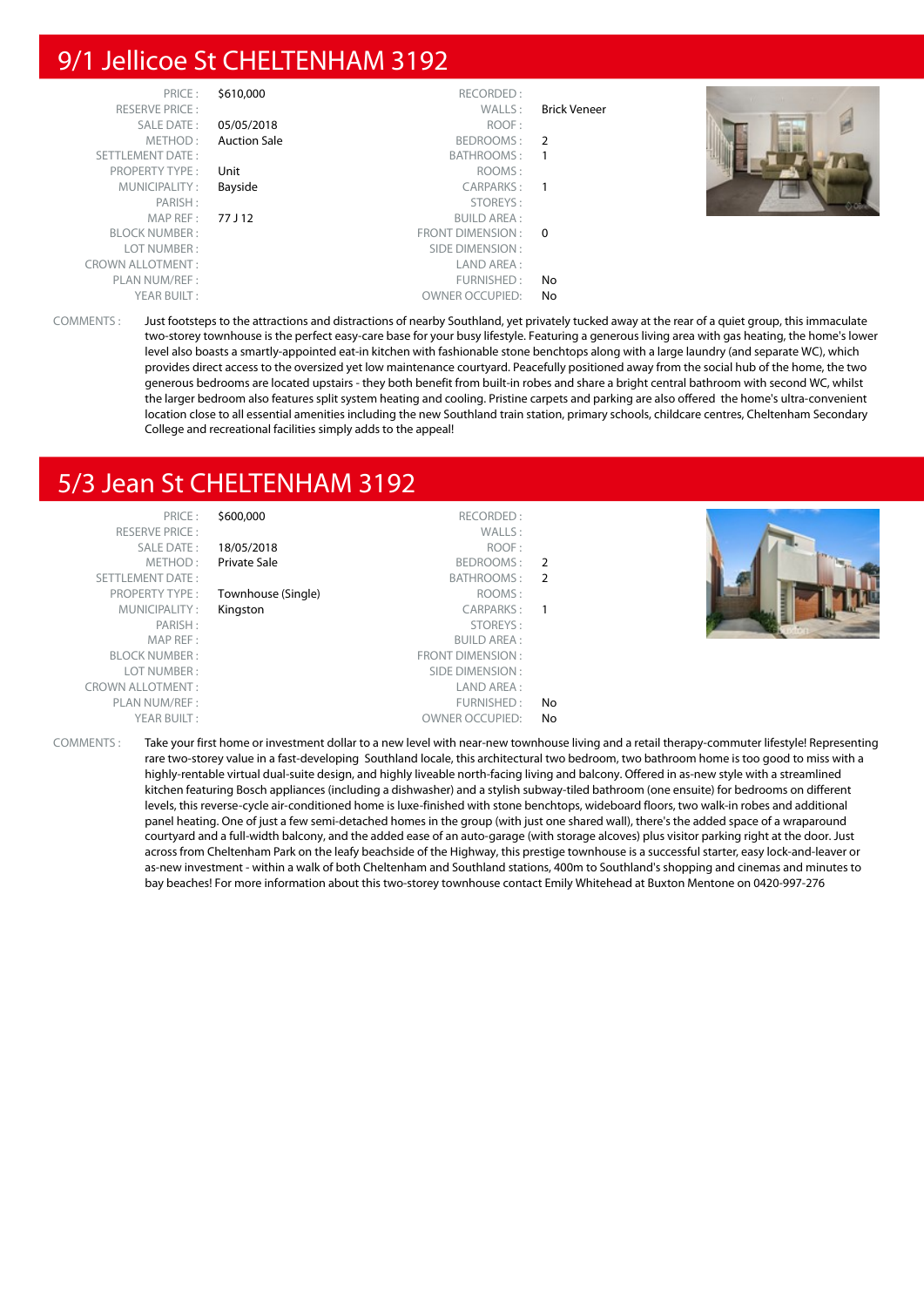## 9/1 Jellicoe St CHELTENHAM 3192

| | | | |
|---|---|---|---|
| PRICE : | $610,000 | RECORDED : | |
| RESERVE PRICE : | | WALLS : | Brick Veneer |
| SALE DATE : | 05/05/2018 | ROOF : | |
| METHOD : | Auction Sale | BEDROOMS : | 2 |
| SETTLEMENT DATE : | | BATHROOMS : | 1 |
| PROPERTY TYPE : | Unit | ROOMS : | |
| MUNICIPALITY : | Bayside | CARPARKS : | 1 |
| PARISH : | | STOREYS : | |
| MAP REF : | 77 J 12 | BUILD AREA : | |
| BLOCK NUMBER : | | FRONT DIMENSION : | 0 |
| LOT NUMBER : | | SIDE DIMENSION : | |
| CROWN ALLOTMENT : | | LAND AREA : | |
| PLAN NUM/REF : | | FURNISHED : | No |
| YEAR BUILT : | | OWNER OCCUPIED: | No |

COMMENTS : Just footsteps to the attractions and distractions of nearby Southland, yet privately tucked away at the rear of a quiet group, this immaculate two-storey townhouse is the perfect easy-care base for your busy lifestyle. Featuring a generous living area with gas heating, the home's lower level also boasts a smartly-appointed eat-in kitchen with fashionable stone benchtops along with a large laundry (and separate WC), which provides direct access to the oversized yet low maintenance courtyard. Peacefully positioned away from the social hub of the home, the two generous bedrooms are located upstairs - they both benefit from built-in robes and share a bright central bathroom with second WC, whilst the larger bedroom also features split system heating and cooling. Pristine carpets and parking are also offered the home's ultra-convenient location close to all essential amenities including the new Southland train station, primary schools, childcare centres, Cheltenham Secondary College and recreational facilities simply adds to the appeal!

## 5/3 Jean St CHELTENHAM 3192

| | | | |
|---|---|---|---|
| PRICE : | $600,000 | RECORDED : | |
| RESERVE PRICE : | | WALLS : | |
| SALE DATE : | 18/05/2018 | ROOF : | |
| METHOD : | Private Sale | BEDROOMS : | 2 |
| SETTLEMENT DATE : | | BATHROOMS : | 2 |
| PROPERTY TYPE : | Townhouse (Single) | ROOMS : | |
| MUNICIPALITY : | Kingston | CARPARKS : | 1 |
| PARISH : | | STOREYS : | |
| MAP REF : | | BUILD AREA : | |
| BLOCK NUMBER : | | FRONT DIMENSION : | |
| LOT NUMBER : | | SIDE DIMENSION : | |
| CROWN ALLOTMENT : | | LAND AREA : | |
| PLAN NUM/REF : | | FURNISHED : | No |
| YEAR BUILT : | | OWNER OCCUPIED: | No |

COMMENTS : Take your first home or investment dollar to a new level with near-new townhouse living and a retail therapy-commuter lifestyle! Representing rare two-storey value in a fast-developing Southland locale, this architectural two bedroom, two bathroom home is too good to miss with a highly-rentable virtual dual-suite design, and highly liveable north-facing living and balcony. Offered in as-new style with a streamlined kitchen featuring Bosch appliances (including a dishwasher) and a stylish subway-tiled bathroom (one ensuite) for bedrooms on different levels, this reverse-cycle air-conditioned home is luxe-finished with stone benchtops, wideboard floors, two walk-in robes and additional panel heating. One of just a few semi-detached homes in the group (with just one shared wall), there's the added space of a wraparound courtyard and a full-width balcony, and the added ease of an auto-garage (with storage alcoves) plus visitor parking right at the door. Just across from Cheltenham Park on the leafy beachside of the Highway, this prestige townhouse is a successful starter, easy lock-and-leaver or as-new investment - within a walk of both Cheltenham and Southland stations, 400m to Southland's shopping and cinemas and minutes to bay beaches! For more information about this two-storey townhouse contact Emily Whitehead at Buxton Mentone on 0420-997-276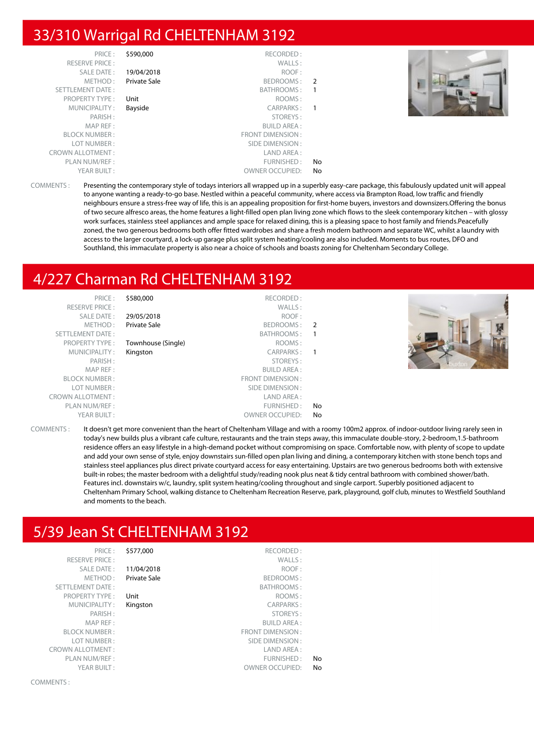## 33/310 Warrigal Rd CHELTENHAM 3192

| | | | |
|---|---|---|---|
| PRICE : | $590,000 | RECORDED : | |
| RESERVE PRICE : | | WALLS : | |
| SALE DATE : | 19/04/2018 | ROOF : | |
| METHOD : | Private Sale | BEDROOMS : | 2 |
| SETTLEMENT DATE : | | BATHROOMS : | 1 |
| PROPERTY TYPE : | Unit | ROOMS : | |
| MUNICIPALITY : | Bayside | CARPARKS : | 1 |
| PARISH : | | STOREYS : | |
| MAP REF : | | BUILD AREA : | |
| BLOCK NUMBER : | | FRONT DIMENSION : | |
| LOT NUMBER : | | SIDE DIMENSION : | |
| CROWN ALLOTMENT : | | LAND AREA : | |
| PLAN NUM/REF : | | FURNISHED : | No |
| YEAR BUILT : | | OWNER OCCUPIED: | No |

COMMENTS : Presenting the contemporary style of todays interiors all wrapped up in a superbly easy-care package, this fabulously updated unit will appeal to anyone wanting a ready-to-go base. Nestled within a peaceful community, where access via Brampton Road, low traffic and friendly neighbours ensure a stress-free way of life, this is an appealing proposition for first-home buyers, investors and downsizers.Offering the bonus of two secure alfresco areas, the home features a light-filled open plan living zone which flows to the sleek contemporary kitchen – with glossy work surfaces, stainless steel appliances and ample space for relaxed dining, this is a pleasing space to host family and friends.Peacefully zoned, the two generous bedrooms both offer fitted wardrobes and share a fresh modern bathroom and separate WC, whilst a laundry with access to the larger courtyard, a lock-up garage plus split system heating/cooling are also included. Moments to bus routes, DFO and Southland, this immaculate property is also near a choice of schools and boasts zoning for Cheltenham Secondary College.

## 4/227 Charman Rd CHELTENHAM 3192

| | | | |
|---|---|---|---|
| PRICE : | $580,000 | RECORDED : | |
| RESERVE PRICE : | | WALLS : | |
| SALE DATE : | 29/05/2018 | ROOF : | |
| METHOD : | Private Sale | BEDROOMS : | 2 |
| SETTLEMENT DATE : | | BATHROOMS : | 1 |
| PROPERTY TYPE : | Townhouse (Single) | ROOMS : | |
| MUNICIPALITY : | Kingston | CARPARKS : | 1 |
| PARISH : | | STOREYS : | |
| MAP REF : | | BUILD AREA : | |
| BLOCK NUMBER : | | FRONT DIMENSION : | |
| LOT NUMBER : | | SIDE DIMENSION : | |
| CROWN ALLOTMENT : | | LAND AREA : | |
| PLAN NUM/REF : | | FURNISHED : | No |
| YEAR BUILT : | | OWNER OCCUPIED: | No |

COMMENTS : It doesn't get more convenient than the heart of Cheltenham Village and with a roomy 100m2 approx. of indoor-outdoor living rarely seen in today's new builds plus a vibrant cafe culture, restaurants and the train steps away, this immaculate double-story, 2-bedroom,1.5-bathroom residence offers an easy lifestyle in a high-demand pocket without compromising on space. Comfortable now, with plenty of scope to update and add your own sense of style, enjoy downstairs sun-filled open plan living and dining, a contemporary kitchen with stone bench tops and stainless steel appliances plus direct private courtyard access for easy entertaining. Upstairs are two generous bedrooms both with extensive built-in robes; the master bedroom with a delightful study/reading nook plus neat & tidy central bathroom with combined shower/bath. Features incl. downstairs w/c, laundry, split system heating/cooling throughout and single carport. Superbly positioned adjacent to Cheltenham Primary School, walking distance to Cheltenham Recreation Reserve, park, playground, golf club, minutes to Westfield Southland and moments to the beach.

## 5/39 Jean St CHELTENHAM 3192

| | | | |
|---|---|---|---|
| PRICE : | $577,000 | RECORDED : | |
| RESERVE PRICE : | | WALLS : | |
| SALE DATE : | 11/04/2018 | ROOF : | |
| METHOD : | Private Sale | BEDROOMS : | |
| SETTLEMENT DATE : | | BATHROOMS : | |
| PROPERTY TYPE : | Unit | ROOMS : | |
| MUNICIPALITY : | Kingston | CARPARKS : | |
| PARISH : | | STOREYS : | |
| MAP REF : | | BUILD AREA : | |
| BLOCK NUMBER : | | FRONT DIMENSION : | |
| LOT NUMBER : | | SIDE DIMENSION : | |
| CROWN ALLOTMENT : | | LAND AREA : | |
| PLAN NUM/REF : | | FURNISHED : | No |
| YEAR BUILT : | | OWNER OCCUPIED: | No |

COMMENTS :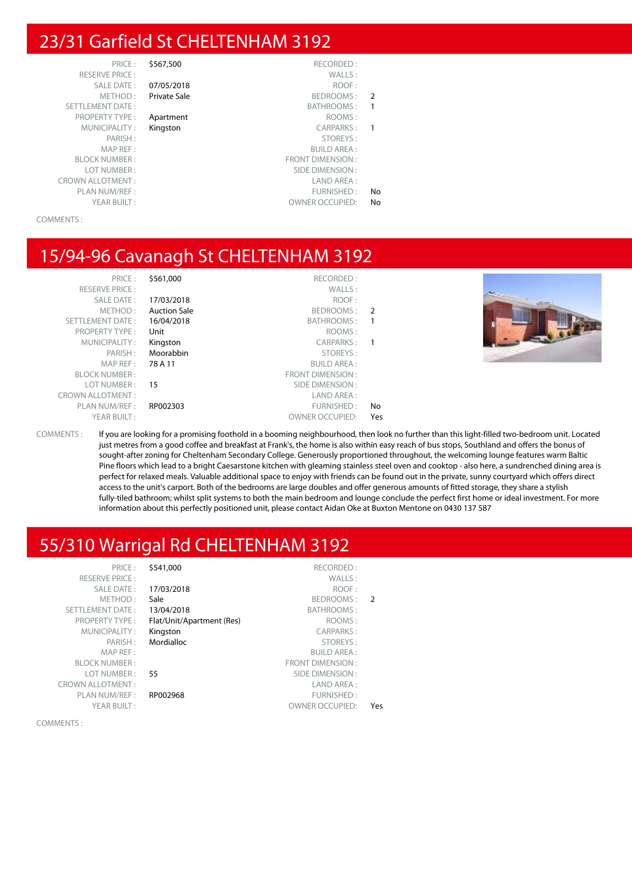# 23/31 Garfield St CHELTENHAM 3192

| | | | |
|---|---|---|---|
| PRICE : | $567,500 | RECORDED : | |
| RESERVE PRICE : | | WALLS : | |
| SALE DATE : | 07/05/2018 | ROOF : | |
| METHOD : | Private Sale | BEDROOMS : | 2 |
| SETTLEMENT DATE : | | BATHROOMS : | 1 |
| PROPERTY TYPE : | Apartment | ROOMS : | |
| MUNICIPALITY : | Kingston | CARPARKS : | 1 |
| PARISH : | | STOREYS : | |
| MAP REF : | | BUILD AREA : | |
| BLOCK NUMBER : | | FRONT DIMENSION : | |
| LOT NUMBER : | | SIDE DIMENSION : | |
| CROWN ALLOTMENT : | | LAND AREA : | |
| PLAN NUM/REF : | | FURNISHED : | No |
| YEAR BUILT : | | OWNER OCCUPIED: | No |

COMMENTS :

# 15/94-96 Cavanagh St CHELTENHAM 3192

| | | | |
|---|---|---|---|
| PRICE : | $561,000 | RECORDED : | |
| RESERVE PRICE : | | WALLS : | |
| SALE DATE : | 17/03/2018 | ROOF : | |
| METHOD : | Auction Sale | BEDROOMS : | 2 |
| SETTLEMENT DATE : | 16/04/2018 | BATHROOMS : | 1 |
| PROPERTY TYPE : | Unit | ROOMS : | |
| MUNICIPALITY : | Kingston | CARPARKS : | 1 |
| PARISH : | Moorabbin | STOREYS : | |
| MAP REF : | 78 A 11 | BUILD AREA : | |
| BLOCK NUMBER : | | FRONT DIMENSION : | |
| LOT NUMBER : | 15 | SIDE DIMENSION : | |
| CROWN ALLOTMENT : | | LAND AREA : | |
| PLAN NUM/REF : | RP002303 | FURNISHED : | No |
| YEAR BUILT : | | OWNER OCCUPIED: | Yes |

COMMENTS : If you are looking for a promising foothold in a booming neighbourhood, then look no further than this light-filled two-bedroom unit. Located just metres from a good coffee and breakfast at Frank's, the home is also within easy reach of bus stops, Southland and offers the bonus of sought-after zoning for Cheltenham Secondary College. Generously proportioned throughout, the welcoming lounge features warm Baltic Pine floors which lead to a bright Caesarstone kitchen with gleaming stainless steel oven and cooktop - also here, a sundrenched dining area is perfect for relaxed meals. Valuable additional space to enjoy with friends can be found out in the private, sunny courtyard which offers direct access to the unit's carport. Both of the bedrooms are large doubles and offer generous amounts of fitted storage, they share a stylish fully-tiled bathroom; whilst split systems to both the main bedroom and lounge conclude the perfect first home or ideal investment. For more information about this perfectly positioned unit, please contact Aidan Oke at Buxton Mentone on 0430 137 587

# 55/310 Warrigal Rd CHELTENHAM 3192

| | | | |
|---|---|---|---|
| PRICE : | $541,000 | RECORDED : | |
| RESERVE PRICE : | | WALLS : | |
| SALE DATE : | 17/03/2018 | ROOF : | |
| METHOD : | Sale | BEDROOMS : | 2 |
| SETTLEMENT DATE : | 13/04/2018 | BATHROOMS : | |
| PROPERTY TYPE : | Flat/Unit/Apartment (Res) | ROOMS : | |
| MUNICIPALITY : | Kingston | CARPARKS : | |
| PARISH : | Mordialloc | STOREYS : | |
| MAP REF : | | BUILD AREA : | |
| BLOCK NUMBER : | | FRONT DIMENSION : | |
| LOT NUMBER : | 55 | SIDE DIMENSION : | |
| CROWN ALLOTMENT : | | LAND AREA : | |
| PLAN NUM/REF : | RP002968 | FURNISHED : | |
| YEAR BUILT : | | OWNER OCCUPIED: | Yes |

COMMENTS :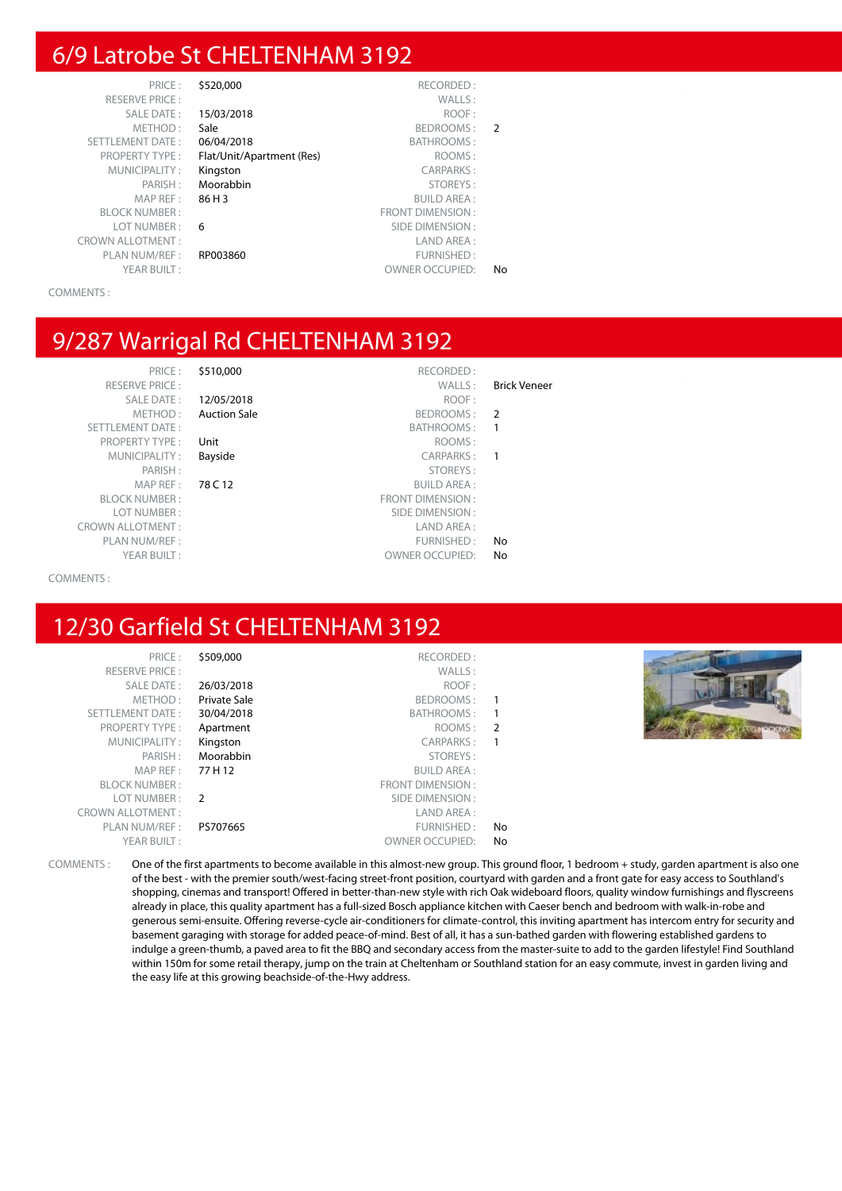## 6/9 Latrobe St CHELTENHAM 3192

| | | | |
|---|---|---|---|
| PRICE : | $520,000 | RECORDED : | |
| RESERVE PRICE : | | WALLS : | |
| SALE DATE : | 15/03/2018 | ROOF : | |
| METHOD : | Sale | BEDROOMS : | 2 |
| SETTLEMENT DATE : | 06/04/2018 | BATHROOMS : | |
| PROPERTY TYPE : | Flat/Unit/Apartment (Res) | ROOMS : | |
| MUNICIPALITY : | Kingston | CARPARKS : | |
| PARISH : | Moorabbin | STOREYS : | |
| MAP REF : | 86 H 3 | BUILD AREA : | |
| BLOCK NUMBER : | | FRONT DIMENSION : | |
| LOT NUMBER : | 6 | SIDE DIMENSION : | |
| CROWN ALLOTMENT : | | LAND AREA : | |
| PLAN NUM/REF : | RP003860 | FURNISHED : | |
| YEAR BUILT : | | OWNER OCCUPIED: | No |

COMMENTS :

## 9/287 Warrigal Rd CHELTENHAM 3192

| | | | |
|---|---|---|---|
| PRICE : | $510,000 | RECORDED : | |
| RESERVE PRICE : | | WALLS : | Brick Veneer |
| SALE DATE : | 12/05/2018 | ROOF : | |
| METHOD : | Auction Sale | BEDROOMS : | 2 |
| SETTLEMENT DATE : | | BATHROOMS : | 1 |
| PROPERTY TYPE : | Unit | ROOMS : | |
| MUNICIPALITY : | Bayside | CARPARKS : | 1 |
| PARISH : | | STOREYS : | |
| MAP REF : | 78 C 12 | BUILD AREA : | |
| BLOCK NUMBER : | | FRONT DIMENSION : | |
| LOT NUMBER : | | SIDE DIMENSION : | |
| CROWN ALLOTMENT : | | LAND AREA : | |
| PLAN NUM/REF : | | FURNISHED : | No |
| YEAR BUILT : | | OWNER OCCUPIED: | No |

COMMENTS :

## 12/30 Garfield St CHELTENHAM 3192

| | | | |
|---|---|---|---|
| PRICE : | $509,000 | RECORDED : | |
| RESERVE PRICE : | | WALLS : | |
| SALE DATE : | 26/03/2018 | ROOF : | |
| METHOD : | Private Sale | BEDROOMS : | 1 |
| SETTLEMENT DATE : | 30/04/2018 | BATHROOMS : | 1 |
| PROPERTY TYPE : | Apartment | ROOMS : | 2 |
| MUNICIPALITY : | Kingston | CARPARKS : | 1 |
| PARISH : | Moorabbin | STOREYS : | |
| MAP REF : | 77 H 12 | BUILD AREA : | |
| BLOCK NUMBER : | | FRONT DIMENSION : | |
| LOT NUMBER : | 2 | SIDE DIMENSION : | |
| CROWN ALLOTMENT : | | LAND AREA : | |
| PLAN NUM/REF : | PS707665 | FURNISHED : | No |
| YEAR BUILT : | | OWNER OCCUPIED: | No |

COMMENTS : One of the first apartments to become available in this almost-new group. This ground floor, 1 bedroom + study, garden apartment is also one of the best - with the premier south/west-facing street-front position, courtyard with garden and a front gate for easy access to Southland's shopping, cinemas and transport! Offered in better-than-new style with rich Oak wideboard floors, quality window furnishings and flyscreens already in place, this quality apartment has a full-sized Bosch appliance kitchen with Caeser bench and bedroom with walk-in-robe and generous semi-ensuite. Offering reverse-cycle air-conditioners for climate-control, this inviting apartment has intercom entry for security and basement garaging with storage for added peace-of-mind. Best of all, it has a sun-bathed garden with flowering established gardens to indulge a green-thumb, a paved area to fit the BBQ and secondary access from the master-suite to add to the garden lifestyle! Find Southland within 150m for some retail therapy, jump on the train at Cheltenham or Southland station for an easy commute, invest in garden living and the easy life at this growing beachside-of-the-Hwy address.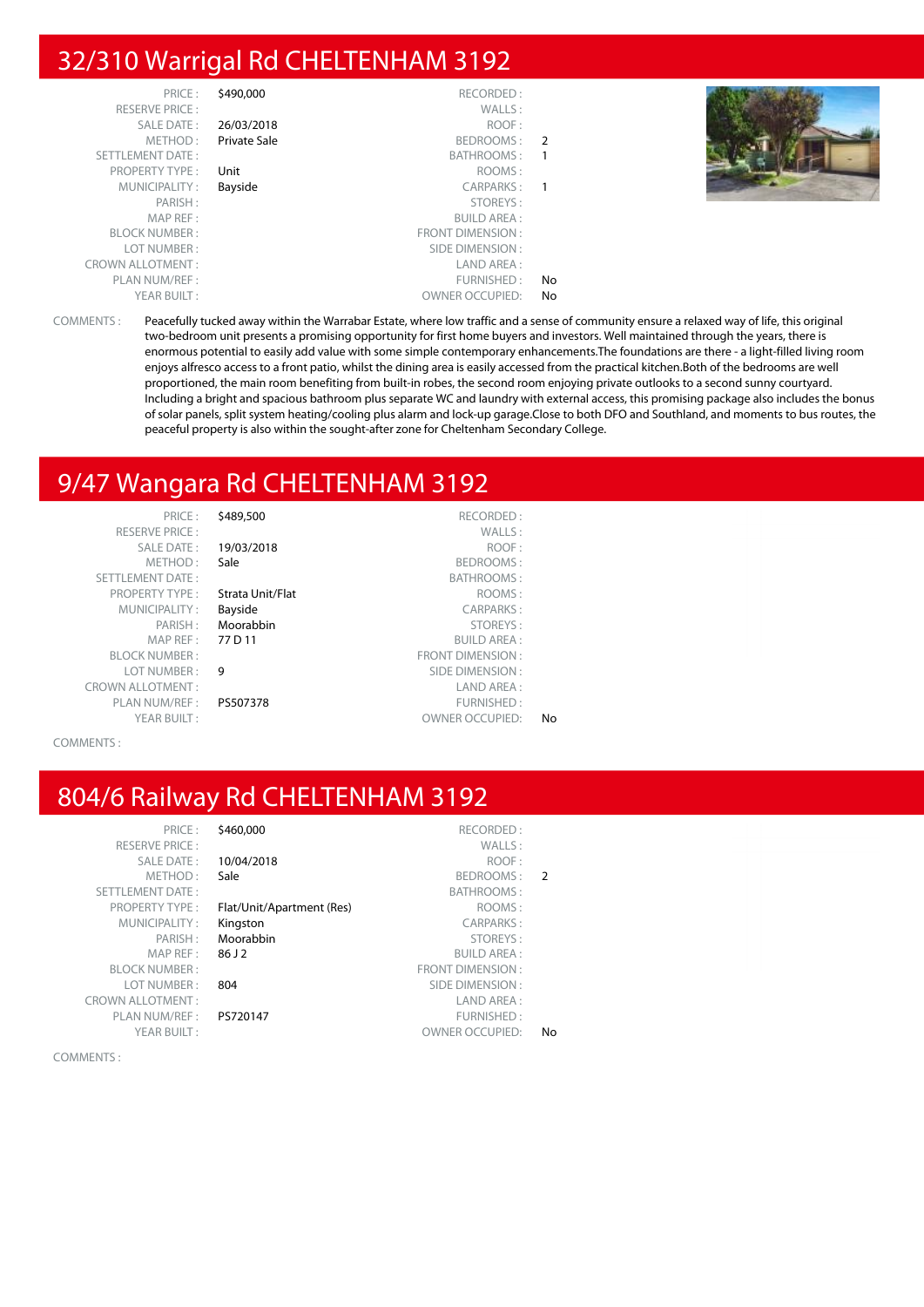## 32/310 Warrigal Rd CHELTENHAM 3192

| | | | |
|---|---|---|---|
| PRICE : | $490,000 | RECORDED : | |
| RESERVE PRICE : | | WALLS : | |
| SALE DATE : | 26/03/2018 | ROOF : | |
| METHOD : | Private Sale | BEDROOMS : | 2 |
| SETTLEMENT DATE : | | BATHROOMS : | 1 |
| PROPERTY TYPE : | Unit | ROOMS : | |
| MUNICIPALITY : | Bayside | CARPARKS : | 1 |
| PARISH : | | STOREYS : | |
| MAP REF : | | BUILD AREA : | |
| BLOCK NUMBER : | | FRONT DIMENSION : | |
| LOT NUMBER : | | SIDE DIMENSION : | |
| CROWN ALLOTMENT : | | LAND AREA : | |
| PLAN NUM/REF : | | FURNISHED : | No |
| YEAR BUILT : | | OWNER OCCUPIED: | No |

COMMENTS : Peacefully tucked away within the Warrabar Estate, where low traffic and a sense of community ensure a relaxed way of life, this original two-bedroom unit presents a promising opportunity for first home buyers and investors. Well maintained through the years, there is enormous potential to easily add value with some simple contemporary enhancements.The foundations are there - a light-filled living room enjoys alfresco access to a front patio, whilst the dining area is easily accessed from the practical kitchen.Both of the bedrooms are well proportioned, the main room benefiting from built-in robes, the second room enjoying private outlooks to a second sunny courtyard. Including a bright and spacious bathroom plus separate WC and laundry with external access, this promising package also includes the bonus of solar panels, split system heating/cooling plus alarm and lock-up garage.Close to both DFO and Southland, and moments to bus routes, the peaceful property is also within the sought-after zone for Cheltenham Secondary College.

## 9/47 Wangara Rd CHELTENHAM 3192

| | | | |
|---|---|---|---|
| PRICE : | $489,500 | RECORDED : | |
| RESERVE PRICE : | | WALLS : | |
| SALE DATE : | 19/03/2018 | ROOF : | |
| METHOD : | Sale | BEDROOMS : | |
| SETTLEMENT DATE : | | BATHROOMS : | |
| PROPERTY TYPE : | Strata Unit/Flat | ROOMS : | |
| MUNICIPALITY : | Bayside | CARPARKS : | |
| PARISH : | Moorabbin | STOREYS : | |
| MAP REF : | 77 D 11 | BUILD AREA : | |
| BLOCK NUMBER : | | FRONT DIMENSION : | |
| LOT NUMBER : | 9 | SIDE DIMENSION : | |
| CROWN ALLOTMENT : | | LAND AREA : | |
| PLAN NUM/REF : | PS507378 | FURNISHED : | |
| YEAR BUILT : | | OWNER OCCUPIED: | No |

COMMENTS :

## 804/6 Railway Rd CHELTENHAM 3192

| | | | |
|---|---|---|---|
| PRICE : | $460,000 | RECORDED : | |
| RESERVE PRICE : | | WALLS : | |
| SALE DATE : | 10/04/2018 | ROOF : | |
| METHOD : | Sale | BEDROOMS : | 2 |
| SETTLEMENT DATE : | | BATHROOMS : | |
| PROPERTY TYPE : | Flat/Unit/Apartment (Res) | ROOMS : | |
| MUNICIPALITY : | Kingston | CARPARKS : | |
| PARISH : | Moorabbin | STOREYS : | |
| MAP REF : | 86 J 2 | BUILD AREA : | |
| BLOCK NUMBER : | | FRONT DIMENSION : | |
| LOT NUMBER : | 804 | SIDE DIMENSION : | |
| CROWN ALLOTMENT : | | LAND AREA : | |
| PLAN NUM/REF : | PS720147 | FURNISHED : | |
| YEAR BUILT : | | OWNER OCCUPIED: | No |

COMMENTS :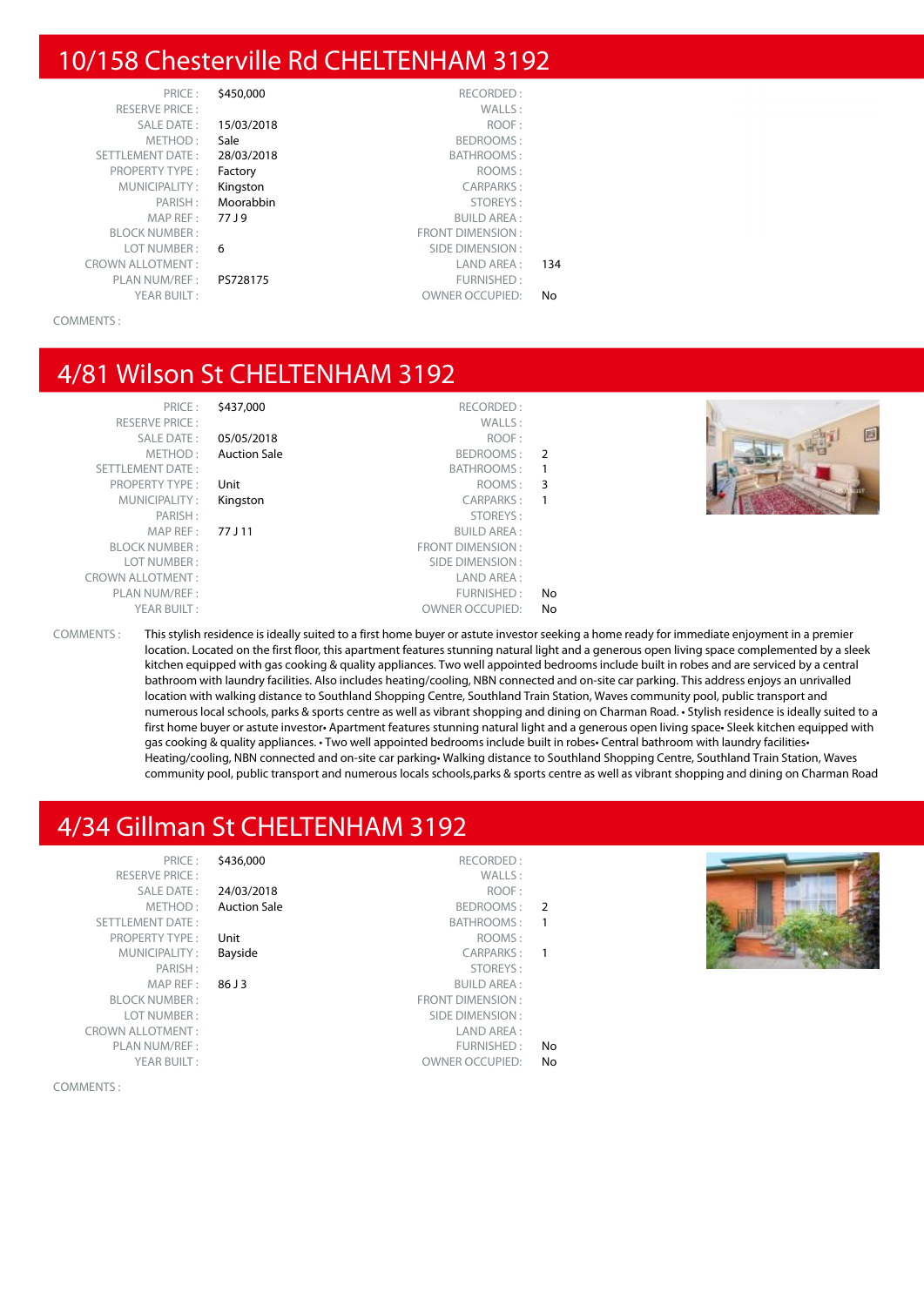## 10/158 Chesterville Rd CHELTENHAM 3192

| | | | |
|---|---|---|---|
| PRICE : | $450,000 | RECORDED : | |
| RESERVE PRICE : | | WALLS : | |
| SALE DATE : | 15/03/2018 | ROOF : | |
| METHOD : | Sale | BEDROOMS : | |
| SETTLEMENT DATE : | 28/03/2018 | BATHROOMS : | |
| PROPERTY TYPE : | Factory | ROOMS : | |
| MUNICIPALITY : | Kingston | CARPARKS : | |
| PARISH : | Moorabbin | STOREYS : | |
| MAP REF : | 77 J 9 | BUILD AREA : | |
| BLOCK NUMBER : | | FRONT DIMENSION : | |
| LOT NUMBER : | 6 | SIDE DIMENSION : | |
| CROWN ALLOTMENT : | | LAND AREA : | 134 |
| PLAN NUM/REF : | PS728175 | FURNISHED : | |
| YEAR BUILT : | | OWNER OCCUPIED: | No |

COMMENTS :

## 4/81 Wilson St CHELTENHAM 3192

| | | | |
|---|---|---|---|
| PRICE : | $437,000 | RECORDED : | |
| RESERVE PRICE : | | WALLS : | |
| SALE DATE : | 05/05/2018 | ROOF : | |
| METHOD : | Auction Sale | BEDROOMS : | 2 |
| SETTLEMENT DATE : | | BATHROOMS : | 1 |
| PROPERTY TYPE : | Unit | ROOMS : | 3 |
| MUNICIPALITY : | Kingston | CARPARKS : | 1 |
| PARISH : | | STOREYS : | |
| MAP REF : | 77 J 11 | BUILD AREA : | |
| BLOCK NUMBER : | | FRONT DIMENSION : | |
| LOT NUMBER : | | SIDE DIMENSION : | |
| CROWN ALLOTMENT : | | LAND AREA : | |
| PLAN NUM/REF : | | FURNISHED : | No |
| YEAR BUILT : | | OWNER OCCUPIED: | No |

COMMENTS : This stylish residence is ideally suited to a first home buyer or astute investor seeking a home ready for immediate enjoyment in a premier location. Located on the first floor, this apartment features stunning natural light and a generous open living space complemented by a sleek kitchen equipped with gas cooking & quality appliances. Two well appointed bedrooms include built in robes and are serviced by a central bathroom with laundry facilities. Also includes heating/cooling, NBN connected and on-site car parking. This address enjoys an unrivalled location with walking distance to Southland Shopping Centre, Southland Train Station, Waves community pool, public transport and numerous local schools, parks & sports centre as well as vibrant shopping and dining on Charman Road. • Stylish residence is ideally suited to a first home buyer or astute investor• Apartment features stunning natural light and a generous open living space• Sleek kitchen equipped with gas cooking & quality appliances. • Two well appointed bedrooms include built in robes• Central bathroom with laundry facilities• Heating/cooling, NBN connected and on-site car parking• Walking distance to Southland Shopping Centre, Southland Train Station, Waves community pool, public transport and numerous locals schools,parks & sports centre as well as vibrant shopping and dining on Charman Road

## 4/34 Gillman St CHELTENHAM 3192

| | | | |
|---|---|---|---|
| PRICE : | $436,000 | RECORDED : | |
| RESERVE PRICE : | | WALLS : | |
| SALE DATE : | 24/03/2018 | ROOF : | |
| METHOD : | Auction Sale | BEDROOMS : | 2 |
| SETTLEMENT DATE : | | BATHROOMS : | 1 |
| PROPERTY TYPE : | Unit | ROOMS : | |
| MUNICIPALITY : | Bayside | CARPARKS : | 1 |
| PARISH : | | STOREYS : | |
| MAP REF : | 86 J 3 | BUILD AREA : | |
| BLOCK NUMBER : | | FRONT DIMENSION : | |
| LOT NUMBER : | | SIDE DIMENSION : | |
| CROWN ALLOTMENT : | | LAND AREA : | |
| PLAN NUM/REF : | | FURNISHED : | No |
| YEAR BUILT : | | OWNER OCCUPIED: | No |

COMMENTS :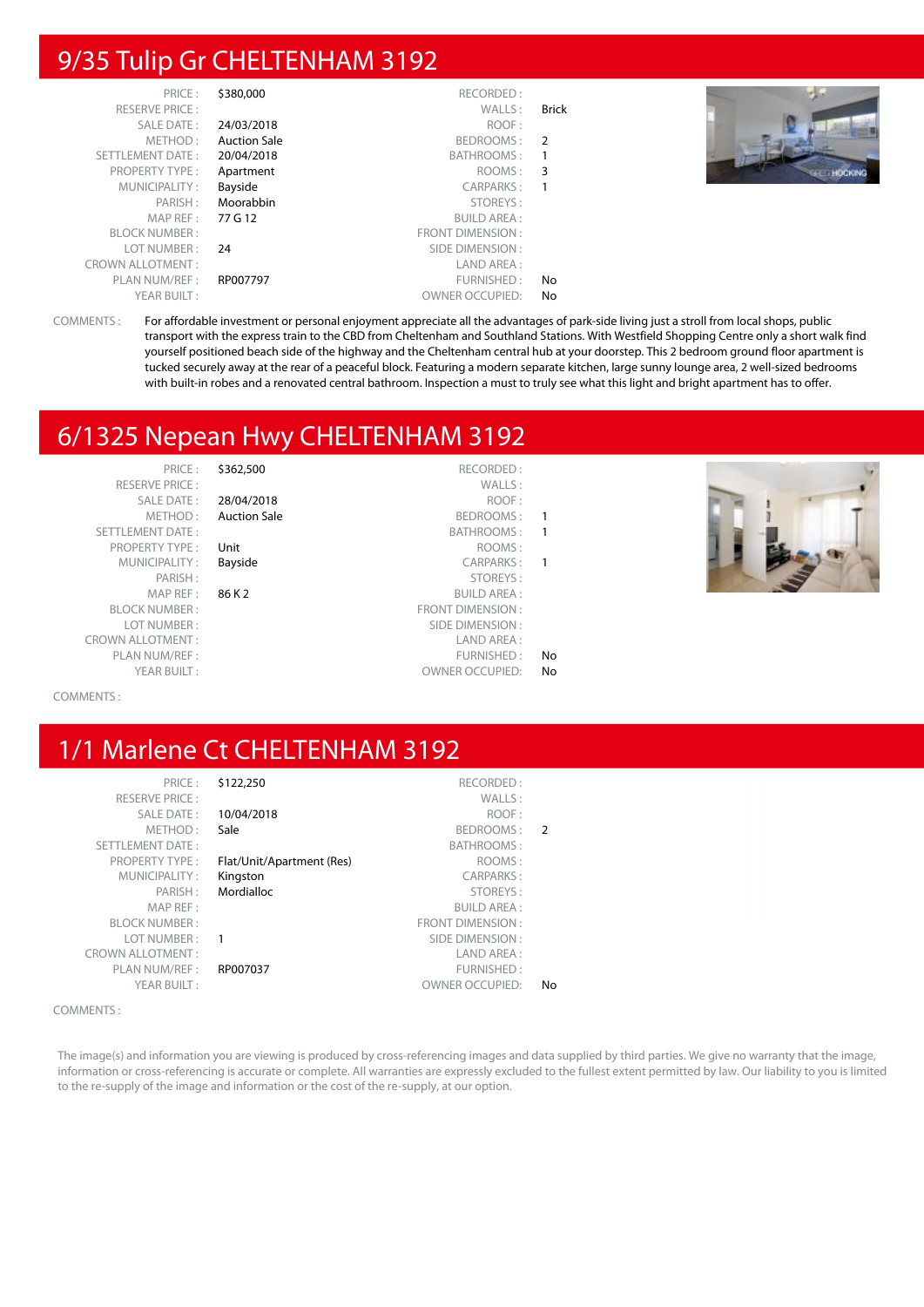## 9/35 Tulip Gr CHELTENHAM 3192

| | | | |
|---|---|---|---|
| PRICE : | $380,000 | RECORDED : | |
| RESERVE PRICE : | | WALLS : | Brick |
| SALE DATE : | 24/03/2018 | ROOF : | |
| METHOD : | Auction Sale | BEDROOMS : | 2 |
| SETTLEMENT DATE : | 20/04/2018 | BATHROOMS : | 1 |
| PROPERTY TYPE : | Apartment | ROOMS : | 3 |
| MUNICIPALITY : | Bayside | CARPARKS : | 1 |
| PARISH : | Moorabbin | STOREYS : | |
| MAP REF : | 77 G 12 | BUILD AREA : | |
| BLOCK NUMBER : | | FRONT DIMENSION : | |
| LOT NUMBER : | 24 | SIDE DIMENSION : | |
| CROWN ALLOTMENT : | | LAND AREA : | |
| PLAN NUM/REF : | RP007797 | FURNISHED : | No |
| YEAR BUILT : | | OWNER OCCUPIED: | No |

COMMENTS : For affordable investment or personal enjoyment appreciate all the advantages of park-side living just a stroll from local shops, public transport with the express train to the CBD from Cheltenham and Southland Stations. With Westfield Shopping Centre only a short walk find yourself positioned beach side of the highway and the Cheltenham central hub at your doorstep. This 2 bedroom ground floor apartment is tucked securely away at the rear of a peaceful block. Featuring a modern separate kitchen, large sunny lounge area, 2 well-sized bedrooms with built-in robes and a renovated central bathroom. Inspection a must to truly see what this light and bright apartment has to offer.

## 6/1325 Nepean Hwy CHELTENHAM 3192

| | | | |
|---|---|---|---|
| PRICE : | $362,500 | RECORDED : | |
| RESERVE PRICE : | | WALLS : | |
| SALE DATE : | 28/04/2018 | ROOF : | |
| METHOD : | Auction Sale | BEDROOMS : | 1 |
| SETTLEMENT DATE : | | BATHROOMS : | 1 |
| PROPERTY TYPE : | Unit | ROOMS : | |
| MUNICIPALITY : | Bayside | CARPARKS : | 1 |
| PARISH : | | STOREYS : | |
| MAP REF : | 86 K 2 | BUILD AREA : | |
| BLOCK NUMBER : | | FRONT DIMENSION : | |
| LOT NUMBER : | | SIDE DIMENSION : | |
| CROWN ALLOTMENT : | | LAND AREA : | |
| PLAN NUM/REF : | | FURNISHED : | No |
| YEAR BUILT : | | OWNER OCCUPIED: | No |

COMMENTS :

## 1/1 Marlene Ct CHELTENHAM 3192

| | | | |
|---|---|---|---|
| PRICE : | $122,250 | RECORDED : | |
| RESERVE PRICE : | | WALLS : | |
| SALE DATE : | 10/04/2018 | ROOF : | |
| METHOD : | Sale | BEDROOMS : | 2 |
| SETTLEMENT DATE : | | BATHROOMS : | |
| PROPERTY TYPE : | Flat/Unit/Apartment (Res) | ROOMS : | |
| MUNICIPALITY : | Kingston | CARPARKS : | |
| PARISH : | Mordialloc | STOREYS : | |
| MAP REF : | | BUILD AREA : | |
| BLOCK NUMBER : | | FRONT DIMENSION : | |
| LOT NUMBER : | 1 | SIDE DIMENSION : | |
| CROWN ALLOTMENT : | | LAND AREA : | |
| PLAN NUM/REF : | RP007037 | FURNISHED : | |
| YEAR BUILT : | | OWNER OCCUPIED: | No |

COMMENTS :

The image(s) and information you are viewing is produced by cross-referencing images and data supplied by third parties. We give no warranty that the image, information or cross-referencing is accurate or complete. All warranties are expressly excluded to the fullest extent permitted by law. Our liability to you is limited to the re-supply of the image and information or the cost of the re-supply, at our option.